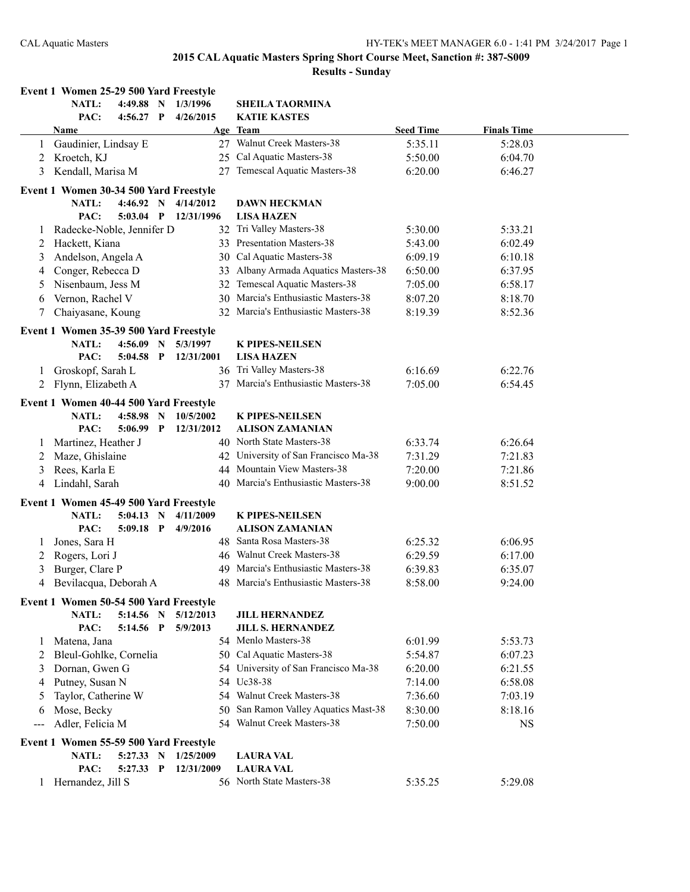## 2015 CAL Aquatic Masters Spring Short Course Meet, Sanction #: 387-S009

### Results - Sunday

**Event 1 Women 25-29 500 Yard Freestyle**

NATL: 4:49.88 N 1/3/1996 SHEILA TAORMINA
PAC: 4:56.27 P 4/26/2015 KATIE KASTES

| | Name | Age | Team | Seed Time | Finals Time |
|---|---|---|---|---|---|
| 1 | Gaudinier, Lindsay E | 27 | Walnut Creek Masters-38 | 5:35.11 | 5:28.03 |
| 2 | Kroetch, KJ | 25 | Cal Aquatic Masters-38 | 5:50.00 | 6:04.70 |
| 3 | Kendall, Marisa M | 27 | Temescal Aquatic Masters-38 | 6:20.00 | 6:46.27 |

**Event 1 Women 30-34 500 Yard Freestyle**

NATL: 4:46.92 N 4/14/2012 DAWN HECKMAN
PAC: 5:03.04 P 12/31/1996 LISA HAZEN

| | Name | Age | Team | Seed Time | Finals Time |
|---|---|---|---|---|---|
| 1 | Radecke-Noble, Jennifer D | 32 | Tri Valley Masters-38 | 5:30.00 | 5:33.21 |
| 2 | Hackett, Kiana | 33 | Presentation Masters-38 | 5:43.00 | 6:02.49 |
| 3 | Andelson, Angela A | 30 | Cal Aquatic Masters-38 | 6:09.19 | 6:10.18 |
| 4 | Conger, Rebecca D | 33 | Albany Armada Aquatics Masters-38 | 6:50.00 | 6:37.95 |
| 5 | Nisenbaum, Jess M | 32 | Temescal Aquatic Masters-38 | 7:05.00 | 6:58.17 |
| 6 | Vernon, Rachel V | 30 | Marcia's Enthusiastic Masters-38 | 8:07.20 | 8:18.70 |
| 7 | Chaiyasane, Koung | 32 | Marcia's Enthusiastic Masters-38 | 8:19.39 | 8:52.36 |

**Event 1 Women 35-39 500 Yard Freestyle**

NATL: 4:56.09 N 5/3/1997 K PIPES-NEILSEN
PAC: 5:04.58 P 12/31/2001 LISA HAZEN

| | Name | Age | Team | Seed Time | Finals Time |
|---|---|---|---|---|---|
| 1 | Groskopf, Sarah L | 36 | Tri Valley Masters-38 | 6:16.69 | 6:22.76 |
| 2 | Flynn, Elizabeth A | 37 | Marcia's Enthusiastic Masters-38 | 7:05.00 | 6:54.45 |

**Event 1 Women 40-44 500 Yard Freestyle**

NATL: 4:58.98 N 10/5/2002 K PIPES-NEILSEN
PAC: 5:06.99 P 12/31/2012 ALISON ZAMANIAN

| | Name | Age | Team | Seed Time | Finals Time |
|---|---|---|---|---|---|
| 1 | Martinez, Heather J | 40 | North State Masters-38 | 6:33.74 | 6:26.64 |
| 2 | Maze, Ghislaine | 42 | University of San Francisco Ma-38 | 7:31.29 | 7:21.83 |
| 3 | Rees, Karla E | 44 | Mountain View Masters-38 | 7:20.00 | 7:21.86 |
| 4 | Lindahl, Sarah | 40 | Marcia's Enthusiastic Masters-38 | 9:00.00 | 8:51.52 |

**Event 1 Women 45-49 500 Yard Freestyle**

NATL: 5:04.13 N 4/11/2009 K PIPES-NEILSEN
PAC: 5:09.18 P 4/9/2016 ALISON ZAMANIAN

| | Name | Age | Team | Seed Time | Finals Time |
|---|---|---|---|---|---|
| 1 | Jones, Sara H | 48 | Santa Rosa Masters-38 | 6:25.32 | 6:06.95 |
| 2 | Rogers, Lori J | 46 | Walnut Creek Masters-38 | 6:29.59 | 6:17.00 |
| 3 | Burger, Clare P | 49 | Marcia's Enthusiastic Masters-38 | 6:39.83 | 6:35.07 |
| 4 | Bevilacqua, Deborah A | 48 | Marcia's Enthusiastic Masters-38 | 8:58.00 | 9:24.00 |

**Event 1 Women 50-54 500 Yard Freestyle**

NATL: 5:14.56 N 5/12/2013 JILL HERNANDEZ
PAC: 5:14.56 P 5/9/2013 JILL S. HERNANDEZ

| | Name | Age | Team | Seed Time | Finals Time |
|---|---|---|---|---|---|
| 1 | Matena, Jana | 54 | Menlo Masters-38 | 6:01.99 | 5:53.73 |
| 2 | Bleul-Gohlke, Cornelia | 50 | Cal Aquatic Masters-38 | 5:54.87 | 6:07.23 |
| 3 | Dornan, Gwen G | 54 | University of San Francisco Ma-38 | 6:20.00 | 6:21.55 |
| 4 | Putney, Susan N | 54 | Uc38-38 | 7:14.00 | 6:58.08 |
| 5 | Taylor, Catherine W | 54 | Walnut Creek Masters-38 | 7:36.60 | 7:03.19 |
| 6 | Mose, Becky | 50 | San Ramon Valley Aquatics Mast-38 | 8:30.00 | 8:18.16 |
| --- | Adler, Felicia M | 54 | Walnut Creek Masters-38 | 7:50.00 | NS |

**Event 1 Women 55-59 500 Yard Freestyle**

NATL: 5:27.33 N 1/25/2009 LAURA VAL
PAC: 5:27.33 P 12/31/2009 LAURA VAL

| | Name | Age | Team | Seed Time | Finals Time |
|---|---|---|---|---|---|
| 1 | Hernandez, Jill S | 56 | North State Masters-38 | 5:35.25 | 5:29.08 |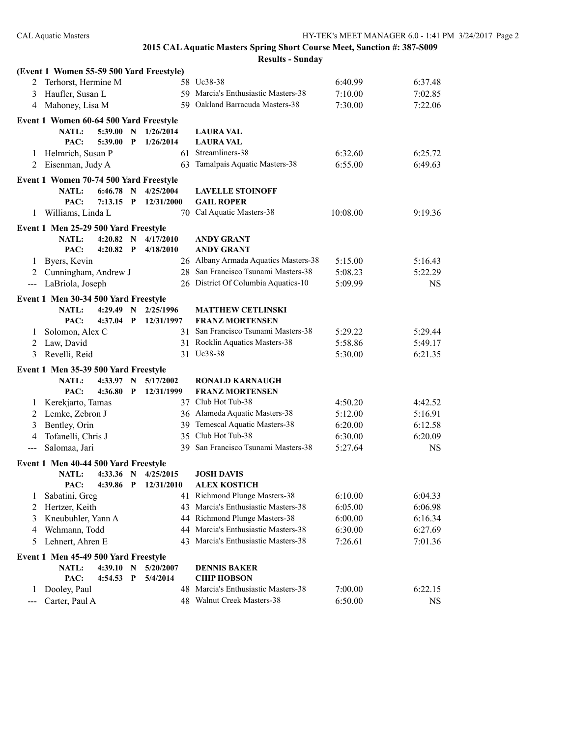## 2015 CAL Aquatic Masters Spring Short Course Meet, Sanction #: 387-S009

### Results - Sunday

**(Event 1 Women 55-59 500 Yard Freestyle)**

| | Name | Age | Team | Seed Time | Finals Time |
|---|---|---|---|---|---|
| 2 | Terhorst, Hermine M | 58 | Uc38-38 | 6:40.99 | 6:37.48 |
| 3 | Haufler, Susan L | 59 | Marcia's Enthusiastic Masters-38 | 7:10.00 | 7:02.85 |
| 4 | Mahoney, Lisa M | 59 | Oakland Barracuda Masters-38 | 7:30.00 | 7:22.06 |

**Event 1 Women 60-64 500 Yard Freestyle**

NATL: 5:39.00 N 1/26/2014 LAURA VAL
PAC: 5:39.00 P 1/26/2014 LAURA VAL

| | Name | Age | Team | Seed Time | Finals Time |
|---|---|---|---|---|---|
| 1 | Helmrich, Susan P | 61 | Streamliners-38 | 6:32.60 | 6:25.72 |
| 2 | Eisenman, Judy A | 63 | Tamalpais Aquatic Masters-38 | 6:55.00 | 6:49.63 |

**Event 1 Women 70-74 500 Yard Freestyle**

NATL: 6:46.78 N 4/25/2004 LAVELLE STOINOFF
PAC: 7:13.15 P 12/31/2000 GAIL ROPER

| | Name | Age | Team | Seed Time | Finals Time |
|---|---|---|---|---|---|
| 1 | Williams, Linda L | 70 | Cal Aquatic Masters-38 | 10:08.00 | 9:19.36 |

**Event 1 Men 25-29 500 Yard Freestyle**

NATL: 4:20.82 N 4/17/2010 ANDY GRANT
PAC: 4:20.82 P 4/18/2010 ANDY GRANT

| | Name | Age | Team | Seed Time | Finals Time |
|---|---|---|---|---|---|
| 1 | Byers, Kevin | 26 | Albany Armada Aquatics Masters-38 | 5:15.00 | 5:16.43 |
| 2 | Cunningham, Andrew J | 28 | San Francisco Tsunami Masters-38 | 5:08.23 | 5:22.29 |
| --- | LaBriola, Joseph | 26 | District Of Columbia Aquatics-10 | 5:09.99 | NS |

**Event 1 Men 30-34 500 Yard Freestyle**

NATL: 4:29.49 N 2/25/1996 MATTHEW CETLINSKI
PAC: 4:37.04 P 12/31/1997 FRANZ MORTENSEN

| | Name | Age | Team | Seed Time | Finals Time |
|---|---|---|---|---|---|
| 1 | Solomon, Alex C | 31 | San Francisco Tsunami Masters-38 | 5:29.22 | 5:29.44 |
| 2 | Law, David | 31 | Rocklin Aquatics Masters-38 | 5:58.86 | 5:49.17 |
| 3 | Revelli, Reid | 31 | Uc38-38 | 5:30.00 | 6:21.35 |

**Event 1 Men 35-39 500 Yard Freestyle**

NATL: 4:33.97 N 5/17/2002 RONALD KARNAUGH
PAC: 4:36.80 P 12/31/1999 FRANZ MORTENSEN

| | Name | Age | Team | Seed Time | Finals Time |
|---|---|---|---|---|---|
| 1 | Kerekjarto, Tamas | 37 | Club Hot Tub-38 | 4:50.20 | 4:42.52 |
| 2 | Lemke, Zebron J | 36 | Alameda Aquatic Masters-38 | 5:12.00 | 5:16.91 |
| 3 | Bentley, Orin | 39 | Temescal Aquatic Masters-38 | 6:20.00 | 6:12.58 |
| 4 | Tofanelli, Chris J | 35 | Club Hot Tub-38 | 6:30.00 | 6:20.09 |
| --- | Salomaa, Jari | 39 | San Francisco Tsunami Masters-38 | 5:27.64 | NS |

**Event 1 Men 40-44 500 Yard Freestyle**

NATL: 4:33.36 N 4/25/2015 JOSH DAVIS
PAC: 4:39.86 P 12/31/2010 ALEX KOSTICH

| | Name | Age | Team | Seed Time | Finals Time |
|---|---|---|---|---|---|
| 1 | Sabatini, Greg | 41 | Richmond Plunge Masters-38 | 6:10.00 | 6:04.33 |
| 2 | Hertzer, Keith | 43 | Marcia's Enthusiastic Masters-38 | 6:05.00 | 6:06.98 |
| 3 | Kneubuhler, Yann A | 44 | Richmond Plunge Masters-38 | 6:00.00 | 6:16.34 |
| 4 | Wehmann, Todd | 44 | Marcia's Enthusiastic Masters-38 | 6:30.00 | 6:27.69 |
| 5 | Lehnert, Ahren E | 43 | Marcia's Enthusiastic Masters-38 | 7:26.61 | 7:01.36 |

**Event 1 Men 45-49 500 Yard Freestyle**

NATL: 4:39.10 N 5/20/2007 DENNIS BAKER
PAC: 4:54.53 P 5/4/2014 CHIP HOBSON

| | Name | Age | Team | Seed Time | Finals Time |
|---|---|---|---|---|---|
| 1 | Dooley, Paul | 48 | Marcia's Enthusiastic Masters-38 | 7:00.00 | 6:22.15 |
| --- | Carter, Paul A | 48 | Walnut Creek Masters-38 | 6:50.00 | NS |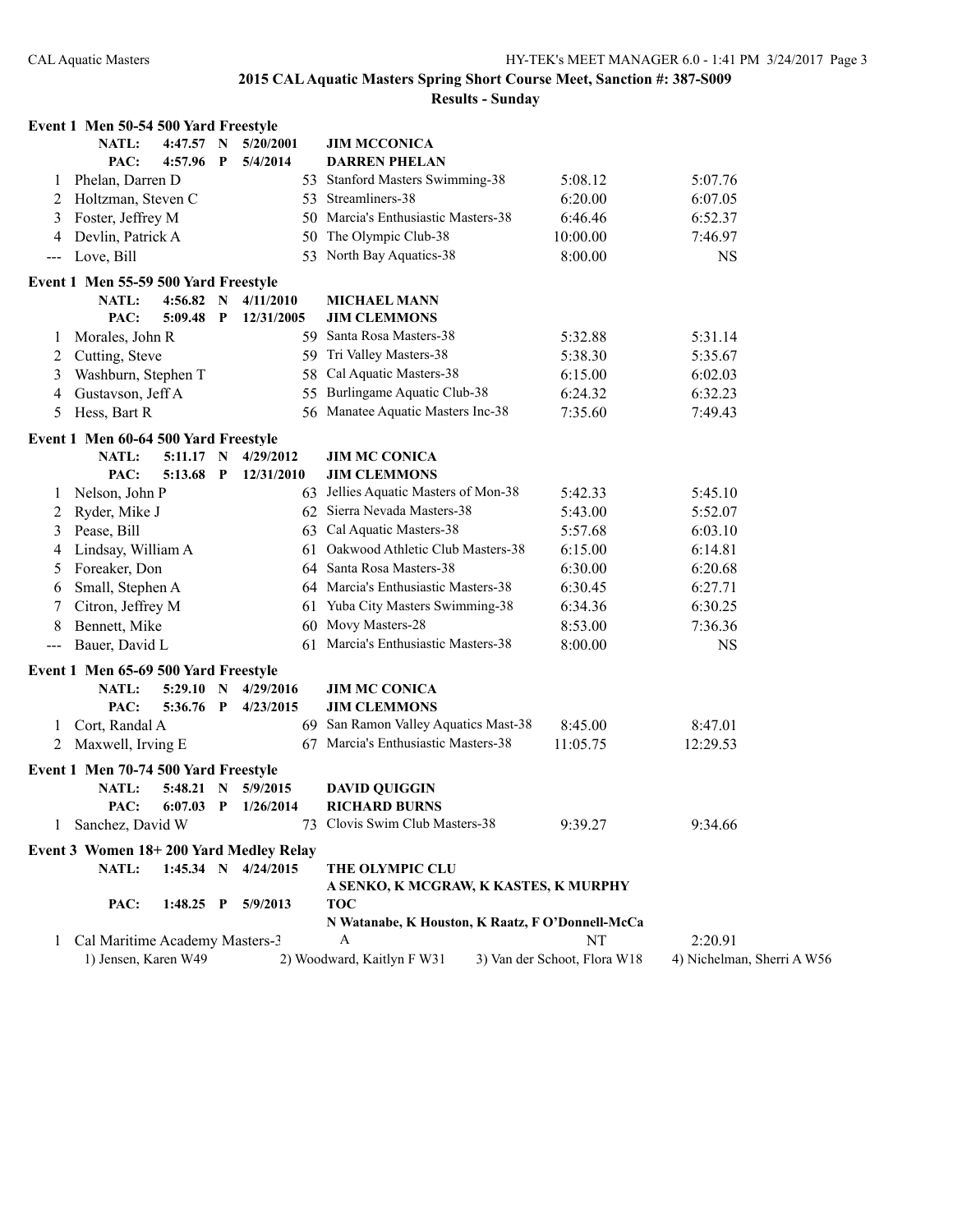## 2015 CAL Aquatic Masters Spring Short Course Meet, Sanction #: 387-S009

### Results - Sunday

**Event 1 Men 50-54 500 Yard Freestyle**

| | | | | | | |
|---|---|---|---|---|---|---|
| | **NATL:** | **4:47.57 N** | **5/20/2001** | **JIM MCCONICA** | | |
| | **PAC:** | **4:57.96 P** | **5/4/2014** | **DARREN PHELAN** | | |
| 1 | Phelan, Darren D | 53 | | Stanford Masters Swimming-38 | 5:08.12 | 5:07.76 |
| 2 | Holtzman, Steven C | 53 | | Streamliners-38 | 6:20.00 | 6:07.05 |
| 3 | Foster, Jeffrey M | 50 | | Marcia's Enthusiastic Masters-38 | 6:46.46 | 6:52.37 |
| 4 | Devlin, Patrick A | 50 | | The Olympic Club-38 | 10:00.00 | 7:46.97 |
| --- | Love, Bill | 53 | | North Bay Aquatics-38 | 8:00.00 | NS |

**Event 1 Men 55-59 500 Yard Freestyle**

| | | | | | | |
|---|---|---|---|---|---|---|
| | **NATL:** | **4:56.82 N** | **4/11/2010** | **MICHAEL MANN** | | |
| | **PAC:** | **5:09.48 P** | **12/31/2005** | **JIM CLEMMONS** | | |
| 1 | Morales, John R | 59 | | Santa Rosa Masters-38 | 5:32.88 | 5:31.14 |
| 2 | Cutting, Steve | 59 | | Tri Valley Masters-38 | 5:38.30 | 5:35.67 |
| 3 | Washburn, Stephen T | 58 | | Cal Aquatic Masters-38 | 6:15.00 | 6:02.03 |
| 4 | Gustavson, Jeff A | 55 | | Burlingame Aquatic Club-38 | 6:24.32 | 6:32.23 |
| 5 | Hess, Bart R | 56 | | Manatee Aquatic Masters Inc-38 | 7:35.60 | 7:49.43 |

**Event 1 Men 60-64 500 Yard Freestyle**

| | | | | | | |
|---|---|---|---|---|---|---|
| | **NATL:** | **5:11.17 N** | **4/29/2012** | **JIM MC CONICA** | | |
| | **PAC:** | **5:13.68 P** | **12/31/2010** | **JIM CLEMMONS** | | |
| 1 | Nelson, John P | 63 | | Jellies Aquatic Masters of Mon-38 | 5:42.33 | 5:45.10 |
| 2 | Ryder, Mike J | 62 | | Sierra Nevada Masters-38 | 5:43.00 | 5:52.07 |
| 3 | Pease, Bill | 63 | | Cal Aquatic Masters-38 | 5:57.68 | 6:03.10 |
| 4 | Lindsay, William A | 61 | | Oakwood Athletic Club Masters-38 | 6:15.00 | 6:14.81 |
| 5 | Foreaker, Don | 64 | | Santa Rosa Masters-38 | 6:30.00 | 6:20.68 |
| 6 | Small, Stephen A | 64 | | Marcia's Enthusiastic Masters-38 | 6:30.45 | 6:27.71 |
| 7 | Citron, Jeffrey M | 61 | | Yuba City Masters Swimming-38 | 6:34.36 | 6:30.25 |
| 8 | Bennett, Mike | 60 | | Movy Masters-28 | 8:53.00 | 7:36.36 |
| --- | Bauer, David L | 61 | | Marcia's Enthusiastic Masters-38 | 8:00.00 | NS |

**Event 1 Men 65-69 500 Yard Freestyle**

| | | | | | | |
|---|---|---|---|---|---|---|
| | **NATL:** | **5:29.10 N** | **4/29/2016** | **JIM MC CONICA** | | |
| | **PAC:** | **5:36.76 P** | **4/23/2015** | **JIM CLEMMONS** | | |
| 1 | Cort, Randal A | 69 | | San Ramon Valley Aquatics Mast-38 | 8:45.00 | 8:47.01 |
| 2 | Maxwell, Irving E | 67 | | Marcia's Enthusiastic Masters-38 | 11:05.75 | 12:29.53 |

**Event 1 Men 70-74 500 Yard Freestyle**

| | | | | | | |
|---|---|---|---|---|---|---|
| | **NATL:** | **5:48.21 N** | **5/9/2015** | **DAVID QUIGGIN** | | |
| | **PAC:** | **6:07.03 P** | **1/26/2014** | **RICHARD BURNS** | | |
| 1 | Sanchez, David W | 73 | | Clovis Swim Club Masters-38 | 9:39.27 | 9:34.66 |

**Event 3 Women 18+ 200 Yard Medley Relay**

| | | | | | | |
|---|---|---|---|---|---|---|
| | **NATL:** | **1:45.34 N** | **4/24/2015** | **THE OLYMPIC CLU** | | |
| | | | | **A SENKO, K MCGRAW, K KASTES, K MURPHY** | | |
| | **PAC:** | **1:48.25 P** | **5/9/2013** | **TOC** | | |
| | | | | **N Watanabe, K Houston, K Raatz, F O'Donnell-McCa** | | |
| 1 | Cal Maritime Academy Masters-3 | | | A | NT | 2:20.91 |

1) Jensen, Karen W49 2) Woodward, Kaitlyn F W31 3) Van der Schoot, Flora W18 4) Nichelman, Sherri A W56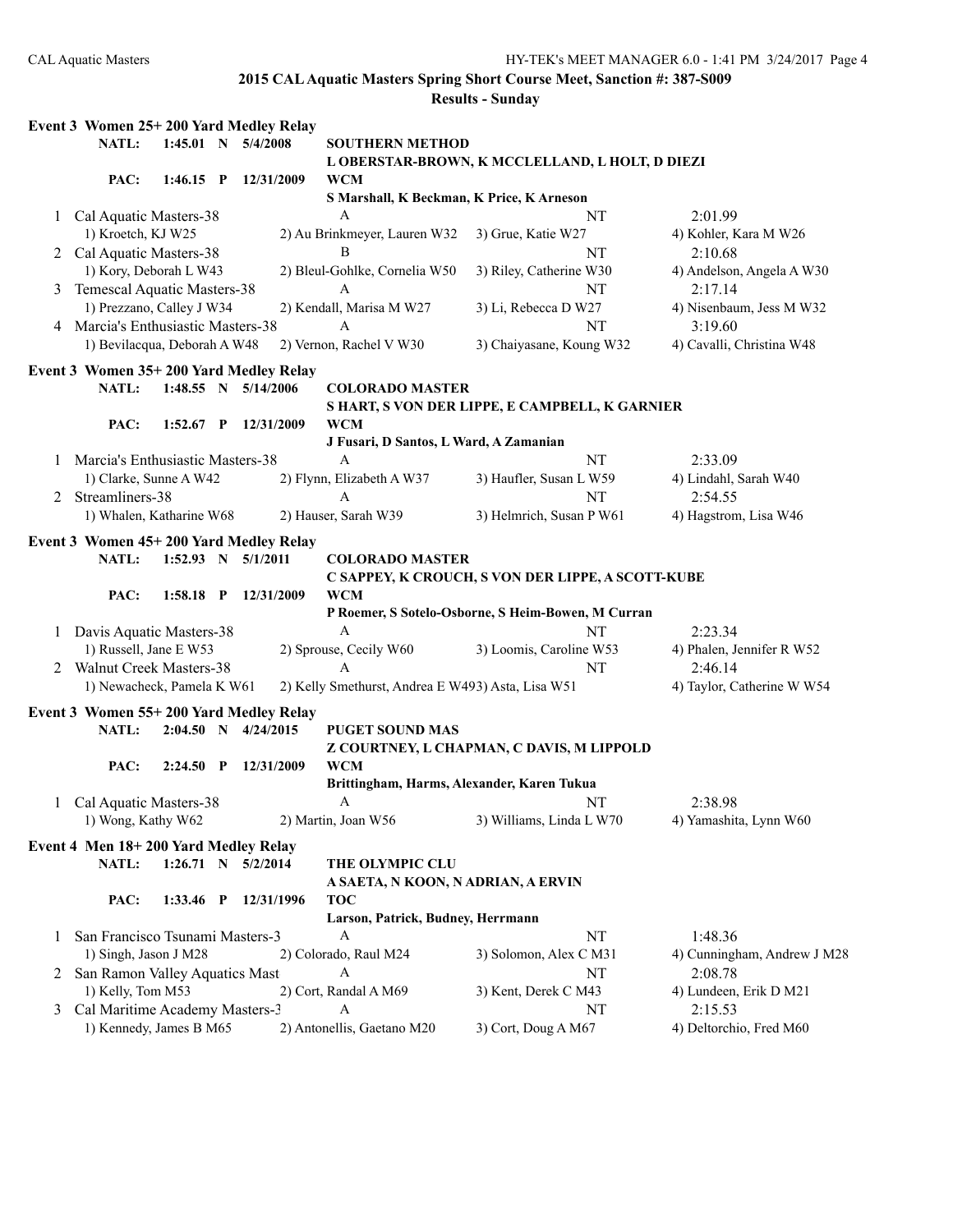## 2015 CAL Aquatic Masters Spring Short Course Meet, Sanction #: 387-S009

### Results - Sunday

**Event 3 Women 25+ 200 Yard Medley Relay**

**NATL:** 1:45.01 N 5/4/2008 **SOUTHERN METHOD**
L OBERSTAR-BROWN, K MCCLELLAND, L HOLT, D DIEZI

**PAC:** 1:46.15 P 12/31/2009 **WCM**
S Marshall, K Beckman, K Price, K Arneson

| Place | Team | Relay | Seed Time | Finals Time |
|---|---|---|---|---|
| 1 | Cal Aquatic Masters-38 | A | NT | 2:01.99 |
| | 1) Kroetch, KJ W25 | 2) Au Brinkmeyer, Lauren W32 | 3) Grue, Katie W27 | 4) Kohler, Kara M W26 |
| 2 | Cal Aquatic Masters-38 | B | NT | 2:10.68 |
| | 1) Kory, Deborah L W43 | 2) Bleul-Gohlke, Cornelia W50 | 3) Riley, Catherine W30 | 4) Andelson, Angela A W30 |
| 3 | Temescal Aquatic Masters-38 | A | NT | 2:17.14 |
| | 1) Prezzano, Calley J W34 | 2) Kendall, Marisa M W27 | 3) Li, Rebecca D W27 | 4) Nisenbaum, Jess M W32 |
| 4 | Marcia's Enthusiastic Masters-38 | A | NT | 3:19.60 |
| | 1) Bevilacqua, Deborah A W48 | 2) Vernon, Rachel V W30 | 3) Chaiyasane, Koung W32 | 4) Cavalli, Christina W48 |

**Event 3 Women 35+ 200 Yard Medley Relay**

**NATL:** 1:48.55 N 5/14/2006 **COLORADO MASTER**
S HART, S VON DER LIPPE, E CAMPBELL, K GARNIER

**PAC:** 1:52.67 P 12/31/2009 **WCM**
J Fusari, D Santos, L Ward, A Zamanian

| Place | Team | Relay | Seed Time | Finals Time |
|---|---|---|---|---|
| 1 | Marcia's Enthusiastic Masters-38 | A | NT | 2:33.09 |
| | 1) Clarke, Sunne A W42 | 2) Flynn, Elizabeth A W37 | 3) Haufler, Susan L W59 | 4) Lindahl, Sarah W40 |
| 2 | Streamliners-38 | A | NT | 2:54.55 |
| | 1) Whalen, Katharine W68 | 2) Hauser, Sarah W39 | 3) Helmrich, Susan P W61 | 4) Hagstrom, Lisa W46 |

**Event 3 Women 45+ 200 Yard Medley Relay**

**NATL:** 1:52.93 N 5/1/2011 **COLORADO MASTER**
C SAPPEY, K CROUCH, S VON DER LIPPE, A SCOTT-KUBE

**PAC:** 1:58.18 P 12/31/2009 **WCM**
P Roemer, S Sotelo-Osborne, S Heim-Bowen, M Curran

| Place | Team | Relay | Seed Time | Finals Time |
|---|---|---|---|---|
| 1 | Davis Aquatic Masters-38 | A | NT | 2:23.34 |
| | 1) Russell, Jane E W53 | 2) Sprouse, Cecily W60 | 3) Loomis, Caroline W53 | 4) Phalen, Jennifer R W52 |
| 2 | Walnut Creek Masters-38 | A | NT | 2:46.14 |
| | 1) Newacheck, Pamela K W61 | 2) Kelly Smethurst, Andrea E W49 | 3) Asta, Lisa W51 | 4) Taylor, Catherine W W54 |

**Event 3 Women 55+ 200 Yard Medley Relay**

**NATL:** 2:04.50 N 4/24/2015 **PUGET SOUND MAS**
Z COURTNEY, L CHAPMAN, C DAVIS, M LIPPOLD

**PAC:** 2:24.50 P 12/31/2009 **WCM**
Brittingham, Harms, Alexander, Karen Tukua

| Place | Team | Relay | Seed Time | Finals Time |
|---|---|---|---|---|
| 1 | Cal Aquatic Masters-38 | A | NT | 2:38.98 |
| | 1) Wong, Kathy W62 | 2) Martin, Joan W56 | 3) Williams, Linda L W70 | 4) Yamashita, Lynn W60 |

**Event 4 Men 18+ 200 Yard Medley Relay**

**NATL:** 1:26.71 N 5/2/2014 **THE OLYMPIC CLU**
A SAETA, N KOON, N ADRIAN, A ERVIN

**PAC:** 1:33.46 P 12/31/1996 **TOC**
Larson, Patrick, Budney, Herrmann

| Place | Team | Relay | Seed Time | Finals Time |
|---|---|---|---|---|
| 1 | San Francisco Tsunami Masters-3 | A | NT | 1:48.36 |
| | 1) Singh, Jason J M28 | 2) Colorado, Raul M24 | 3) Solomon, Alex C M31 | 4) Cunningham, Andrew J M28 |
| 2 | San Ramon Valley Aquatics Mast | A | NT | 2:08.78 |
| | 1) Kelly, Tom M53 | 2) Cort, Randal A M69 | 3) Kent, Derek C M43 | 4) Lundeen, Erik D M21 |
| 3 | Cal Maritime Academy Masters-3 | A | NT | 2:15.53 |
| | 1) Kennedy, James B M65 | 2) Antonellis, Gaetano M20 | 3) Cort, Doug A M67 | 4) Deltorchio, Fred M60 |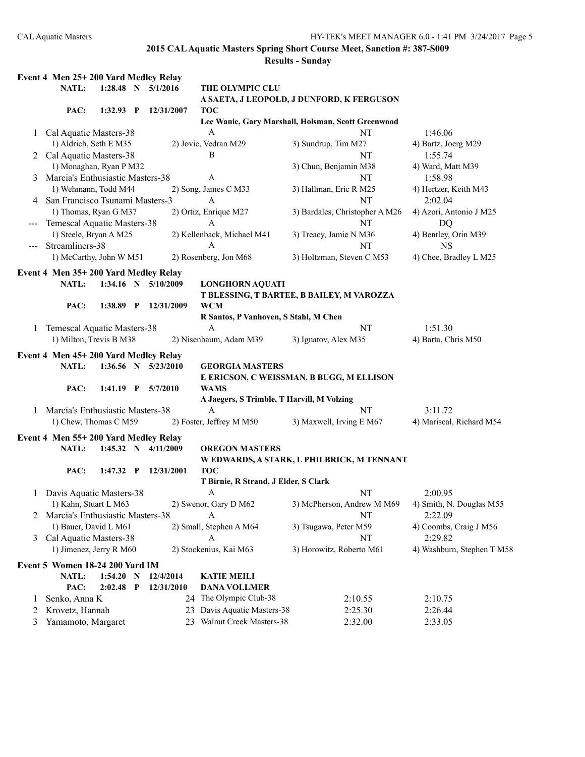## 2015 CAL Aquatic Masters Spring Short Course Meet, Sanction #: 387-S009

### Results - Sunday

**Event 4 Men 25+ 200 Yard Medley Relay**

| | | | | | |
|---|---|---|---|---|---|
| **NATL:** | **1:28.48 N** | **5/1/2016** | **THE OLYMPIC CLU** | | |
| | | | **A SAETA, J LEOPOLD, J DUNFORD, K FERGUSON** | | |
| **PAC:** | **1:32.93 P** | **12/31/2007** | **TOC** | | |
| | | | **Lee Wanie, Gary Marshall, Holsman, Scott Greenwood** | | |

| Place | Team | Relay | Seed Time | Finals Time |
|---|---|---|---|---|
| 1 | Cal Aquatic Masters-38 | A | NT | 1:46.06 |
| | 1) Aldrich, Seth E M35; 2) Jovic, Vedran M29; 3) Sundrup, Tim M27; 4) Bartz, Joerg M29 | | | |
| 2 | Cal Aquatic Masters-38 | B | NT | 1:55.74 |
| | 1) Monaghan, Ryan P M32; 3) Chun, Benjamin M38; 4) Ward, Matt M39 | | | |
| 3 | Marcia's Enthusiastic Masters-38 | A | NT | 1:58.98 |
| | 1) Wehmann, Todd M44; 2) Song, James C M33; 3) Hallman, Eric R M25; 4) Hertzer, Keith M43 | | | |
| 4 | San Francisco Tsunami Masters-3 | A | NT | 2:02.04 |
| | 1) Thomas, Ryan G M37; 2) Ortiz, Enrique M27; 3) Bardales, Christopher A M26; 4) Azori, Antonio J M25 | | | |
| --- | Temescal Aquatic Masters-38 | A | NT | DQ |
| | 1) Steele, Bryan A M25; 2) Kellenback, Michael M41; 3) Treacy, Jamie N M36; 4) Bentley, Orin M39 | | | |
| --- | Streamliners-38 | A | NT | NS |
| | 1) McCarthy, John W M51; 2) Rosenberg, Jon M68; 3) Holtzman, Steven C M53; 4) Chee, Bradley L M25 | | | |

**Event 4 Men 35+ 200 Yard Medley Relay**

| | | | | | |
|---|---|---|---|---|---|
| **NATL:** | **1:34.16 N** | **5/10/2009** | **LONGHORN AQUATI** | | |
| | | | **T BLESSING, T BARTEE, B BAILEY, M VAROZZA** | | |
| **PAC:** | **1:38.89 P** | **12/31/2009** | **WCM** | | |
| | | | **R Santos, P Vanhoven, S Stahl, M Chen** | | |

| Place | Team | Relay | Seed Time | Finals Time |
|---|---|---|---|---|
| 1 | Temescal Aquatic Masters-38 | A | NT | 1:51.30 |
| | 1) Milton, Trevis B M38; 2) Nisenbaum, Adam M39; 3) Ignatov, Alex M35; 4) Barta, Chris M50 | | | |

**Event 4 Men 45+ 200 Yard Medley Relay**

| | | | | | |
|---|---|---|---|---|---|
| **NATL:** | **1:36.56 N** | **5/23/2010** | **GEORGIA MASTERS** | | |
| | | | **E ERICSON, C WEISSMAN, B BUGG, M ELLISON** | | |
| **PAC:** | **1:41.19 P** | **5/7/2010** | **WAMS** | | |
| | | | **A Jaegers, S Trimble, T Harvill, M Volzing** | | |

| Place | Team | Relay | Seed Time | Finals Time |
|---|---|---|---|---|
| 1 | Marcia's Enthusiastic Masters-38 | A | NT | 3:11.72 |
| | 1) Chew, Thomas C M59; 2) Foster, Jeffrey M M50; 3) Maxwell, Irving E M67; 4) Mariscal, Richard M54 | | | |

**Event 4 Men 55+ 200 Yard Medley Relay**

| | | | | | |
|---|---|---|---|---|---|
| **NATL:** | **1:45.32 N** | **4/11/2009** | **OREGON MASTERS** | | |
| | | | **W EDWARDS, A STARK, L PHILBRICK, M TENNANT** | | |
| **PAC:** | **1:47.32 P** | **12/31/2001** | **TOC** | | |
| | | | **T Birnie, R Strand, J Elder, S Clark** | | |

| Place | Team | Relay | Seed Time | Finals Time |
|---|---|---|---|---|
| 1 | Davis Aquatic Masters-38 | A | NT | 2:00.95 |
| | 1) Kahn, Stuart L M63; 2) Swenor, Gary D M62; 3) McPherson, Andrew M M69; 4) Smith, N. Douglas M55 | | | |
| 2 | Marcia's Enthusiastic Masters-38 | A | NT | 2:22.09 |
| | 1) Bauer, David L M61; 2) Small, Stephen A M64; 3) Tsugawa, Peter M59; 4) Coombs, Craig J M56 | | | |
| 3 | Cal Aquatic Masters-38 | A | NT | 2:29.82 |
| | 1) Jimenez, Jerry R M60; 2) Stockenius, Kai M63; 3) Horowitz, Roberto M61; 4) Washburn, Stephen T M58 | | | |

**Event 5 Women 18-24 200 Yard IM**

| | | | |
|---|---|---|---|
| **NATL:** | **1:54.20 N** | **12/4/2014** | **KATIE MEILI** |
| **PAC:** | **2:02.48 P** | **12/31/2010** | **DANA VOLLMER** |

| Place | Name | Age | Team | Seed Time | Finals Time |
|---|---|---|---|---|---|
| 1 | Senko, Anna K | 24 | The Olympic Club-38 | 2:10.55 | 2:10.75 |
| 2 | Krovetz, Hannah | 23 | Davis Aquatic Masters-38 | 2:25.30 | 2:26.44 |
| 3 | Yamamoto, Margaret | 23 | Walnut Creek Masters-38 | 2:32.00 | 2:33.05 |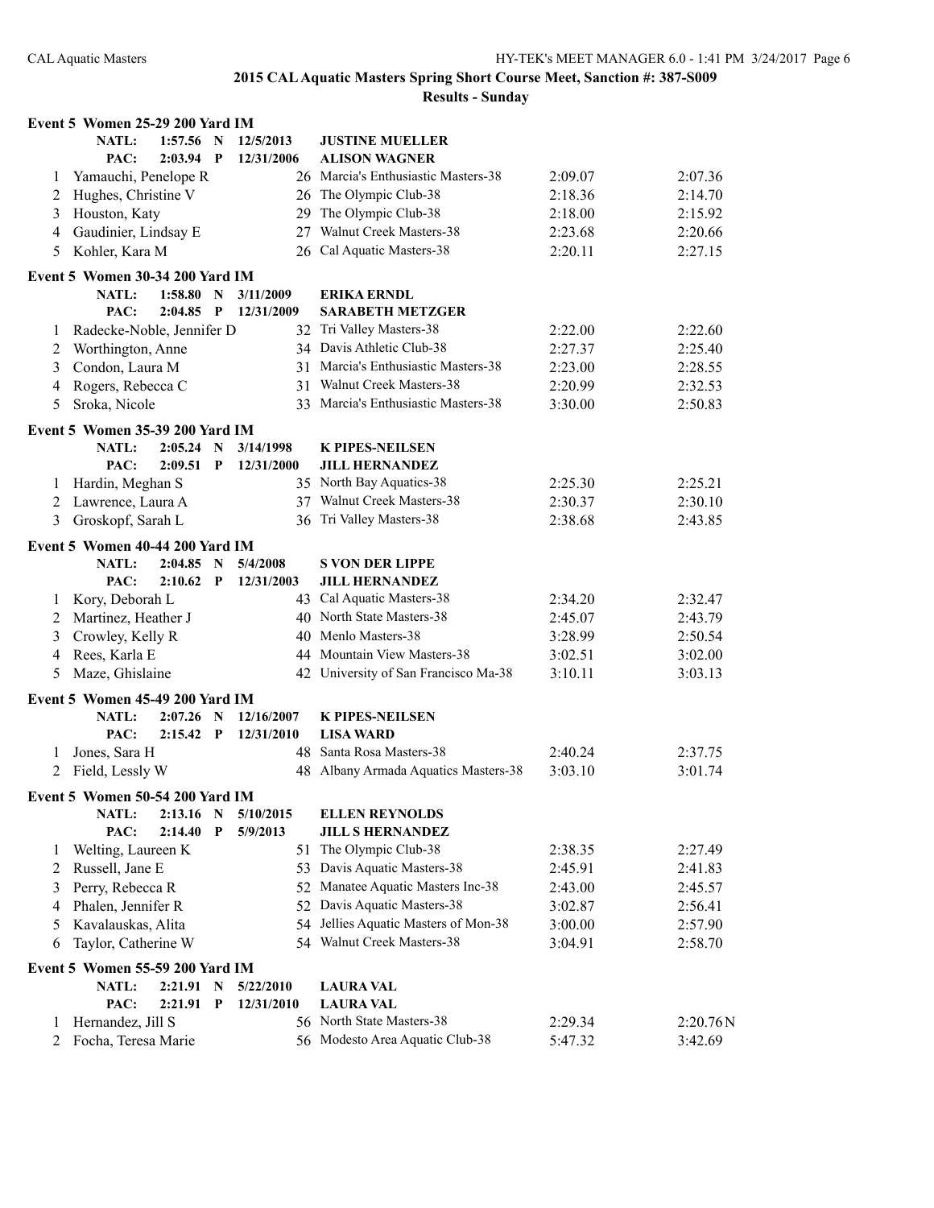## 2015 CAL Aquatic Masters Spring Short Course Meet, Sanction #: 387-S009

### Results - Sunday

**Event 5 Women 25-29 200 Yard IM**

| | | | | | |
|---|---|---|---|---|---|
| NATL: | 1:57.56 N | 12/5/2013 | JUSTINE MUELLER | | |
| PAC: | 2:03.94 P | 12/31/2006 | ALISON WAGNER | | |
| 1 | Yamauchi, Penelope R | 26 | Marcia's Enthusiastic Masters-38 | 2:09.07 | 2:07.36 |
| 2 | Hughes, Christine V | 26 | The Olympic Club-38 | 2:18.36 | 2:14.70 |
| 3 | Houston, Katy | 29 | The Olympic Club-38 | 2:18.00 | 2:15.92 |
| 4 | Gaudinier, Lindsay E | 27 | Walnut Creek Masters-38 | 2:23.68 | 2:20.66 |
| 5 | Kohler, Kara M | 26 | Cal Aquatic Masters-38 | 2:20.11 | 2:27.15 |

**Event 5 Women 30-34 200 Yard IM**

| | | | | | |
|---|---|---|---|---|---|
| NATL: | 1:58.80 N | 3/11/2009 | ERIKA ERNDL | | |
| PAC: | 2:04.85 P | 12/31/2009 | SARABETH METZGER | | |
| 1 | Radecke-Noble, Jennifer D | 32 | Tri Valley Masters-38 | 2:22.00 | 2:22.60 |
| 2 | Worthington, Anne | 34 | Davis Athletic Club-38 | 2:27.37 | 2:25.40 |
| 3 | Condon, Laura M | 31 | Marcia's Enthusiastic Masters-38 | 2:23.00 | 2:28.55 |
| 4 | Rogers, Rebecca C | 31 | Walnut Creek Masters-38 | 2:20.99 | 2:32.53 |
| 5 | Sroka, Nicole | 33 | Marcia's Enthusiastic Masters-38 | 3:30.00 | 2:50.83 |

**Event 5 Women 35-39 200 Yard IM**

| | | | | | |
|---|---|---|---|---|---|
| NATL: | 2:05.24 N | 3/14/1998 | K PIPES-NEILSEN | | |
| PAC: | 2:09.51 P | 12/31/2000 | JILL HERNANDEZ | | |
| 1 | Hardin, Meghan S | 35 | North Bay Aquatics-38 | 2:25.30 | 2:25.21 |
| 2 | Lawrence, Laura A | 37 | Walnut Creek Masters-38 | 2:30.37 | 2:30.10 |
| 3 | Groskopf, Sarah L | 36 | Tri Valley Masters-38 | 2:38.68 | 2:43.85 |

**Event 5 Women 40-44 200 Yard IM**

| | | | | | |
|---|---|---|---|---|---|
| NATL: | 2:04.85 N | 5/4/2008 | S VON DER LIPPE | | |
| PAC: | 2:10.62 P | 12/31/2003 | JILL HERNANDEZ | | |
| 1 | Kory, Deborah L | 43 | Cal Aquatic Masters-38 | 2:34.20 | 2:32.47 |
| 2 | Martinez, Heather J | 40 | North State Masters-38 | 2:45.07 | 2:43.79 |
| 3 | Crowley, Kelly R | 40 | Menlo Masters-38 | 3:28.99 | 2:50.54 |
| 4 | Rees, Karla E | 44 | Mountain View Masters-38 | 3:02.51 | 3:02.00 |
| 5 | Maze, Ghislaine | 42 | University of San Francisco Ma-38 | 3:10.11 | 3:03.13 |

**Event 5 Women 45-49 200 Yard IM**

| | | | | | |
|---|---|---|---|---|---|
| NATL: | 2:07.26 N | 12/16/2007 | K PIPES-NEILSEN | | |
| PAC: | 2:15.42 P | 12/31/2010 | LISA WARD | | |
| 1 | Jones, Sara H | 48 | Santa Rosa Masters-38 | 2:40.24 | 2:37.75 |
| 2 | Field, Lessly W | 48 | Albany Armada Aquatics Masters-38 | 3:03.10 | 3:01.74 |

**Event 5 Women 50-54 200 Yard IM**

| | | | | | |
|---|---|---|---|---|---|
| NATL: | 2:13.16 N | 5/10/2015 | ELLEN REYNOLDS | | |
| PAC: | 2:14.40 P | 5/9/2013 | JILL S HERNANDEZ | | |
| 1 | Welting, Laureen K | 51 | The Olympic Club-38 | 2:38.35 | 2:27.49 |
| 2 | Russell, Jane E | 53 | Davis Aquatic Masters-38 | 2:45.91 | 2:41.83 |
| 3 | Perry, Rebecca R | 52 | Manatee Aquatic Masters Inc-38 | 2:43.00 | 2:45.57 |
| 4 | Phalen, Jennifer R | 52 | Davis Aquatic Masters-38 | 3:02.87 | 2:56.41 |
| 5 | Kavalauskas, Alita | 54 | Jellies Aquatic Masters of Mon-38 | 3:00.00 | 2:57.90 |
| 6 | Taylor, Catherine W | 54 | Walnut Creek Masters-38 | 3:04.91 | 2:58.70 |

**Event 5 Women 55-59 200 Yard IM**

| | | | | | |
|---|---|---|---|---|---|
| NATL: | 2:21.91 N | 5/22/2010 | LAURA VAL | | |
| PAC: | 2:21.91 P | 12/31/2010 | LAURA VAL | | |
| 1 | Hernandez, Jill S | 56 | North State Masters-38 | 2:29.34 | 2:20.76N |
| 2 | Focha, Teresa Marie | 56 | Modesto Area Aquatic Club-38 | 5:47.32 | 3:42.69 |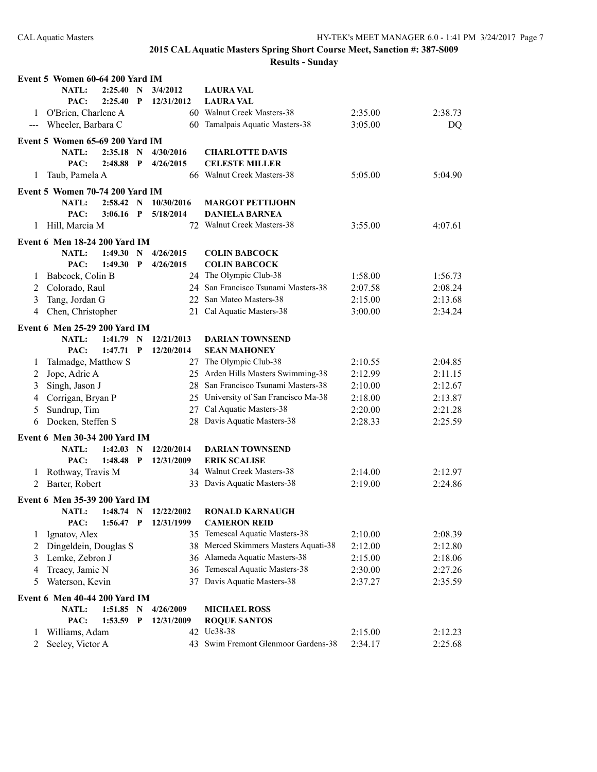## 2015 CAL Aquatic Masters Spring Short Course Meet, Sanction #: 387-S009

### Results - Sunday

**Event 5 Women 60-64 200 Yard IM**

| | | | | |
|---|---|---|---|---|
| NATL: | 2:25.40 | N | 3/4/2012 | LAURA VAL |
| PAC: | 2:25.40 | P | 12/31/2012 | LAURA VAL |

| Place | Name | Age | Team | Seed Time | Finals Time |
|---|---|---|---|---|---|
| 1 | O'Brien, Charlene A | 60 | Walnut Creek Masters-38 | 2:35.00 | 2:38.73 |
| --- | Wheeler, Barbara C | 60 | Tamalpais Aquatic Masters-38 | 3:05.00 | DQ |

**Event 5 Women 65-69 200 Yard IM**

| | | | | |
|---|---|---|---|---|
| NATL: | 2:35.18 | N | 4/30/2016 | CHARLOTTE DAVIS |
| PAC: | 2:48.88 | P | 4/26/2015 | CELESTE MILLER |

| Place | Name | Age | Team | Seed Time | Finals Time |
|---|---|---|---|---|---|
| 1 | Taub, Pamela A | 66 | Walnut Creek Masters-38 | 5:05.00 | 5:04.90 |

**Event 5 Women 70-74 200 Yard IM**

| | | | | |
|---|---|---|---|---|
| NATL: | 2:58.42 | N | 10/30/2016 | MARGOT PETTIJOHN |
| PAC: | 3:06.16 | P | 5/18/2014 | DANIELA BARNEA |

| Place | Name | Age | Team | Seed Time | Finals Time |
|---|---|---|---|---|---|
| 1 | Hill, Marcia M | 72 | Walnut Creek Masters-38 | 3:55.00 | 4:07.61 |

**Event 6 Men 18-24 200 Yard IM**

| | | | | |
|---|---|---|---|---|
| NATL: | 1:49.30 | N | 4/26/2015 | COLIN BABCOCK |
| PAC: | 1:49.30 | P | 4/26/2015 | COLIN BABCOCK |

| Place | Name | Age | Team | Seed Time | Finals Time |
|---|---|---|---|---|---|
| 1 | Babcock, Colin B | 24 | The Olympic Club-38 | 1:58.00 | 1:56.73 |
| 2 | Colorado, Raul | 24 | San Francisco Tsunami Masters-38 | 2:07.58 | 2:08.24 |
| 3 | Tang, Jordan G | 22 | San Mateo Masters-38 | 2:15.00 | 2:13.68 |
| 4 | Chen, Christopher | 21 | Cal Aquatic Masters-38 | 3:00.00 | 2:34.24 |

**Event 6 Men 25-29 200 Yard IM**

| | | | | |
|---|---|---|---|---|
| NATL: | 1:41.79 | N | 12/21/2013 | DARIAN TOWNSEND |
| PAC: | 1:47.71 | P | 12/20/2014 | SEAN MAHONEY |

| Place | Name | Age | Team | Seed Time | Finals Time |
|---|---|---|---|---|---|
| 1 | Talmadge, Matthew S | 27 | The Olympic Club-38 | 2:10.55 | 2:04.85 |
| 2 | Jope, Adric A | 25 | Arden Hills Masters Swimming-38 | 2:12.99 | 2:11.15 |
| 3 | Singh, Jason J | 28 | San Francisco Tsunami Masters-38 | 2:10.00 | 2:12.67 |
| 4 | Corrigan, Bryan P | 25 | University of San Francisco Ma-38 | 2:18.00 | 2:13.87 |
| 5 | Sundrup, Tim | 27 | Cal Aquatic Masters-38 | 2:20.00 | 2:21.28 |
| 6 | Docken, Steffen S | 28 | Davis Aquatic Masters-38 | 2:28.33 | 2:25.59 |

**Event 6 Men 30-34 200 Yard IM**

| | | | | |
|---|---|---|---|---|
| NATL: | 1:42.03 | N | 12/20/2014 | DARIAN TOWNSEND |
| PAC: | 1:48.48 | P | 12/31/2009 | ERIK SCALISE |

| Place | Name | Age | Team | Seed Time | Finals Time |
|---|---|---|---|---|---|
| 1 | Rothway, Travis M | 34 | Walnut Creek Masters-38 | 2:14.00 | 2:12.97 |
| 2 | Barter, Robert | 33 | Davis Aquatic Masters-38 | 2:19.00 | 2:24.86 |

**Event 6 Men 35-39 200 Yard IM**

| | | | | |
|---|---|---|---|---|
| NATL: | 1:48.74 | N | 12/22/2002 | RONALD KARNAUGH |
| PAC: | 1:56.47 | P | 12/31/1999 | CAMERON REID |

| Place | Name | Age | Team | Seed Time | Finals Time |
|---|---|---|---|---|---|
| 1 | Ignatov, Alex | 35 | Temescal Aquatic Masters-38 | 2:10.00 | 2:08.39 |
| 2 | Dingeldein, Douglas S | 38 | Merced Skimmers Masters Aquati-38 | 2:12.00 | 2:12.80 |
| 3 | Lemke, Zebron J | 36 | Alameda Aquatic Masters-38 | 2:15.00 | 2:18.06 |
| 4 | Treacy, Jamie N | 36 | Temescal Aquatic Masters-38 | 2:30.00 | 2:27.26 |
| 5 | Waterson, Kevin | 37 | Davis Aquatic Masters-38 | 2:37.27 | 2:35.59 |

**Event 6 Men 40-44 200 Yard IM**

| | | | | |
|---|---|---|---|---|
| NATL: | 1:51.85 | N | 4/26/2009 | MICHAEL ROSS |
| PAC: | 1:53.59 | P | 12/31/2009 | ROQUE SANTOS |

| Place | Name | Age | Team | Seed Time | Finals Time |
|---|---|---|---|---|---|
| 1 | Williams, Adam | 42 | Uc38-38 | 2:15.00 | 2:12.23 |
| 2 | Seeley, Victor A | 43 | Swim Fremont Glenmoor Gardens-38 | 2:34.17 | 2:25.68 |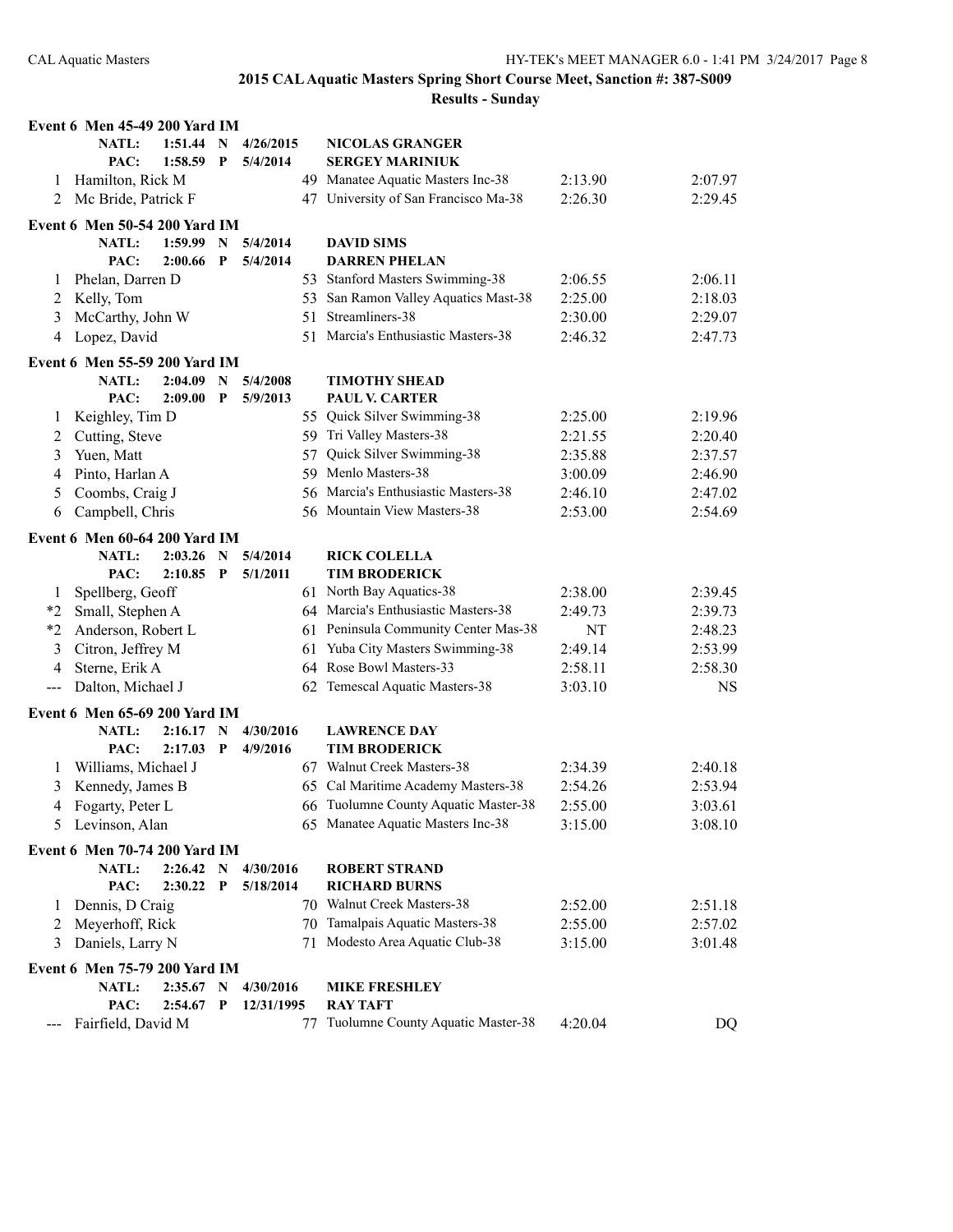## 2015 CAL Aquatic Masters Spring Short Course Meet, Sanction #: 387-S009

### Results - Sunday

**Event 6 Men 45-49 200 Yard IM**

NATL: 1:51.44 N 4/26/2015 NICOLAS GRANGER
PAC: 1:58.59 P 5/4/2014 SERGEY MARINIUK

| Place | Name | Age | Team | Seed Time | Finals Time |
|---|---|---|---|---|---|
| 1 | Hamilton, Rick M | 49 | Manatee Aquatic Masters Inc-38 | 2:13.90 | 2:07.97 |
| 2 | Mc Bride, Patrick F | 47 | University of San Francisco Ma-38 | 2:26.30 | 2:29.45 |

**Event 6 Men 50-54 200 Yard IM**

NATL: 1:59.99 N 5/4/2014 DAVID SIMS
PAC: 2:00.66 P 5/4/2014 DARREN PHELAN

| Place | Name | Age | Team | Seed Time | Finals Time |
|---|---|---|---|---|---|
| 1 | Phelan, Darren D | 53 | Stanford Masters Swimming-38 | 2:06.55 | 2:06.11 |
| 2 | Kelly, Tom | 53 | San Ramon Valley Aquatics Mast-38 | 2:25.00 | 2:18.03 |
| 3 | McCarthy, John W | 51 | Streamliners-38 | 2:30.00 | 2:29.07 |
| 4 | Lopez, David | 51 | Marcia's Enthusiastic Masters-38 | 2:46.32 | 2:47.73 |

**Event 6 Men 55-59 200 Yard IM**

NATL: 2:04.09 N 5/4/2008 TIMOTHY SHEAD
PAC: 2:09.00 P 5/9/2013 PAUL V. CARTER

| Place | Name | Age | Team | Seed Time | Finals Time |
|---|---|---|---|---|---|
| 1 | Keighley, Tim D | 55 | Quick Silver Swimming-38 | 2:25.00 | 2:19.96 |
| 2 | Cutting, Steve | 59 | Tri Valley Masters-38 | 2:21.55 | 2:20.40 |
| 3 | Yuen, Matt | 57 | Quick Silver Swimming-38 | 2:35.88 | 2:37.57 |
| 4 | Pinto, Harlan A | 59 | Menlo Masters-38 | 3:00.09 | 2:46.90 |
| 5 | Coombs, Craig J | 56 | Marcia's Enthusiastic Masters-38 | 2:46.10 | 2:47.02 |
| 6 | Campbell, Chris | 56 | Mountain View Masters-38 | 2:53.00 | 2:54.69 |

**Event 6 Men 60-64 200 Yard IM**

NATL: 2:03.26 N 5/4/2014 RICK COLELLA
PAC: 2:10.85 P 5/1/2011 TIM BRODERICK

| Place | Name | Age | Team | Seed Time | Finals Time |
|---|---|---|---|---|---|
| 1 | Spellberg, Geoff | 61 | North Bay Aquatics-38 | 2:38.00 | 2:39.45 |
| *2 | Small, Stephen A | 64 | Marcia's Enthusiastic Masters-38 | 2:49.73 | 2:39.73 |
| *2 | Anderson, Robert L | 61 | Peninsula Community Center Mas-38 | NT | 2:48.23 |
| 3 | Citron, Jeffrey M | 61 | Yuba City Masters Swimming-38 | 2:49.14 | 2:53.99 |
| 4 | Sterne, Erik A | 64 | Rose Bowl Masters-33 | 2:58.11 | 2:58.30 |
| --- | Dalton, Michael J | 62 | Temescal Aquatic Masters-38 | 3:03.10 | NS |

**Event 6 Men 65-69 200 Yard IM**

NATL: 2:16.17 N 4/30/2016 LAWRENCE DAY
PAC: 2:17.03 P 4/9/2016 TIM BRODERICK

| Place | Name | Age | Team | Seed Time | Finals Time |
|---|---|---|---|---|---|
| 1 | Williams, Michael J | 67 | Walnut Creek Masters-38 | 2:34.39 | 2:40.18 |
| 3 | Kennedy, James B | 65 | Cal Maritime Academy Masters-38 | 2:54.26 | 2:53.94 |
| 4 | Fogarty, Peter L | 66 | Tuolumne County Aquatic Master-38 | 2:55.00 | 3:03.61 |
| 5 | Levinson, Alan | 65 | Manatee Aquatic Masters Inc-38 | 3:15.00 | 3:08.10 |

**Event 6 Men 70-74 200 Yard IM**

NATL: 2:26.42 N 4/30/2016 ROBERT STRAND
PAC: 2:30.22 P 5/18/2014 RICHARD BURNS

| Place | Name | Age | Team | Seed Time | Finals Time |
|---|---|---|---|---|---|
| 1 | Dennis, D Craig | 70 | Walnut Creek Masters-38 | 2:52.00 | 2:51.18 |
| 2 | Meyerhoff, Rick | 70 | Tamalpais Aquatic Masters-38 | 2:55.00 | 2:57.02 |
| 3 | Daniels, Larry N | 71 | Modesto Area Aquatic Club-38 | 3:15.00 | 3:01.48 |

**Event 6 Men 75-79 200 Yard IM**

NATL: 2:35.67 N 4/30/2016 MIKE FRESHLEY
PAC: 2:54.67 P 12/31/1995 RAY TAFT

| Place | Name | Age | Team | Seed Time | Finals Time |
|---|---|---|---|---|---|
| --- | Fairfield, David M | 77 | Tuolumne County Aquatic Master-38 | 4:20.04 | DQ |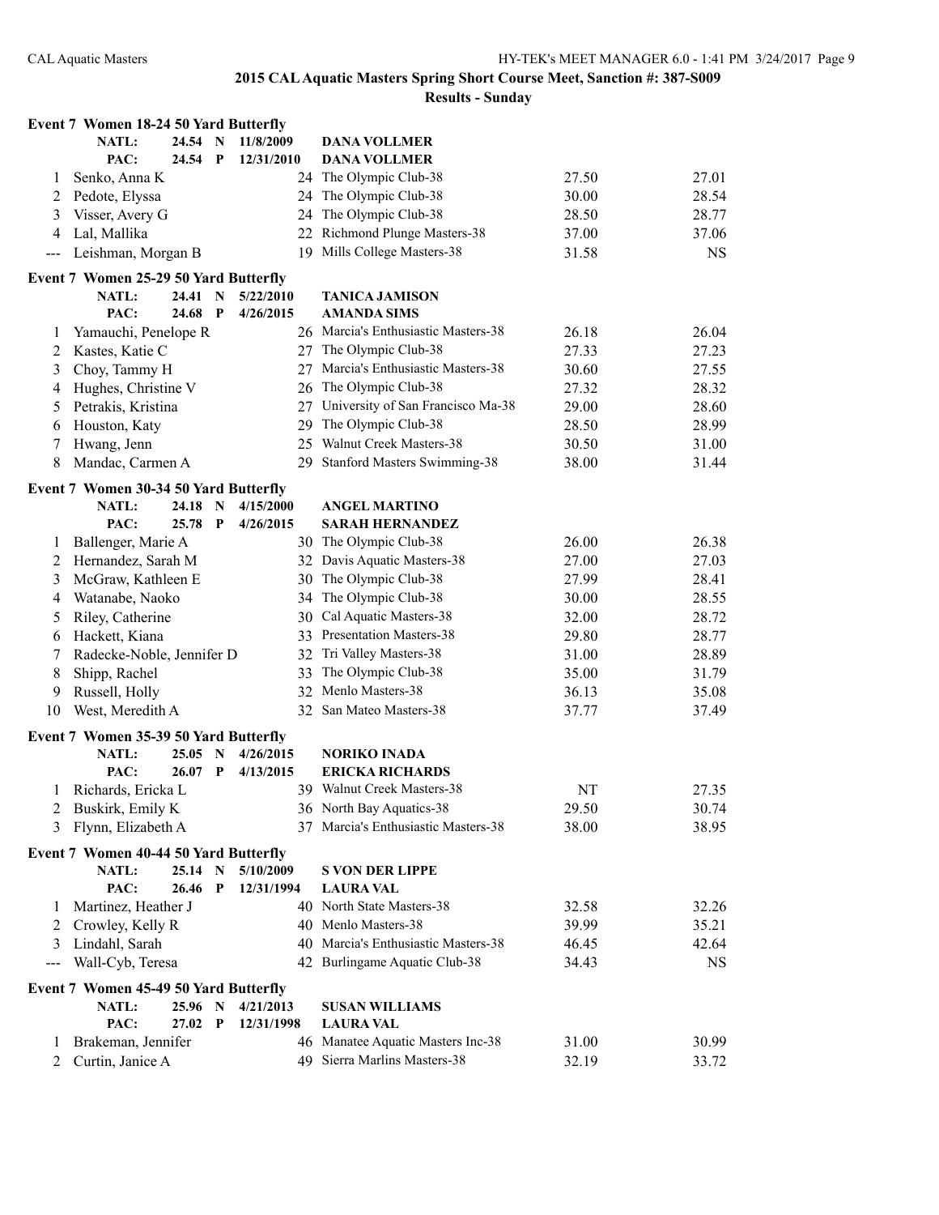## 2015 CAL Aquatic Masters Spring Short Course Meet, Sanction #: 387-S009

### Results - Sunday

**Event 7 Women 18-24 50 Yard Butterfly**

| | Name | Age | Team | Seed Time | Finals Time |
|---|---|---|---|---|---|
| | NATL: 24.54 N 11/8/2009 | | DANA VOLLMER | | |
| | PAC: 24.54 P 12/31/2010 | | DANA VOLLMER | | |
| 1 | Senko, Anna K | 24 | The Olympic Club-38 | 27.50 | 27.01 |
| 2 | Pedote, Elyssa | 24 | The Olympic Club-38 | 30.00 | 28.54 |
| 3 | Visser, Avery G | 24 | The Olympic Club-38 | 28.50 | 28.77 |
| 4 | Lal, Mallika | 22 | Richmond Plunge Masters-38 | 37.00 | 37.06 |
| --- | Leishman, Morgan B | 19 | Mills College Masters-38 | 31.58 | NS |

**Event 7 Women 25-29 50 Yard Butterfly**

| | Name | Age | Team | Seed Time | Finals Time |
|---|---|---|---|---|---|
| | NATL: 24.41 N 5/22/2010 | | TANICA JAMISON | | |
| | PAC: 24.68 P 4/26/2015 | | AMANDA SIMS | | |
| 1 | Yamauchi, Penelope R | 26 | Marcia's Enthusiastic Masters-38 | 26.18 | 26.04 |
| 2 | Kastes, Katie C | 27 | The Olympic Club-38 | 27.33 | 27.23 |
| 3 | Choy, Tammy H | 27 | Marcia's Enthusiastic Masters-38 | 30.60 | 27.55 |
| 4 | Hughes, Christine V | 26 | The Olympic Club-38 | 27.32 | 28.32 |
| 5 | Petrakis, Kristina | 27 | University of San Francisco Ma-38 | 29.00 | 28.60 |
| 6 | Houston, Katy | 29 | The Olympic Club-38 | 28.50 | 28.99 |
| 7 | Hwang, Jenn | 25 | Walnut Creek Masters-38 | 30.50 | 31.00 |
| 8 | Mandac, Carmen A | 29 | Stanford Masters Swimming-38 | 38.00 | 31.44 |

**Event 7 Women 30-34 50 Yard Butterfly**

| | Name | Age | Team | Seed Time | Finals Time |
|---|---|---|---|---|---|
| | NATL: 24.18 N 4/15/2000 | | ANGEL MARTINO | | |
| | PAC: 25.78 P 4/26/2015 | | SARAH HERNANDEZ | | |
| 1 | Ballenger, Marie A | 30 | The Olympic Club-38 | 26.00 | 26.38 |
| 2 | Hernandez, Sarah M | 32 | Davis Aquatic Masters-38 | 27.00 | 27.03 |
| 3 | McGraw, Kathleen E | 30 | The Olympic Club-38 | 27.99 | 28.41 |
| 4 | Watanabe, Naoko | 34 | The Olympic Club-38 | 30.00 | 28.55 |
| 5 | Riley, Catherine | 30 | Cal Aquatic Masters-38 | 32.00 | 28.72 |
| 6 | Hackett, Kiana | 33 | Presentation Masters-38 | 29.80 | 28.77 |
| 7 | Radecke-Noble, Jennifer D | 32 | Tri Valley Masters-38 | 31.00 | 28.89 |
| 8 | Shipp, Rachel | 33 | The Olympic Club-38 | 35.00 | 31.79 |
| 9 | Russell, Holly | 32 | Menlo Masters-38 | 36.13 | 35.08 |
| 10 | West, Meredith A | 32 | San Mateo Masters-38 | 37.77 | 37.49 |

**Event 7 Women 35-39 50 Yard Butterfly**

| | Name | Age | Team | Seed Time | Finals Time |
|---|---|---|---|---|---|
| | NATL: 25.05 N 4/26/2015 | | NORIKO INADA | | |
| | PAC: 26.07 P 4/13/2015 | | ERICKA RICHARDS | | |
| 1 | Richards, Ericka L | 39 | Walnut Creek Masters-38 | NT | 27.35 |
| 2 | Buskirk, Emily K | 36 | North Bay Aquatics-38 | 29.50 | 30.74 |
| 3 | Flynn, Elizabeth A | 37 | Marcia's Enthusiastic Masters-38 | 38.00 | 38.95 |

**Event 7 Women 40-44 50 Yard Butterfly**

| | Name | Age | Team | Seed Time | Finals Time |
|---|---|---|---|---|---|
| | NATL: 25.14 N 5/10/2009 | | S VON DER LIPPE | | |
| | PAC: 26.46 P 12/31/1994 | | LAURA VAL | | |
| 1 | Martinez, Heather J | 40 | North State Masters-38 | 32.58 | 32.26 |
| 2 | Crowley, Kelly R | 40 | Menlo Masters-38 | 39.99 | 35.21 |
| 3 | Lindahl, Sarah | 40 | Marcia's Enthusiastic Masters-38 | 46.45 | 42.64 |
| --- | Wall-Cyb, Teresa | 42 | Burlingame Aquatic Club-38 | 34.43 | NS |

**Event 7 Women 45-49 50 Yard Butterfly**

| | Name | Age | Team | Seed Time | Finals Time |
|---|---|---|---|---|---|
| | NATL: 25.96 N 4/21/2013 | | SUSAN WILLIAMS | | |
| | PAC: 27.02 P 12/31/1998 | | LAURA VAL | | |
| 1 | Brakeman, Jennifer | 46 | Manatee Aquatic Masters Inc-38 | 31.00 | 30.99 |
| 2 | Curtin, Janice A | 49 | Sierra Marlins Masters-38 | 32.19 | 33.72 |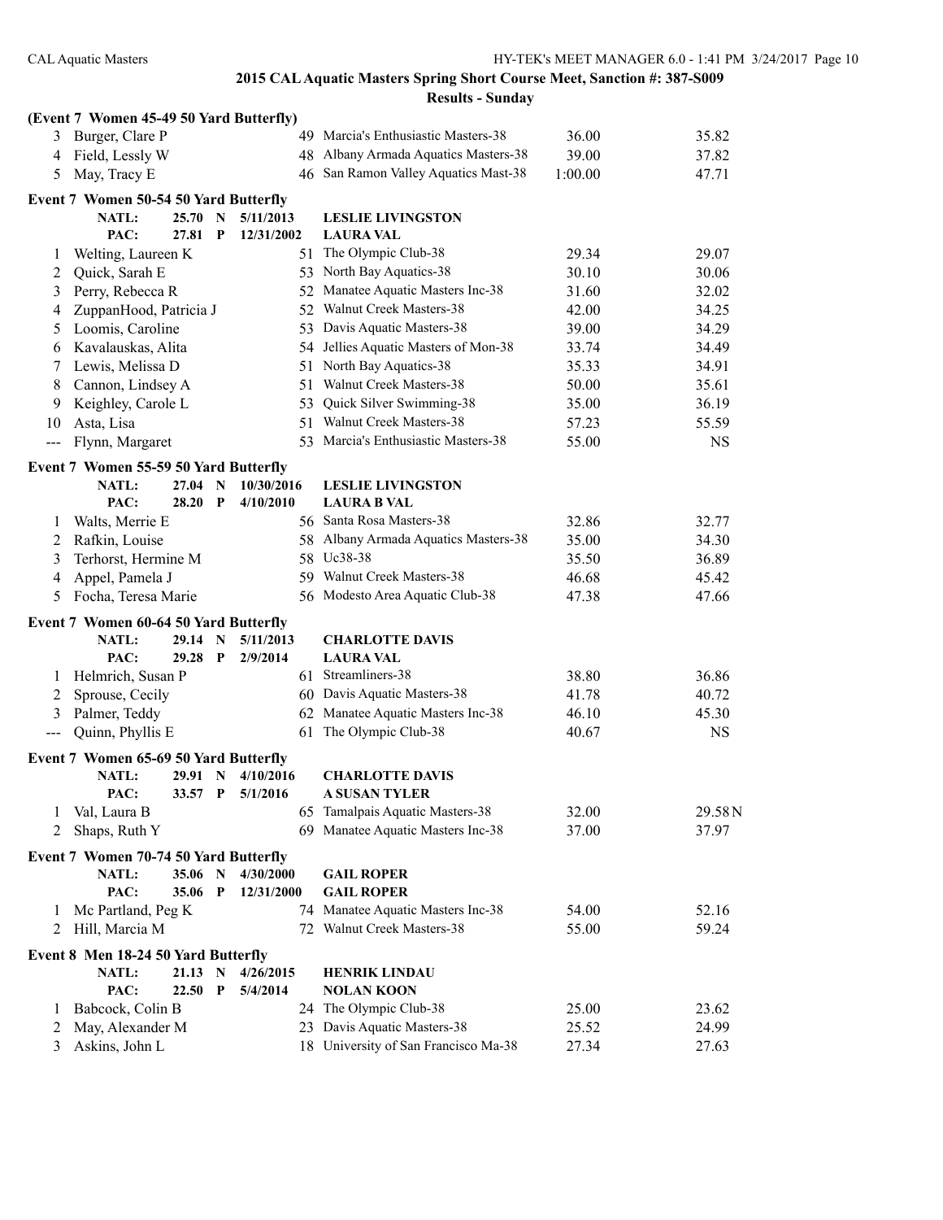## 2015 CAL Aquatic Masters Spring Short Course Meet, Sanction #: 387-S009

### Results - Sunday

**(Event 7 Women 45-49 50 Yard Butterfly)**

| Place | Name | Age | Team | Seed | Finals |
|---|---|---|---|---|---|
| 3 | Burger, Clare P | 49 | Marcia's Enthusiastic Masters-38 | 36.00 | 35.82 |
| 4 | Field, Lessly W | 48 | Albany Armada Aquatics Masters-38 | 39.00 | 37.82 |
| 5 | May, Tracy E | 46 | San Ramon Valley Aquatics Mast-38 | 1:00.00 | 47.71 |

**Event 7 Women 50-54 50 Yard Butterfly**

NATL: 25.70 N 5/11/2013 LESLIE LIVINGSTON
PAC: 27.81 P 12/31/2002 LAURA VAL

| Place | Name | Age | Team | Seed | Finals |
|---|---|---|---|---|---|
| 1 | Welting, Laureen K | 51 | The Olympic Club-38 | 29.34 | 29.07 |
| 2 | Quick, Sarah E | 53 | North Bay Aquatics-38 | 30.10 | 30.06 |
| 3 | Perry, Rebecca R | 52 | Manatee Aquatic Masters Inc-38 | 31.60 | 32.02 |
| 4 | ZuppanHood, Patricia J | 52 | Walnut Creek Masters-38 | 42.00 | 34.25 |
| 5 | Loomis, Caroline | 53 | Davis Aquatic Masters-38 | 39.00 | 34.29 |
| 6 | Kavalauskas, Alita | 54 | Jellies Aquatic Masters of Mon-38 | 33.74 | 34.49 |
| 7 | Lewis, Melissa D | 51 | North Bay Aquatics-38 | 35.33 | 34.91 |
| 8 | Cannon, Lindsey A | 51 | Walnut Creek Masters-38 | 50.00 | 35.61 |
| 9 | Keighley, Carole L | 53 | Quick Silver Swimming-38 | 35.00 | 36.19 |
| 10 | Asta, Lisa | 51 | Walnut Creek Masters-38 | 57.23 | 55.59 |
| --- | Flynn, Margaret | 53 | Marcia's Enthusiastic Masters-38 | 55.00 | NS |

**Event 7 Women 55-59 50 Yard Butterfly**

NATL: 27.04 N 10/30/2016 LESLIE LIVINGSTON
PAC: 28.20 P 4/10/2010 LAURA B VAL

| Place | Name | Age | Team | Seed | Finals |
|---|---|---|---|---|---|
| 1 | Walts, Merrie E | 56 | Santa Rosa Masters-38 | 32.86 | 32.77 |
| 2 | Rafkin, Louise | 58 | Albany Armada Aquatics Masters-38 | 35.00 | 34.30 |
| 3 | Terhorst, Hermine M | 58 | Uc38-38 | 35.50 | 36.89 |
| 4 | Appel, Pamela J | 59 | Walnut Creek Masters-38 | 46.68 | 45.42 |
| 5 | Focha, Teresa Marie | 56 | Modesto Area Aquatic Club-38 | 47.38 | 47.66 |

**Event 7 Women 60-64 50 Yard Butterfly**

NATL: 29.14 N 5/11/2013 CHARLOTTE DAVIS
PAC: 29.28 P 2/9/2014 LAURA VAL

| Place | Name | Age | Team | Seed | Finals |
|---|---|---|---|---|---|
| 1 | Helmrich, Susan P | 61 | Streamliners-38 | 38.80 | 36.86 |
| 2 | Sprouse, Cecily | 60 | Davis Aquatic Masters-38 | 41.78 | 40.72 |
| 3 | Palmer, Teddy | 62 | Manatee Aquatic Masters Inc-38 | 46.10 | 45.30 |
| --- | Quinn, Phyllis E | 61 | The Olympic Club-38 | 40.67 | NS |

**Event 7 Women 65-69 50 Yard Butterfly**

NATL: 29.91 N 4/10/2016 CHARLOTTE DAVIS
PAC: 33.57 P 5/1/2016 A SUSAN TYLER

| Place | Name | Age | Team | Seed | Finals |
|---|---|---|---|---|---|
| 1 | Val, Laura B | 65 | Tamalpais Aquatic Masters-38 | 32.00 | 29.58N |
| 2 | Shaps, Ruth Y | 69 | Manatee Aquatic Masters Inc-38 | 37.00 | 37.97 |

**Event 7 Women 70-74 50 Yard Butterfly**

NATL: 35.06 N 4/30/2000 GAIL ROPER
PAC: 35.06 P 12/31/2000 GAIL ROPER

| Place | Name | Age | Team | Seed | Finals |
|---|---|---|---|---|---|
| 1 | Mc Partland, Peg K | 74 | Manatee Aquatic Masters Inc-38 | 54.00 | 52.16 |
| 2 | Hill, Marcia M | 72 | Walnut Creek Masters-38 | 55.00 | 59.24 |

**Event 8 Men 18-24 50 Yard Butterfly**

NATL: 21.13 N 4/26/2015 HENRIK LINDAU
PAC: 22.50 P 5/4/2014 NOLAN KOON

| Place | Name | Age | Team | Seed | Finals |
|---|---|---|---|---|---|
| 1 | Babcock, Colin B | 24 | The Olympic Club-38 | 25.00 | 23.62 |
| 2 | May, Alexander M | 23 | Davis Aquatic Masters-38 | 25.52 | 24.99 |
| 3 | Askins, John L | 18 | University of San Francisco Ma-38 | 27.34 | 27.63 |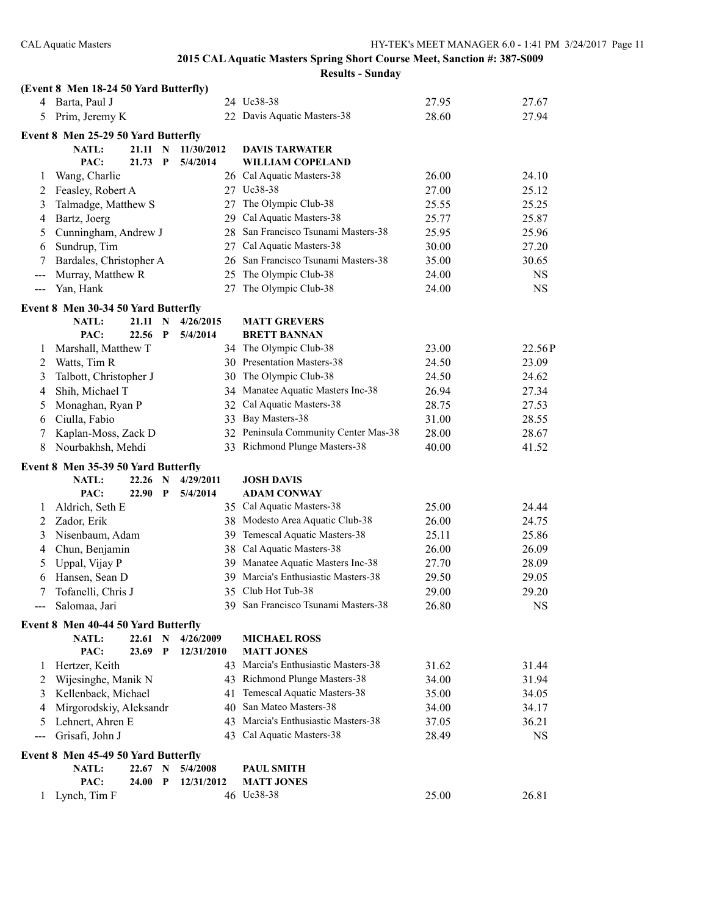## 2015 CAL Aquatic Masters Spring Short Course Meet, Sanction #: 387-S009

### Results - Sunday

**(Event 8 Men 18-24 50 Yard Butterfly)**

| | Name | Age | Team | Seed Time | Finals Time |
|---|---|---|---|---|---|
| 4 | Barta, Paul J | 24 | Uc38-38 | 27.95 | 27.67 |
| 5 | Prim, Jeremy K | 22 | Davis Aquatic Masters-38 | 28.60 | 27.94 |

**Event 8 Men 25-29 50 Yard Butterfly**

NATL: 21.11 N 11/30/2012 DAVIS TARWATER
PAC: 21.73 P 5/4/2014 WILLIAM COPELAND

| | Name | Age | Team | Seed Time | Finals Time |
|---|---|---|---|---|---|
| 1 | Wang, Charlie | 26 | Cal Aquatic Masters-38 | 26.00 | 24.10 |
| 2 | Feasley, Robert A | 27 | Uc38-38 | 27.00 | 25.12 |
| 3 | Talmadge, Matthew S | 27 | The Olympic Club-38 | 25.55 | 25.25 |
| 4 | Bartz, Joerg | 29 | Cal Aquatic Masters-38 | 25.77 | 25.87 |
| 5 | Cunningham, Andrew J | 28 | San Francisco Tsunami Masters-38 | 25.95 | 25.96 |
| 6 | Sundrup, Tim | 27 | Cal Aquatic Masters-38 | 30.00 | 27.20 |
| 7 | Bardales, Christopher A | 26 | San Francisco Tsunami Masters-38 | 35.00 | 30.65 |
| --- | Murray, Matthew R | 25 | The Olympic Club-38 | 24.00 | NS |
| --- | Yan, Hank | 27 | The Olympic Club-38 | 24.00 | NS |

**Event 8 Men 30-34 50 Yard Butterfly**

NATL: 21.11 N 4/26/2015 MATT GREVERS
PAC: 22.56 P 5/4/2014 BRETT BANNAN

| | Name | Age | Team | Seed Time | Finals Time |
|---|---|---|---|---|---|
| 1 | Marshall, Matthew T | 34 | The Olympic Club-38 | 23.00 | 22.56P |
| 2 | Watts, Tim R | 30 | Presentation Masters-38 | 24.50 | 23.09 |
| 3 | Talbott, Christopher J | 30 | The Olympic Club-38 | 24.50 | 24.62 |
| 4 | Shih, Michael T | 34 | Manatee Aquatic Masters Inc-38 | 26.94 | 27.34 |
| 5 | Monaghan, Ryan P | 32 | Cal Aquatic Masters-38 | 28.75 | 27.53 |
| 6 | Ciulla, Fabio | 33 | Bay Masters-38 | 31.00 | 28.55 |
| 7 | Kaplan-Moss, Zack D | 32 | Peninsula Community Center Mas-38 | 28.00 | 28.67 |
| 8 | Nourbakhsh, Mehdi | 33 | Richmond Plunge Masters-38 | 40.00 | 41.52 |

**Event 8 Men 35-39 50 Yard Butterfly**

NATL: 22.26 N 4/29/2011 JOSH DAVIS
PAC: 22.90 P 5/4/2014 ADAM CONWAY

| | Name | Age | Team | Seed Time | Finals Time |
|---|---|---|---|---|---|
| 1 | Aldrich, Seth E | 35 | Cal Aquatic Masters-38 | 25.00 | 24.44 |
| 2 | Zador, Erik | 38 | Modesto Area Aquatic Club-38 | 26.00 | 24.75 |
| 3 | Nisenbaum, Adam | 39 | Temescal Aquatic Masters-38 | 25.11 | 25.86 |
| 4 | Chun, Benjamin | 38 | Cal Aquatic Masters-38 | 26.00 | 26.09 |
| 5 | Uppal, Vijay P | 39 | Manatee Aquatic Masters Inc-38 | 27.70 | 28.09 |
| 6 | Hansen, Sean D | 39 | Marcia's Enthusiastic Masters-38 | 29.50 | 29.05 |
| 7 | Tofanelli, Chris J | 35 | Club Hot Tub-38 | 29.00 | 29.20 |
| --- | Salomaa, Jari | 39 | San Francisco Tsunami Masters-38 | 26.80 | NS |

**Event 8 Men 40-44 50 Yard Butterfly**

NATL: 22.61 N 4/26/2009 MICHAEL ROSS
PAC: 23.69 P 12/31/2010 MATT JONES

| | Name | Age | Team | Seed Time | Finals Time |
|---|---|---|---|---|---|
| 1 | Hertzer, Keith | 43 | Marcia's Enthusiastic Masters-38 | 31.62 | 31.44 |
| 2 | Wijesinghe, Manik N | 43 | Richmond Plunge Masters-38 | 34.00 | 31.94 |
| 3 | Kellenback, Michael | 41 | Temescal Aquatic Masters-38 | 35.00 | 34.05 |
| 4 | Mirgorodskiy, Aleksandr | 40 | San Mateo Masters-38 | 34.00 | 34.17 |
| 5 | Lehnert, Ahren E | 43 | Marcia's Enthusiastic Masters-38 | 37.05 | 36.21 |
| --- | Grisafi, John J | 43 | Cal Aquatic Masters-38 | 28.49 | NS |

**Event 8 Men 45-49 50 Yard Butterfly**

NATL: 22.67 N 5/4/2008 PAUL SMITH
PAC: 24.00 P 12/31/2012 MATT JONES

| | Name | Age | Team | Seed Time | Finals Time |
|---|---|---|---|---|---|
| 1 | Lynch, Tim F | 46 | Uc38-38 | 25.00 | 26.81 |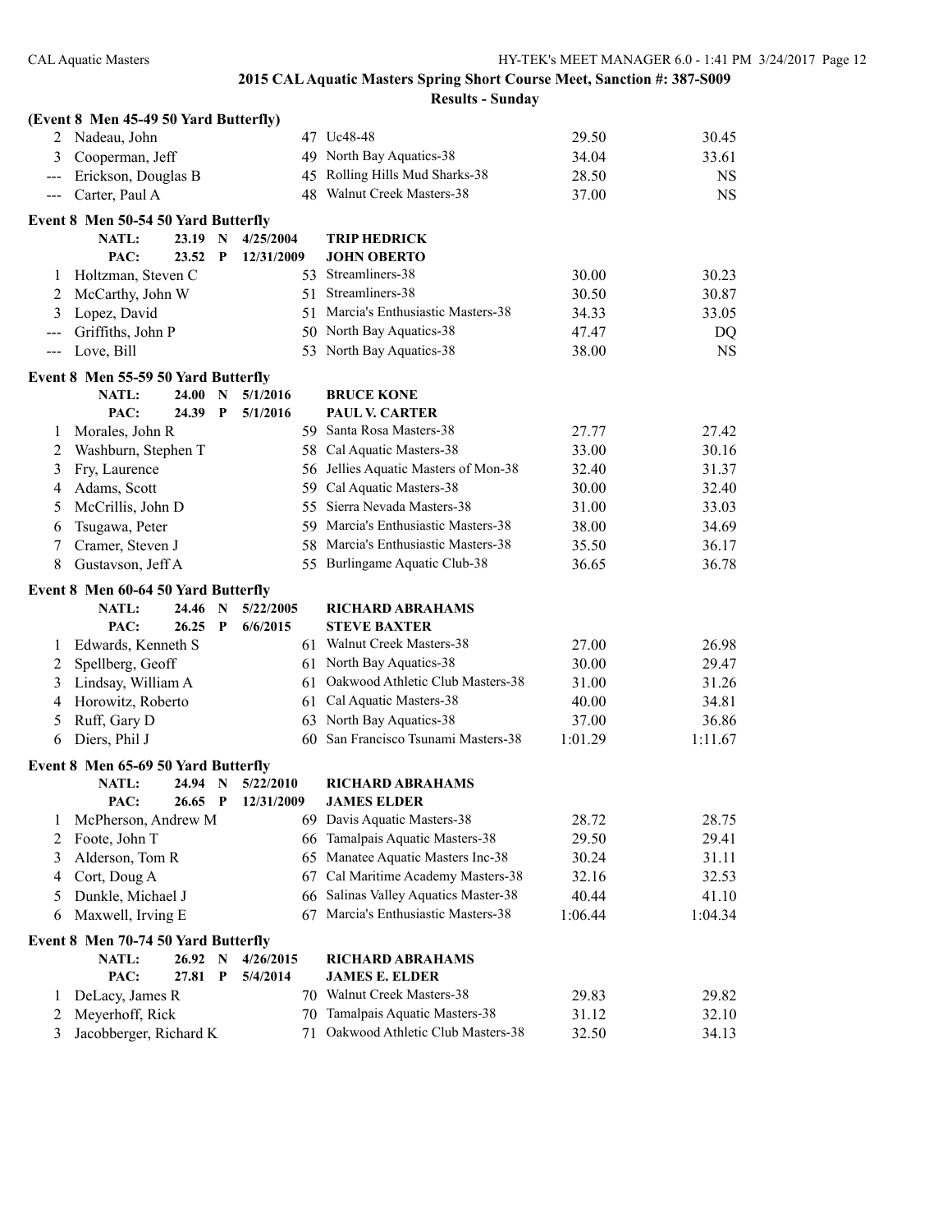## 2015 CAL Aquatic Masters Spring Short Course Meet, Sanction #: 387-S009

### Results - Sunday

**(Event 8 Men 45-49 50 Yard Butterfly)**

| Place | Name | Age | Team | Seed Time | Finals Time |
|---|---|---|---|---|---|
| 2 | Nadeau, John | 47 | Uc48-48 | 29.50 | 30.45 |
| 3 | Cooperman, Jeff | 49 | North Bay Aquatics-38 | 34.04 | 33.61 |
| --- | Erickson, Douglas B | 45 | Rolling Hills Mud Sharks-38 | 28.50 | NS |
| --- | Carter, Paul A | 48 | Walnut Creek Masters-38 | 37.00 | NS |

**Event 8 Men 50-54 50 Yard Butterfly**

NATL: 23.19 N 4/25/2004 TRIP HEDRICK
PAC: 23.52 P 12/31/2009 JOHN OBERTO

| Place | Name | Age | Team | Seed Time | Finals Time |
|---|---|---|---|---|---|
| 1 | Holtzman, Steven C | 53 | Streamliners-38 | 30.00 | 30.23 |
| 2 | McCarthy, John W | 51 | Streamliners-38 | 30.50 | 30.87 |
| 3 | Lopez, David | 51 | Marcia's Enthusiastic Masters-38 | 34.33 | 33.05 |
| --- | Griffiths, John P | 50 | North Bay Aquatics-38 | 47.47 | DQ |
| --- | Love, Bill | 53 | North Bay Aquatics-38 | 38.00 | NS |

**Event 8 Men 55-59 50 Yard Butterfly**

NATL: 24.00 N 5/1/2016 BRUCE KONE
PAC: 24.39 P 5/1/2016 PAUL V. CARTER

| Place | Name | Age | Team | Seed Time | Finals Time |
|---|---|---|---|---|---|
| 1 | Morales, John R | 59 | Santa Rosa Masters-38 | 27.77 | 27.42 |
| 2 | Washburn, Stephen T | 58 | Cal Aquatic Masters-38 | 33.00 | 30.16 |
| 3 | Fry, Laurence | 56 | Jellies Aquatic Masters of Mon-38 | 32.40 | 31.37 |
| 4 | Adams, Scott | 59 | Cal Aquatic Masters-38 | 30.00 | 32.40 |
| 5 | McCrillis, John D | 55 | Sierra Nevada Masters-38 | 31.00 | 33.03 |
| 6 | Tsugawa, Peter | 59 | Marcia's Enthusiastic Masters-38 | 38.00 | 34.69 |
| 7 | Cramer, Steven J | 58 | Marcia's Enthusiastic Masters-38 | 35.50 | 36.17 |
| 8 | Gustavson, Jeff A | 55 | Burlingame Aquatic Club-38 | 36.65 | 36.78 |

**Event 8 Men 60-64 50 Yard Butterfly**

NATL: 24.46 N 5/22/2005 RICHARD ABRAHAMS
PAC: 26.25 P 6/6/2015 STEVE BAXTER

| Place | Name | Age | Team | Seed Time | Finals Time |
|---|---|---|---|---|---|
| 1 | Edwards, Kenneth S | 61 | Walnut Creek Masters-38 | 27.00 | 26.98 |
| 2 | Spellberg, Geoff | 61 | North Bay Aquatics-38 | 30.00 | 29.47 |
| 3 | Lindsay, William A | 61 | Oakwood Athletic Club Masters-38 | 31.00 | 31.26 |
| 4 | Horowitz, Roberto | 61 | Cal Aquatic Masters-38 | 40.00 | 34.81 |
| 5 | Ruff, Gary D | 63 | North Bay Aquatics-38 | 37.00 | 36.86 |
| 6 | Diers, Phil J | 60 | San Francisco Tsunami Masters-38 | 1:01.29 | 1:11.67 |

**Event 8 Men 65-69 50 Yard Butterfly**

NATL: 24.94 N 5/22/2010 RICHARD ABRAHAMS
PAC: 26.65 P 12/31/2009 JAMES ELDER

| Place | Name | Age | Team | Seed Time | Finals Time |
|---|---|---|---|---|---|
| 1 | McPherson, Andrew M | 69 | Davis Aquatic Masters-38 | 28.72 | 28.75 |
| 2 | Foote, John T | 66 | Tamalpais Aquatic Masters-38 | 29.50 | 29.41 |
| 3 | Alderson, Tom R | 65 | Manatee Aquatic Masters Inc-38 | 30.24 | 31.11 |
| 4 | Cort, Doug A | 67 | Cal Maritime Academy Masters-38 | 32.16 | 32.53 |
| 5 | Dunkle, Michael J | 66 | Salinas Valley Aquatics Master-38 | 40.44 | 41.10 |
| 6 | Maxwell, Irving E | 67 | Marcia's Enthusiastic Masters-38 | 1:06.44 | 1:04.34 |

**Event 8 Men 70-74 50 Yard Butterfly**

NATL: 26.92 N 4/26/2015 RICHARD ABRAHAMS
PAC: 27.81 P 5/4/2014 JAMES E. ELDER

| Place | Name | Age | Team | Seed Time | Finals Time |
|---|---|---|---|---|---|
| 1 | DeLacy, James R | 70 | Walnut Creek Masters-38 | 29.83 | 29.82 |
| 2 | Meyerhoff, Rick | 70 | Tamalpais Aquatic Masters-38 | 31.12 | 32.10 |
| 3 | Jacobberger, Richard K | 71 | Oakwood Athletic Club Masters-38 | 32.50 | 34.13 |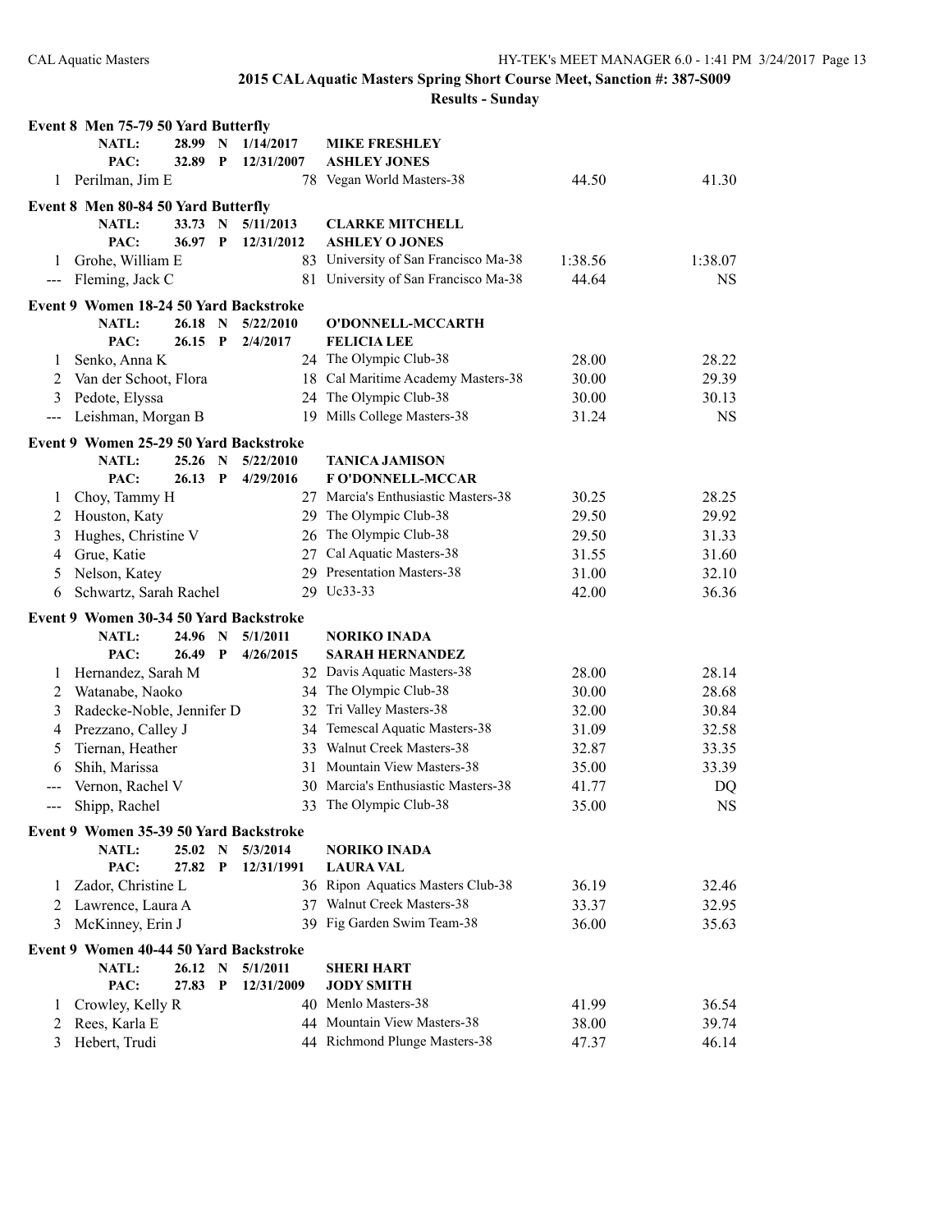## 2015 CAL Aquatic Masters Spring Short Course Meet, Sanction #: 387-S009

### Results - Sunday

**Event 8 Men 75-79 50 Yard Butterfly**

| | Name | Age | Team | Seed Time | Finals Time |
|---|---|---|---|---|---|
| | NATL: 28.99 N 1/14/2017 | | MIKE FRESHLEY | | |
| | PAC: 32.89 P 12/31/2007 | | ASHLEY JONES | | |
| 1 | Perilman, Jim E | 78 | Vegan World Masters-38 | 44.50 | 41.30 |

**Event 8 Men 80-84 50 Yard Butterfly**

| | Name | Age | Team | Seed Time | Finals Time |
|---|---|---|---|---|---|
| | NATL: 33.73 N 5/11/2013 | | CLARKE MITCHELL | | |
| | PAC: 36.97 P 12/31/2012 | | ASHLEY O JONES | | |
| 1 | Grohe, William E | 83 | University of San Francisco Ma-38 | 1:38.56 | 1:38.07 |
| --- | Fleming, Jack C | 81 | University of San Francisco Ma-38 | 44.64 | NS |

**Event 9 Women 18-24 50 Yard Backstroke**

| | Name | Age | Team | Seed Time | Finals Time |
|---|---|---|---|---|---|
| | NATL: 26.18 N 5/22/2010 | | O'DONNELL-MCCARTH | | |
| | PAC: 26.15 P 2/4/2017 | | FELICIA LEE | | |
| 1 | Senko, Anna K | 24 | The Olympic Club-38 | 28.00 | 28.22 |
| 2 | Van der Schoot, Flora | 18 | Cal Maritime Academy Masters-38 | 30.00 | 29.39 |
| 3 | Pedote, Elyssa | 24 | The Olympic Club-38 | 30.00 | 30.13 |
| --- | Leishman, Morgan B | 19 | Mills College Masters-38 | 31.24 | NS |

**Event 9 Women 25-29 50 Yard Backstroke**

| | Name | Age | Team | Seed Time | Finals Time |
|---|---|---|---|---|---|
| | NATL: 25.26 N 5/22/2010 | | TANICA JAMISON | | |
| | PAC: 26.13 P 4/29/2016 | | F O'DONNELL-MCCAR | | |
| 1 | Choy, Tammy H | 27 | Marcia's Enthusiastic Masters-38 | 30.25 | 28.25 |
| 2 | Houston, Katy | 29 | The Olympic Club-38 | 29.50 | 29.92 |
| 3 | Hughes, Christine V | 26 | The Olympic Club-38 | 29.50 | 31.33 |
| 4 | Grue, Katie | 27 | Cal Aquatic Masters-38 | 31.55 | 31.60 |
| 5 | Nelson, Katey | 29 | Presentation Masters-38 | 31.00 | 32.10 |
| 6 | Schwartz, Sarah Rachel | 29 | Uc33-33 | 42.00 | 36.36 |

**Event 9 Women 30-34 50 Yard Backstroke**

| | Name | Age | Team | Seed Time | Finals Time |
|---|---|---|---|---|---|
| | NATL: 24.96 N 5/1/2011 | | NORIKO INADA | | |
| | PAC: 26.49 P 4/26/2015 | | SARAH HERNANDEZ | | |
| 1 | Hernandez, Sarah M | 32 | Davis Aquatic Masters-38 | 28.00 | 28.14 |
| 2 | Watanabe, Naoko | 34 | The Olympic Club-38 | 30.00 | 28.68 |
| 3 | Radecke-Noble, Jennifer D | 32 | Tri Valley Masters-38 | 32.00 | 30.84 |
| 4 | Prezzano, Calley J | 34 | Temescal Aquatic Masters-38 | 31.09 | 32.58 |
| 5 | Tiernan, Heather | 33 | Walnut Creek Masters-38 | 32.87 | 33.35 |
| 6 | Shih, Marissa | 31 | Mountain View Masters-38 | 35.00 | 33.39 |
| --- | Vernon, Rachel V | 30 | Marcia's Enthusiastic Masters-38 | 41.77 | DQ |
| --- | Shipp, Rachel | 33 | The Olympic Club-38 | 35.00 | NS |

**Event 9 Women 35-39 50 Yard Backstroke**

| | Name | Age | Team | Seed Time | Finals Time |
|---|---|---|---|---|---|
| | NATL: 25.02 N 5/3/2014 | | NORIKO INADA | | |
| | PAC: 27.82 P 12/31/1991 | | LAURA VAL | | |
| 1 | Zador, Christine L | 36 | Ripon Aquatics Masters Club-38 | 36.19 | 32.46 |
| 2 | Lawrence, Laura A | 37 | Walnut Creek Masters-38 | 33.37 | 32.95 |
| 3 | McKinney, Erin J | 39 | Fig Garden Swim Team-38 | 36.00 | 35.63 |

**Event 9 Women 40-44 50 Yard Backstroke**

| | Name | Age | Team | Seed Time | Finals Time |
|---|---|---|---|---|---|
| | NATL: 26.12 N 5/1/2011 | | SHERI HART | | |
| | PAC: 27.83 P 12/31/2009 | | JODY SMITH | | |
| 1 | Crowley, Kelly R | 40 | Menlo Masters-38 | 41.99 | 36.54 |
| 2 | Rees, Karla E | 44 | Mountain View Masters-38 | 38.00 | 39.74 |
| 3 | Hebert, Trudi | 44 | Richmond Plunge Masters-38 | 47.37 | 46.14 |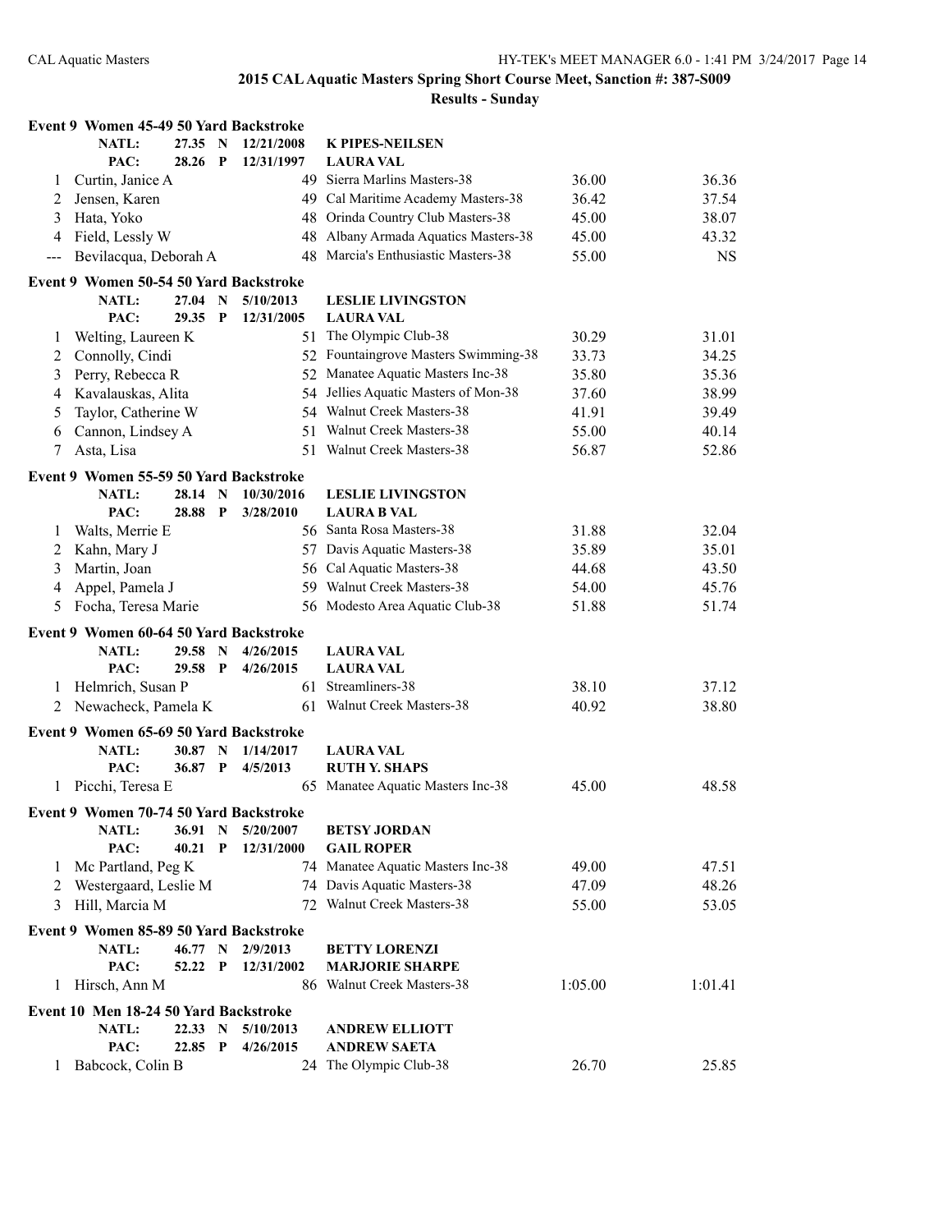## 2015 CAL Aquatic Masters Spring Short Course Meet, Sanction #: 387-S009

### Results - Sunday

**Event 9 Women 45-49 50 Yard Backstroke**

| | Name | Age | Team | Seed Time | Finals Time |
|---|---|---|---|---|---|
| | NATL: 27.35 N 12/21/2008 | | K PIPES-NEILSEN | | |
| | PAC: 28.26 P 12/31/1997 | | LAURA VAL | | |
| 1 | Curtin, Janice A | 49 | Sierra Marlins Masters-38 | 36.00 | 36.36 |
| 2 | Jensen, Karen | 49 | Cal Maritime Academy Masters-38 | 36.42 | 37.54 |
| 3 | Hata, Yoko | 48 | Orinda Country Club Masters-38 | 45.00 | 38.07 |
| 4 | Field, Lessly W | 48 | Albany Armada Aquatics Masters-38 | 45.00 | 43.32 |
| --- | Bevilacqua, Deborah A | 48 | Marcia's Enthusiastic Masters-38 | 55.00 | NS |

**Event 9 Women 50-54 50 Yard Backstroke**

| | Name | Age | Team | Seed Time | Finals Time |
|---|---|---|---|---|---|
| | NATL: 27.04 N 5/10/2013 | | LESLIE LIVINGSTON | | |
| | PAC: 29.35 P 12/31/2005 | | LAURA VAL | | |
| 1 | Welting, Laureen K | 51 | The Olympic Club-38 | 30.29 | 31.01 |
| 2 | Connolly, Cindi | 52 | Fountaingrove Masters Swimming-38 | 33.73 | 34.25 |
| 3 | Perry, Rebecca R | 52 | Manatee Aquatic Masters Inc-38 | 35.80 | 35.36 |
| 4 | Kavalauskas, Alita | 54 | Jellies Aquatic Masters of Mon-38 | 37.60 | 38.99 |
| 5 | Taylor, Catherine W | 54 | Walnut Creek Masters-38 | 41.91 | 39.49 |
| 6 | Cannon, Lindsey A | 51 | Walnut Creek Masters-38 | 55.00 | 40.14 |
| 7 | Asta, Lisa | 51 | Walnut Creek Masters-38 | 56.87 | 52.86 |

**Event 9 Women 55-59 50 Yard Backstroke**

| | Name | Age | Team | Seed Time | Finals Time |
|---|---|---|---|---|---|
| | NATL: 28.14 N 10/30/2016 | | LESLIE LIVINGSTON | | |
| | PAC: 28.88 P 3/28/2010 | | LAURA B VAL | | |
| 1 | Walts, Merrie E | 56 | Santa Rosa Masters-38 | 31.88 | 32.04 |
| 2 | Kahn, Mary J | 57 | Davis Aquatic Masters-38 | 35.89 | 35.01 |
| 3 | Martin, Joan | 56 | Cal Aquatic Masters-38 | 44.68 | 43.50 |
| 4 | Appel, Pamela J | 59 | Walnut Creek Masters-38 | 54.00 | 45.76 |
| 5 | Focha, Teresa Marie | 56 | Modesto Area Aquatic Club-38 | 51.88 | 51.74 |

**Event 9 Women 60-64 50 Yard Backstroke**

| | Name | Age | Team | Seed Time | Finals Time |
|---|---|---|---|---|---|
| | NATL: 29.58 N 4/26/2015 | | LAURA VAL | | |
| | PAC: 29.58 P 4/26/2015 | | LAURA VAL | | |
| 1 | Helmrich, Susan P | 61 | Streamliners-38 | 38.10 | 37.12 |
| 2 | Newacheck, Pamela K | 61 | Walnut Creek Masters-38 | 40.92 | 38.80 |

**Event 9 Women 65-69 50 Yard Backstroke**

| | Name | Age | Team | Seed Time | Finals Time |
|---|---|---|---|---|---|
| | NATL: 30.87 N 1/14/2017 | | LAURA VAL | | |
| | PAC: 36.87 P 4/5/2013 | | RUTH Y. SHAPS | | |
| 1 | Picchi, Teresa E | 65 | Manatee Aquatic Masters Inc-38 | 45.00 | 48.58 |

**Event 9 Women 70-74 50 Yard Backstroke**

| | Name | Age | Team | Seed Time | Finals Time |
|---|---|---|---|---|---|
| | NATL: 36.91 N 5/20/2007 | | BETSY JORDAN | | |
| | PAC: 40.21 P 12/31/2000 | | GAIL ROPER | | |
| 1 | Mc Partland, Peg K | 74 | Manatee Aquatic Masters Inc-38 | 49.00 | 47.51 |
| 2 | Westergaard, Leslie M | 74 | Davis Aquatic Masters-38 | 47.09 | 48.26 |
| 3 | Hill, Marcia M | 72 | Walnut Creek Masters-38 | 55.00 | 53.05 |

**Event 9 Women 85-89 50 Yard Backstroke**

| | Name | Age | Team | Seed Time | Finals Time |
|---|---|---|---|---|---|
| | NATL: 46.77 N 2/9/2013 | | BETTY LORENZI | | |
| | PAC: 52.22 P 12/31/2002 | | MARJORIE SHARPE | | |
| 1 | Hirsch, Ann M | 86 | Walnut Creek Masters-38 | 1:05.00 | 1:01.41 |

**Event 10 Men 18-24 50 Yard Backstroke**

| | Name | Age | Team | Seed Time | Finals Time |
|---|---|---|---|---|---|
| | NATL: 22.33 N 5/10/2013 | | ANDREW ELLIOTT | | |
| | PAC: 22.85 P 4/26/2015 | | ANDREW SAETA | | |
| 1 | Babcock, Colin B | 24 | The Olympic Club-38 | 26.70 | 25.85 |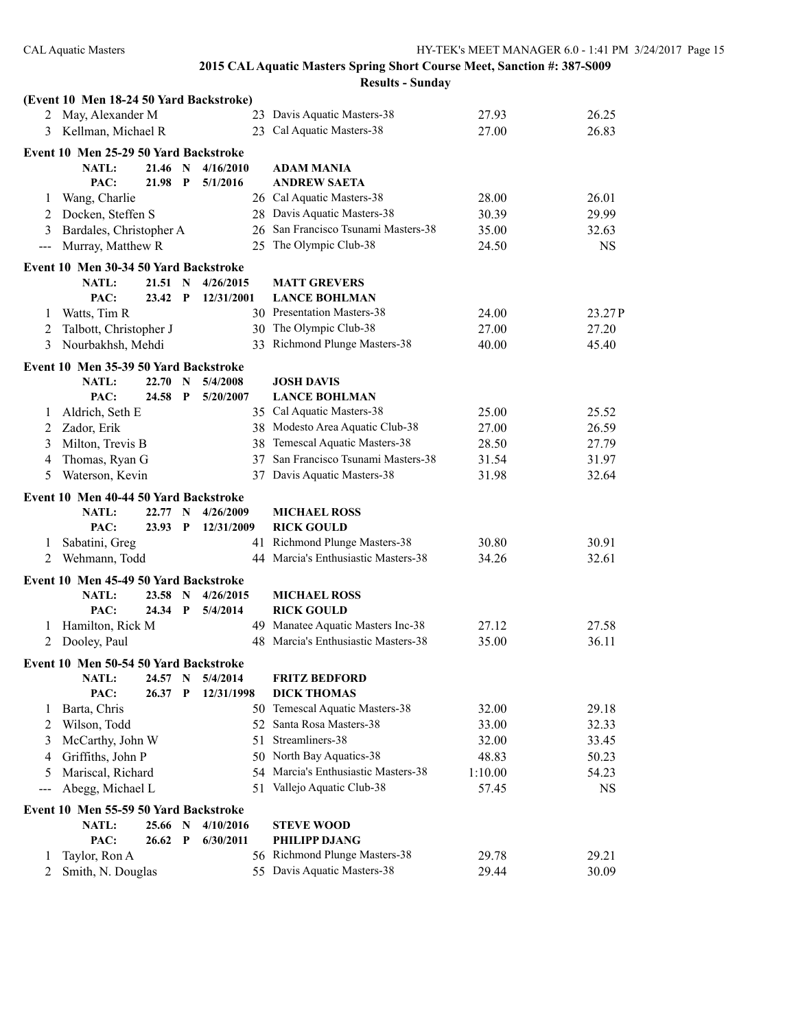## 2015 CAL Aquatic Masters Spring Short Course Meet, Sanction #: 387-S009

### Results - Sunday

**(Event 10 Men 18-24 50 Yard Backstroke)**

| Place | Name | Age | Team | Seed Time | Finals Time |
|---|---|---|---|---|---|
| 2 | May, Alexander M | 23 | Davis Aquatic Masters-38 | 27.93 | 26.25 |
| 3 | Kellman, Michael R | 23 | Cal Aquatic Masters-38 | 27.00 | 26.83 |

**Event 10 Men 25-29 50 Yard Backstroke**

NATL: 21.46 N 4/16/2010 ADAM MANIA
PAC: 21.98 P 5/1/2016 ANDREW SAETA

| Place | Name | Age | Team | Seed Time | Finals Time |
|---|---|---|---|---|---|
| 1 | Wang, Charlie | 26 | Cal Aquatic Masters-38 | 28.00 | 26.01 |
| 2 | Docken, Steffen S | 28 | Davis Aquatic Masters-38 | 30.39 | 29.99 |
| 3 | Bardales, Christopher A | 26 | San Francisco Tsunami Masters-38 | 35.00 | 32.63 |
| --- | Murray, Matthew R | 25 | The Olympic Club-38 | 24.50 | NS |

**Event 10 Men 30-34 50 Yard Backstroke**

NATL: 21.51 N 4/26/2015 MATT GREVERS
PAC: 23.42 P 12/31/2001 LANCE BOHLMAN

| Place | Name | Age | Team | Seed Time | Finals Time |
|---|---|---|---|---|---|
| 1 | Watts, Tim R | 30 | Presentation Masters-38 | 24.00 | 23.27P |
| 2 | Talbott, Christopher J | 30 | The Olympic Club-38 | 27.00 | 27.20 |
| 3 | Nourbakhsh, Mehdi | 33 | Richmond Plunge Masters-38 | 40.00 | 45.40 |

**Event 10 Men 35-39 50 Yard Backstroke**

NATL: 22.70 N 5/4/2008 JOSH DAVIS
PAC: 24.58 P 5/20/2007 LANCE BOHLMAN

| Place | Name | Age | Team | Seed Time | Finals Time |
|---|---|---|---|---|---|
| 1 | Aldrich, Seth E | 35 | Cal Aquatic Masters-38 | 25.00 | 25.52 |
| 2 | Zador, Erik | 38 | Modesto Area Aquatic Club-38 | 27.00 | 26.59 |
| 3 | Milton, Trevis B | 38 | Temescal Aquatic Masters-38 | 28.50 | 27.79 |
| 4 | Thomas, Ryan G | 37 | San Francisco Tsunami Masters-38 | 31.54 | 31.97 |
| 5 | Waterson, Kevin | 37 | Davis Aquatic Masters-38 | 31.98 | 32.64 |

**Event 10 Men 40-44 50 Yard Backstroke**

NATL: 22.77 N 4/26/2009 MICHAEL ROSS
PAC: 23.93 P 12/31/2009 RICK GOULD

| Place | Name | Age | Team | Seed Time | Finals Time |
|---|---|---|---|---|---|
| 1 | Sabatini, Greg | 41 | Richmond Plunge Masters-38 | 30.80 | 30.91 |
| 2 | Wehmann, Todd | 44 | Marcia's Enthusiastic Masters-38 | 34.26 | 32.61 |

**Event 10 Men 45-49 50 Yard Backstroke**

NATL: 23.58 N 4/26/2015 MICHAEL ROSS
PAC: 24.34 P 5/4/2014 RICK GOULD

| Place | Name | Age | Team | Seed Time | Finals Time |
|---|---|---|---|---|---|
| 1 | Hamilton, Rick M | 49 | Manatee Aquatic Masters Inc-38 | 27.12 | 27.58 |
| 2 | Dooley, Paul | 48 | Marcia's Enthusiastic Masters-38 | 35.00 | 36.11 |

**Event 10 Men 50-54 50 Yard Backstroke**

NATL: 24.57 N 5/4/2014 FRITZ BEDFORD
PAC: 26.37 P 12/31/1998 DICK THOMAS

| Place | Name | Age | Team | Seed Time | Finals Time |
|---|---|---|---|---|---|
| 1 | Barta, Chris | 50 | Temescal Aquatic Masters-38 | 32.00 | 29.18 |
| 2 | Wilson, Todd | 52 | Santa Rosa Masters-38 | 33.00 | 32.33 |
| 3 | McCarthy, John W | 51 | Streamliners-38 | 32.00 | 33.45 |
| 4 | Griffiths, John P | 50 | North Bay Aquatics-38 | 48.83 | 50.23 |
| 5 | Mariscal, Richard | 54 | Marcia's Enthusiastic Masters-38 | 1:10.00 | 54.23 |
| --- | Abegg, Michael L | 51 | Vallejo Aquatic Club-38 | 57.45 | NS |

**Event 10 Men 55-59 50 Yard Backstroke**

NATL: 25.66 N 4/10/2016 STEVE WOOD
PAC: 26.62 P 6/30/2011 PHILIPP DJANG

| Place | Name | Age | Team | Seed Time | Finals Time |
|---|---|---|---|---|---|
| 1 | Taylor, Ron A | 56 | Richmond Plunge Masters-38 | 29.78 | 29.21 |
| 2 | Smith, N. Douglas | 55 | Davis Aquatic Masters-38 | 29.44 | 30.09 |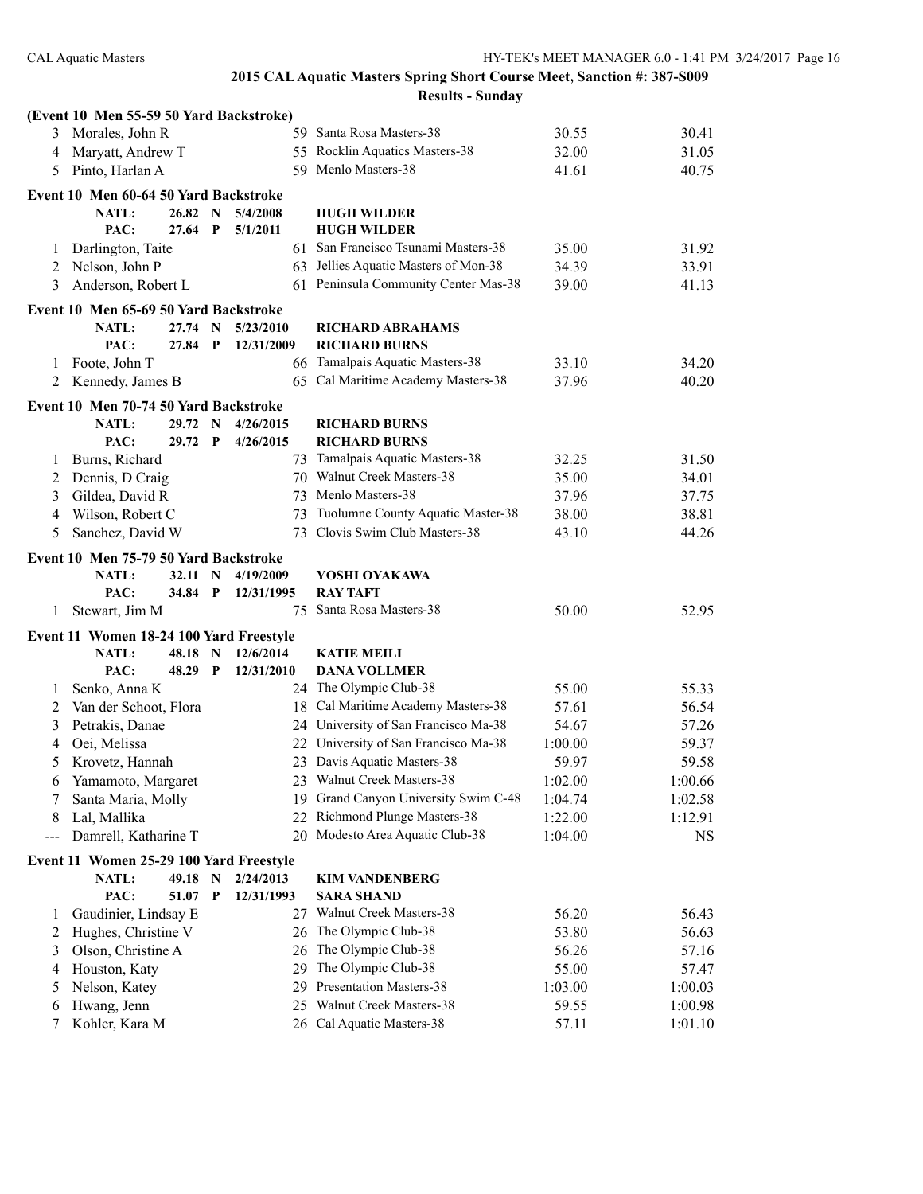## 2015 CAL Aquatic Masters Spring Short Course Meet, Sanction #: 387-S009

### Results - Sunday

**(Event 10 Men 55-59 50 Yard Backstroke)**

| | Name | Age | Team | Seed Time | Finals Time |
|---|---|---|---|---|---|
| 3 | Morales, John R | 59 | Santa Rosa Masters-38 | 30.55 | 30.41 |
| 4 | Maryatt, Andrew T | 55 | Rocklin Aquatics Masters-38 | 32.00 | 31.05 |
| 5 | Pinto, Harlan A | 59 | Menlo Masters-38 | 41.61 | 40.75 |

**Event 10 Men 60-64 50 Yard Backstroke**

NATL: 26.82 N 5/4/2008 HUGH WILDER
PAC: 27.64 P 5/1/2011 HUGH WILDER

| | Name | Age | Team | Seed Time | Finals Time |
|---|---|---|---|---|---|
| 1 | Darlington, Taite | 61 | San Francisco Tsunami Masters-38 | 35.00 | 31.92 |
| 2 | Nelson, John P | 63 | Jellies Aquatic Masters of Mon-38 | 34.39 | 33.91 |
| 3 | Anderson, Robert L | 61 | Peninsula Community Center Mas-38 | 39.00 | 41.13 |

**Event 10 Men 65-69 50 Yard Backstroke**

NATL: 27.74 N 5/23/2010 RICHARD ABRAHAMS
PAC: 27.84 P 12/31/2009 RICHARD BURNS

| | Name | Age | Team | Seed Time | Finals Time |
|---|---|---|---|---|---|
| 1 | Foote, John T | 66 | Tamalpais Aquatic Masters-38 | 33.10 | 34.20 |
| 2 | Kennedy, James B | 65 | Cal Maritime Academy Masters-38 | 37.96 | 40.20 |

**Event 10 Men 70-74 50 Yard Backstroke**

NATL: 29.72 N 4/26/2015 RICHARD BURNS
PAC: 29.72 P 4/26/2015 RICHARD BURNS

| | Name | Age | Team | Seed Time | Finals Time |
|---|---|---|---|---|---|
| 1 | Burns, Richard | 73 | Tamalpais Aquatic Masters-38 | 32.25 | 31.50 |
| 2 | Dennis, D Craig | 70 | Walnut Creek Masters-38 | 35.00 | 34.01 |
| 3 | Gildea, David R | 73 | Menlo Masters-38 | 37.96 | 37.75 |
| 4 | Wilson, Robert C | 73 | Tuolumne County Aquatic Master-38 | 38.00 | 38.81 |
| 5 | Sanchez, David W | 73 | Clovis Swim Club Masters-38 | 43.10 | 44.26 |

**Event 10 Men 75-79 50 Yard Backstroke**

NATL: 32.11 N 4/19/2009 YOSHI OYAKAWA
PAC: 34.84 P 12/31/1995 RAY TAFT

| | Name | Age | Team | Seed Time | Finals Time |
|---|---|---|---|---|---|
| 1 | Stewart, Jim M | 75 | Santa Rosa Masters-38 | 50.00 | 52.95 |

**Event 11 Women 18-24 100 Yard Freestyle**

NATL: 48.18 N 12/6/2014 KATIE MEILI
PAC: 48.29 P 12/31/2010 DANA VOLLMER

| | Name | Age | Team | Seed Time | Finals Time |
|---|---|---|---|---|---|
| 1 | Senko, Anna K | 24 | The Olympic Club-38 | 55.00 | 55.33 |
| 2 | Van der Schoot, Flora | 18 | Cal Maritime Academy Masters-38 | 57.61 | 56.54 |
| 3 | Petrakis, Danae | 24 | University of San Francisco Ma-38 | 54.67 | 57.26 |
| 4 | Oei, Melissa | 22 | University of San Francisco Ma-38 | 1:00.00 | 59.37 |
| 5 | Krovetz, Hannah | 23 | Davis Aquatic Masters-38 | 59.97 | 59.58 |
| 6 | Yamamoto, Margaret | 23 | Walnut Creek Masters-38 | 1:02.00 | 1:00.66 |
| 7 | Santa Maria, Molly | 19 | Grand Canyon University Swim C-48 | 1:04.74 | 1:02.58 |
| 8 | Lal, Mallika | 22 | Richmond Plunge Masters-38 | 1:22.00 | 1:12.91 |
| --- | Damrell, Katharine T | 20 | Modesto Area Aquatic Club-38 | 1:04.00 | NS |

**Event 11 Women 25-29 100 Yard Freestyle**

NATL: 49.18 N 2/24/2013 KIM VANDENBERG
PAC: 51.07 P 12/31/1993 SARA SHAND

| | Name | Age | Team | Seed Time | Finals Time |
|---|---|---|---|---|---|
| 1 | Gaudinier, Lindsay E | 27 | Walnut Creek Masters-38 | 56.20 | 56.43 |
| 2 | Hughes, Christine V | 26 | The Olympic Club-38 | 53.80 | 56.63 |
| 3 | Olson, Christine A | 26 | The Olympic Club-38 | 56.26 | 57.16 |
| 4 | Houston, Katy | 29 | The Olympic Club-38 | 55.00 | 57.47 |
| 5 | Nelson, Katey | 29 | Presentation Masters-38 | 1:03.00 | 1:00.03 |
| 6 | Hwang, Jenn | 25 | Walnut Creek Masters-38 | 59.55 | 1:00.98 |
| 7 | Kohler, Kara M | 26 | Cal Aquatic Masters-38 | 57.11 | 1:01.10 |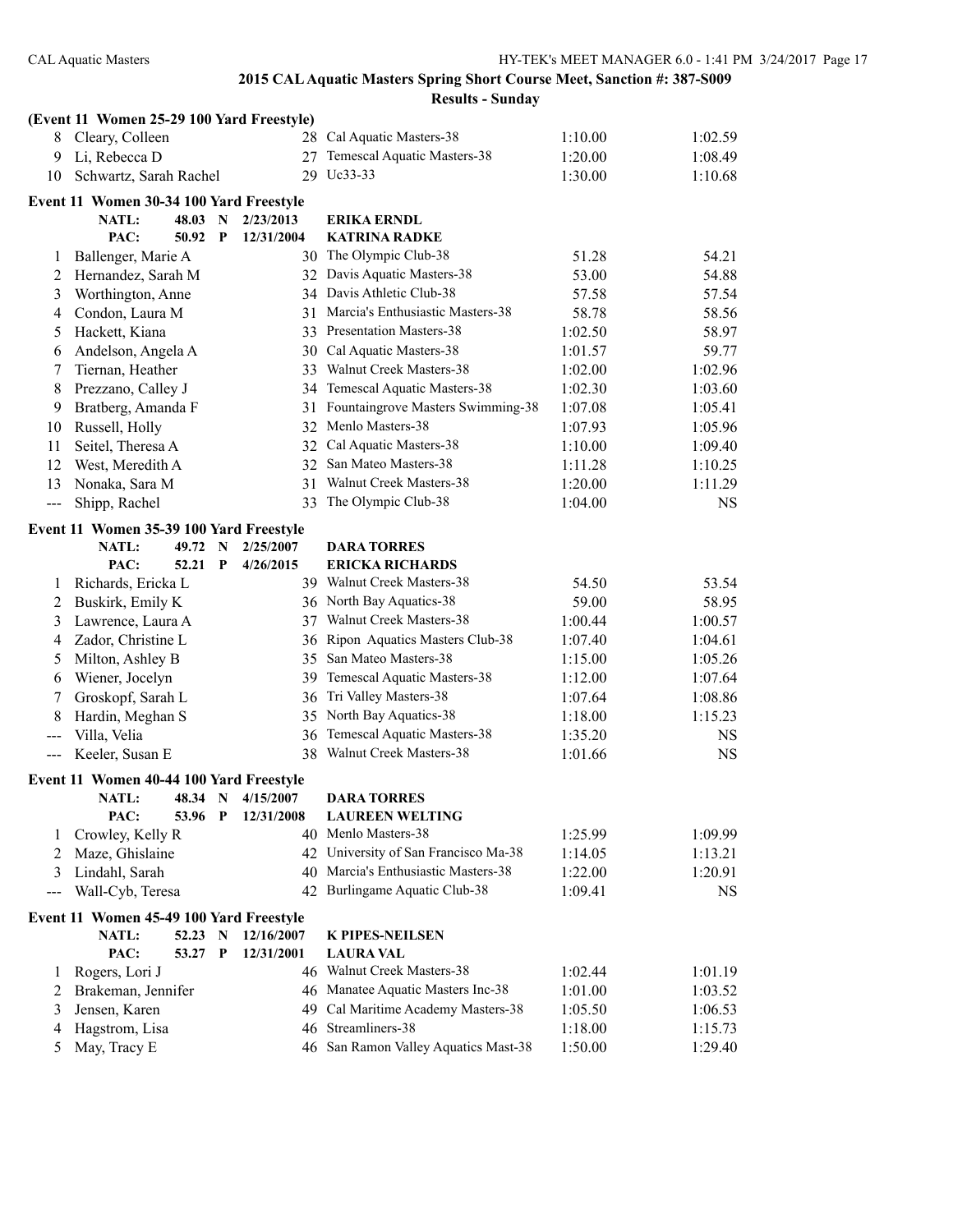## 2015 CAL Aquatic Masters Spring Short Course Meet, Sanction #: 387-S009

### Results - Sunday

**(Event 11 Women 25-29 100 Yard Freestyle)**

| | Name | Age | Team | Seed Time | Finals Time |
|---|---|---|---|---|---|
| 8 | Cleary, Colleen | 28 | Cal Aquatic Masters-38 | 1:10.00 | 1:02.59 |
| 9 | Li, Rebecca D | 27 | Temescal Aquatic Masters-38 | 1:20.00 | 1:08.49 |
| 10 | Schwartz, Sarah Rachel | 29 | Uc33-33 | 1:30.00 | 1:10.68 |

**Event 11 Women 30-34 100 Yard Freestyle**

NATL: 48.03 N 2/23/2013 ERIKA ERNDL
PAC: 50.92 P 12/31/2004 KATRINA RADKE

| | Name | Age | Team | Seed Time | Finals Time |
|---|---|---|---|---|---|
| 1 | Ballenger, Marie A | 30 | The Olympic Club-38 | 51.28 | 54.21 |
| 2 | Hernandez, Sarah M | 32 | Davis Aquatic Masters-38 | 53.00 | 54.88 |
| 3 | Worthington, Anne | 34 | Davis Athletic Club-38 | 57.58 | 57.54 |
| 4 | Condon, Laura M | 31 | Marcia's Enthusiastic Masters-38 | 58.78 | 58.56 |
| 5 | Hackett, Kiana | 33 | Presentation Masters-38 | 1:02.50 | 58.97 |
| 6 | Andelson, Angela A | 30 | Cal Aquatic Masters-38 | 1:01.57 | 59.77 |
| 7 | Tiernan, Heather | 33 | Walnut Creek Masters-38 | 1:02.00 | 1:02.96 |
| 8 | Prezzano, Calley J | 34 | Temescal Aquatic Masters-38 | 1:02.30 | 1:03.60 |
| 9 | Bratberg, Amanda F | 31 | Fountaingrove Masters Swimming-38 | 1:07.08 | 1:05.41 |
| 10 | Russell, Holly | 32 | Menlo Masters-38 | 1:07.93 | 1:05.96 |
| 11 | Seitel, Theresa A | 32 | Cal Aquatic Masters-38 | 1:10.00 | 1:09.40 |
| 12 | West, Meredith A | 32 | San Mateo Masters-38 | 1:11.28 | 1:10.25 |
| 13 | Nonaka, Sara M | 31 | Walnut Creek Masters-38 | 1:20.00 | 1:11.29 |
| --- | Shipp, Rachel | 33 | The Olympic Club-38 | 1:04.00 | NS |

**Event 11 Women 35-39 100 Yard Freestyle**

NATL: 49.72 N 2/25/2007 DARA TORRES
PAC: 52.21 P 4/26/2015 ERICKA RICHARDS

| | Name | Age | Team | Seed Time | Finals Time |
|---|---|---|---|---|---|
| 1 | Richards, Ericka L | 39 | Walnut Creek Masters-38 | 54.50 | 53.54 |
| 2 | Buskirk, Emily K | 36 | North Bay Aquatics-38 | 59.00 | 58.95 |
| 3 | Lawrence, Laura A | 37 | Walnut Creek Masters-38 | 1:00.44 | 1:00.57 |
| 4 | Zador, Christine L | 36 | Ripon Aquatics Masters Club-38 | 1:07.40 | 1:04.61 |
| 5 | Milton, Ashley B | 35 | San Mateo Masters-38 | 1:15.00 | 1:05.26 |
| 6 | Wiener, Jocelyn | 39 | Temescal Aquatic Masters-38 | 1:12.00 | 1:07.64 |
| 7 | Groskopf, Sarah L | 36 | Tri Valley Masters-38 | 1:07.64 | 1:08.86 |
| 8 | Hardin, Meghan S | 35 | North Bay Aquatics-38 | 1:18.00 | 1:15.23 |
| --- | Villa, Velia | 36 | Temescal Aquatic Masters-38 | 1:35.20 | NS |
| --- | Keeler, Susan E | 38 | Walnut Creek Masters-38 | 1:01.66 | NS |

**Event 11 Women 40-44 100 Yard Freestyle**

NATL: 48.34 N 4/15/2007 DARA TORRES
PAC: 53.96 P 12/31/2008 LAUREEN WELTING

| | Name | Age | Team | Seed Time | Finals Time |
|---|---|---|---|---|---|
| 1 | Crowley, Kelly R | 40 | Menlo Masters-38 | 1:25.99 | 1:09.99 |
| 2 | Maze, Ghislaine | 42 | University of San Francisco Ma-38 | 1:14.05 | 1:13.21 |
| 3 | Lindahl, Sarah | 40 | Marcia's Enthusiastic Masters-38 | 1:22.00 | 1:20.91 |
| --- | Wall-Cyb, Teresa | 42 | Burlingame Aquatic Club-38 | 1:09.41 | NS |

**Event 11 Women 45-49 100 Yard Freestyle**

NATL: 52.23 N 12/16/2007 K PIPES-NEILSEN
PAC: 53.27 P 12/31/2001 LAURA VAL

| | Name | Age | Team | Seed Time | Finals Time |
|---|---|---|---|---|---|
| 1 | Rogers, Lori J | 46 | Walnut Creek Masters-38 | 1:02.44 | 1:01.19 |
| 2 | Brakeman, Jennifer | 46 | Manatee Aquatic Masters Inc-38 | 1:01.00 | 1:03.52 |
| 3 | Jensen, Karen | 49 | Cal Maritime Academy Masters-38 | 1:05.50 | 1:06.53 |
| 4 | Hagstrom, Lisa | 46 | Streamliners-38 | 1:18.00 | 1:15.73 |
| 5 | May, Tracy E | 46 | San Ramon Valley Aquatics Mast-38 | 1:50.00 | 1:29.40 |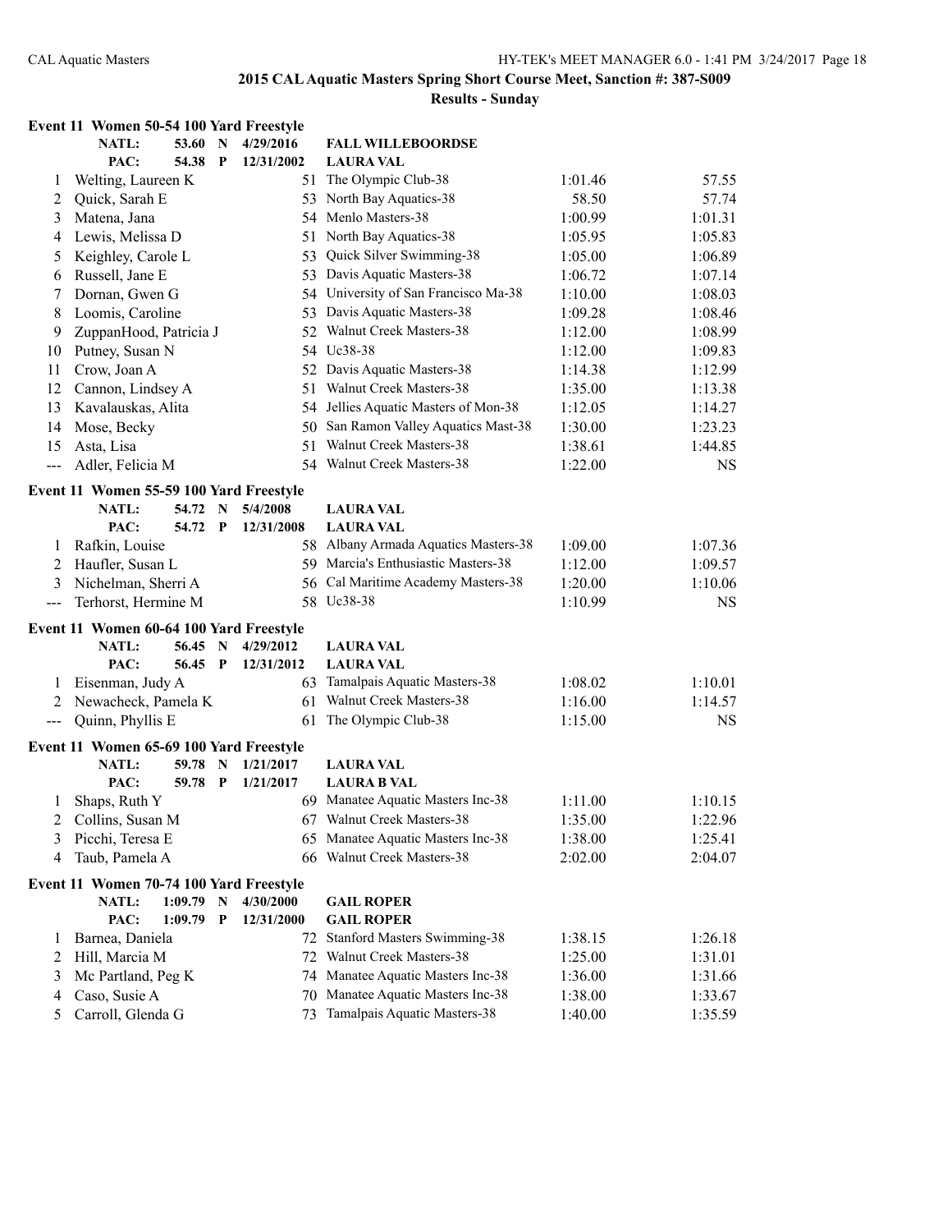## 2015 CAL Aquatic Masters Spring Short Course Meet, Sanction #: 387-S009

### Results - Sunday

**Event 11 Women 50-54 100 Yard Freestyle**

| | Name | Age | Team | Seed Time | Finals Time |
|---|---|---|---|---|---|
| | **NATL:** 53.60 N 4/29/2016 | | **FALL WILLEBOORDSE** | | |
| | **PAC:** 54.38 P 12/31/2002 | | **LAURA VAL** | | |
| 1 | Welting, Laureen K | 51 | The Olympic Club-38 | 1:01.46 | 57.55 |
| 2 | Quick, Sarah E | 53 | North Bay Aquatics-38 | 58.50 | 57.74 |
| 3 | Matena, Jana | 54 | Menlo Masters-38 | 1:00.99 | 1:01.31 |
| 4 | Lewis, Melissa D | 51 | North Bay Aquatics-38 | 1:05.95 | 1:05.83 |
| 5 | Keighley, Carole L | 53 | Quick Silver Swimming-38 | 1:05.00 | 1:06.89 |
| 6 | Russell, Jane E | 53 | Davis Aquatic Masters-38 | 1:06.72 | 1:07.14 |
| 7 | Dornan, Gwen G | 54 | University of San Francisco Ma-38 | 1:10.00 | 1:08.03 |
| 8 | Loomis, Caroline | 53 | Davis Aquatic Masters-38 | 1:09.28 | 1:08.46 |
| 9 | ZuppanHood, Patricia J | 52 | Walnut Creek Masters-38 | 1:12.00 | 1:08.99 |
| 10 | Putney, Susan N | 54 | Uc38-38 | 1:12.00 | 1:09.83 |
| 11 | Crow, Joan A | 52 | Davis Aquatic Masters-38 | 1:14.38 | 1:12.99 |
| 12 | Cannon, Lindsey A | 51 | Walnut Creek Masters-38 | 1:35.00 | 1:13.38 |
| 13 | Kavalauskas, Alita | 54 | Jellies Aquatic Masters of Mon-38 | 1:12.05 | 1:14.27 |
| 14 | Mose, Becky | 50 | San Ramon Valley Aquatics Mast-38 | 1:30.00 | 1:23.23 |
| 15 | Asta, Lisa | 51 | Walnut Creek Masters-38 | 1:38.61 | 1:44.85 |
| --- | Adler, Felicia M | 54 | Walnut Creek Masters-38 | 1:22.00 | NS |

**Event 11 Women 55-59 100 Yard Freestyle**

| | Name | Age | Team | Seed Time | Finals Time |
|---|---|---|---|---|---|
| | **NATL:** 54.72 N 5/4/2008 | | **LAURA VAL** | | |
| | **PAC:** 54.72 P 12/31/2008 | | **LAURA VAL** | | |
| 1 | Rafkin, Louise | 58 | Albany Armada Aquatics Masters-38 | 1:09.00 | 1:07.36 |
| 2 | Haufler, Susan L | 59 | Marcia's Enthusiastic Masters-38 | 1:12.00 | 1:09.57 |
| 3 | Nichelman, Sherri A | 56 | Cal Maritime Academy Masters-38 | 1:20.00 | 1:10.06 |
| --- | Terhorst, Hermine M | 58 | Uc38-38 | 1:10.99 | NS |

**Event 11 Women 60-64 100 Yard Freestyle**

| | Name | Age | Team | Seed Time | Finals Time |
|---|---|---|---|---|---|
| | **NATL:** 56.45 N 4/29/2012 | | **LAURA VAL** | | |
| | **PAC:** 56.45 P 12/31/2012 | | **LAURA VAL** | | |
| 1 | Eisenman, Judy A | 63 | Tamalpais Aquatic Masters-38 | 1:08.02 | 1:10.01 |
| 2 | Newacheck, Pamela K | 61 | Walnut Creek Masters-38 | 1:16.00 | 1:14.57 |
| --- | Quinn, Phyllis E | 61 | The Olympic Club-38 | 1:15.00 | NS |

**Event 11 Women 65-69 100 Yard Freestyle**

| | Name | Age | Team | Seed Time | Finals Time |
|---|---|---|---|---|---|
| | **NATL:** 59.78 N 1/21/2017 | | **LAURA VAL** | | |
| | **PAC:** 59.78 P 1/21/2017 | | **LAURA B VAL** | | |
| 1 | Shaps, Ruth Y | 69 | Manatee Aquatic Masters Inc-38 | 1:11.00 | 1:10.15 |
| 2 | Collins, Susan M | 67 | Walnut Creek Masters-38 | 1:35.00 | 1:22.96 |
| 3 | Picchi, Teresa E | 65 | Manatee Aquatic Masters Inc-38 | 1:38.00 | 1:25.41 |
| 4 | Taub, Pamela A | 66 | Walnut Creek Masters-38 | 2:02.00 | 2:04.07 |

**Event 11 Women 70-74 100 Yard Freestyle**

| | Name | Age | Team | Seed Time | Finals Time |
|---|---|---|---|---|---|
| | **NATL:** 1:09.79 N 4/30/2000 | | **GAIL ROPER** | | |
| | **PAC:** 1:09.79 P 12/31/2000 | | **GAIL ROPER** | | |
| 1 | Barnea, Daniela | 72 | Stanford Masters Swimming-38 | 1:38.15 | 1:26.18 |
| 2 | Hill, Marcia M | 72 | Walnut Creek Masters-38 | 1:25.00 | 1:31.01 |
| 3 | Mc Partland, Peg K | 74 | Manatee Aquatic Masters Inc-38 | 1:36.00 | 1:31.66 |
| 4 | Caso, Susie A | 70 | Manatee Aquatic Masters Inc-38 | 1:38.00 | 1:33.67 |
| 5 | Carroll, Glenda G | 73 | Tamalpais Aquatic Masters-38 | 1:40.00 | 1:35.59 |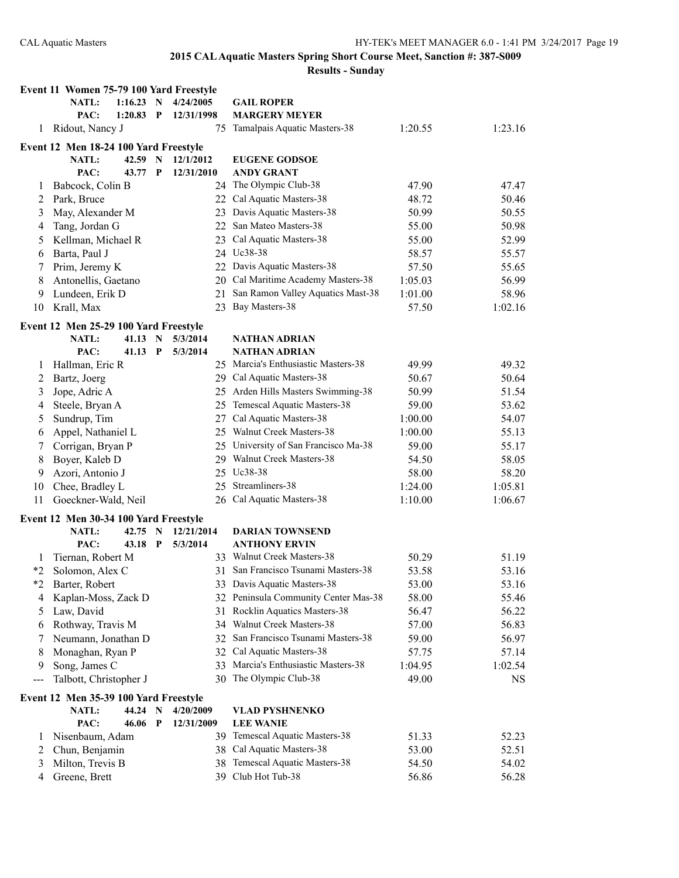**2015 CAL Aquatic Masters Spring Short Course Meet, Sanction #: 387-S009**

**Results - Sunday**

### Event 11 Women 75-79 100 Yard Freestyle

| | | | | | |
|---|---|---|---|---|---|
| NATL: | 1:16.23 N | 4/24/2005 | GAIL ROPER | | |
| PAC: | 1:20.83 P | 12/31/1998 | MARGERY MEYER | | |
| 1 | Ridout, Nancy J | 75 | Tamalpais Aquatic Masters-38 | 1:20.55 | 1:23.16 |

### Event 12 Men 18-24 100 Yard Freestyle

| | | | | | |
|---|---|---|---|---|---|
| NATL: | 42.59 N | 12/1/2012 | EUGENE GODSOE | | |
| PAC: | 43.77 P | 12/31/2010 | ANDY GRANT | | |
| 1 | Babcock, Colin B | 24 | The Olympic Club-38 | 47.90 | 47.47 |
| 2 | Park, Bruce | 22 | Cal Aquatic Masters-38 | 48.72 | 50.46 |
| 3 | May, Alexander M | 23 | Davis Aquatic Masters-38 | 50.99 | 50.55 |
| 4 | Tang, Jordan G | 22 | San Mateo Masters-38 | 55.00 | 50.98 |
| 5 | Kellman, Michael R | 23 | Cal Aquatic Masters-38 | 55.00 | 52.99 |
| 6 | Barta, Paul J | 24 | Uc38-38 | 58.57 | 55.57 |
| 7 | Prim, Jeremy K | 22 | Davis Aquatic Masters-38 | 57.50 | 55.65 |
| 8 | Antonellis, Gaetano | 20 | Cal Maritime Academy Masters-38 | 1:05.03 | 56.99 |
| 9 | Lundeen, Erik D | 21 | San Ramon Valley Aquatics Mast-38 | 1:01.00 | 58.96 |
| 10 | Krall, Max | 23 | Bay Masters-38 | 57.50 | 1:02.16 |

### Event 12 Men 25-29 100 Yard Freestyle

| | | | | | |
|---|---|---|---|---|---|
| NATL: | 41.13 N | 5/3/2014 | NATHAN ADRIAN | | |
| PAC: | 41.13 P | 5/3/2014 | NATHAN ADRIAN | | |
| 1 | Hallman, Eric R | 25 | Marcia's Enthusiastic Masters-38 | 49.99 | 49.32 |
| 2 | Bartz, Joerg | 29 | Cal Aquatic Masters-38 | 50.67 | 50.64 |
| 3 | Jope, Adric A | 25 | Arden Hills Masters Swimming-38 | 50.99 | 51.54 |
| 4 | Steele, Bryan A | 25 | Temescal Aquatic Masters-38 | 59.00 | 53.62 |
| 5 | Sundrup, Tim | 27 | Cal Aquatic Masters-38 | 1:00.00 | 54.07 |
| 6 | Appel, Nathaniel L | 25 | Walnut Creek Masters-38 | 1:00.00 | 55.13 |
| 7 | Corrigan, Bryan P | 25 | University of San Francisco Ma-38 | 59.00 | 55.17 |
| 8 | Boyer, Kaleb D | 29 | Walnut Creek Masters-38 | 54.50 | 58.05 |
| 9 | Azori, Antonio J | 25 | Uc38-38 | 58.00 | 58.20 |
| 10 | Chee, Bradley L | 25 | Streamliners-38 | 1:24.00 | 1:05.81 |
| 11 | Goeckner-Wald, Neil | 26 | Cal Aquatic Masters-38 | 1:10.00 | 1:06.67 |

### Event 12 Men 30-34 100 Yard Freestyle

| | | | | | |
|---|---|---|---|---|---|
| NATL: | 42.75 N | 12/21/2014 | DARIAN TOWNSEND | | |
| PAC: | 43.18 P | 5/3/2014 | ANTHONY ERVIN | | |
| 1 | Tiernan, Robert M | 33 | Walnut Creek Masters-38 | 50.29 | 51.19 |
| *2 | Solomon, Alex C | 31 | San Francisco Tsunami Masters-38 | 53.58 | 53.16 |
| *2 | Barter, Robert | 33 | Davis Aquatic Masters-38 | 53.00 | 53.16 |
| 4 | Kaplan-Moss, Zack D | 32 | Peninsula Community Center Mas-38 | 58.00 | 55.46 |
| 5 | Law, David | 31 | Rocklin Aquatics Masters-38 | 56.47 | 56.22 |
| 6 | Rothway, Travis M | 34 | Walnut Creek Masters-38 | 57.00 | 56.83 |
| 7 | Neumann, Jonathan D | 32 | San Francisco Tsunami Masters-38 | 59.00 | 56.97 |
| 8 | Monaghan, Ryan P | 32 | Cal Aquatic Masters-38 | 57.75 | 57.14 |
| 9 | Song, James C | 33 | Marcia's Enthusiastic Masters-38 | 1:04.95 | 1:02.54 |
| --- | Talbott, Christopher J | 30 | The Olympic Club-38 | 49.00 | NS |

### Event 12 Men 35-39 100 Yard Freestyle

| | | | | | |
|---|---|---|---|---|---|
| NATL: | 44.24 N | 4/20/2009 | VLAD PYSHNENKO | | |
| PAC: | 46.06 P | 12/31/2009 | LEE WANIE | | |
| 1 | Nisenbaum, Adam | 39 | Temescal Aquatic Masters-38 | 51.33 | 52.23 |
| 2 | Chun, Benjamin | 38 | Cal Aquatic Masters-38 | 53.00 | 52.51 |
| 3 | Milton, Trevis B | 38 | Temescal Aquatic Masters-38 | 54.50 | 54.02 |
| 4 | Greene, Brett | 39 | Club Hot Tub-38 | 56.86 | 56.28 |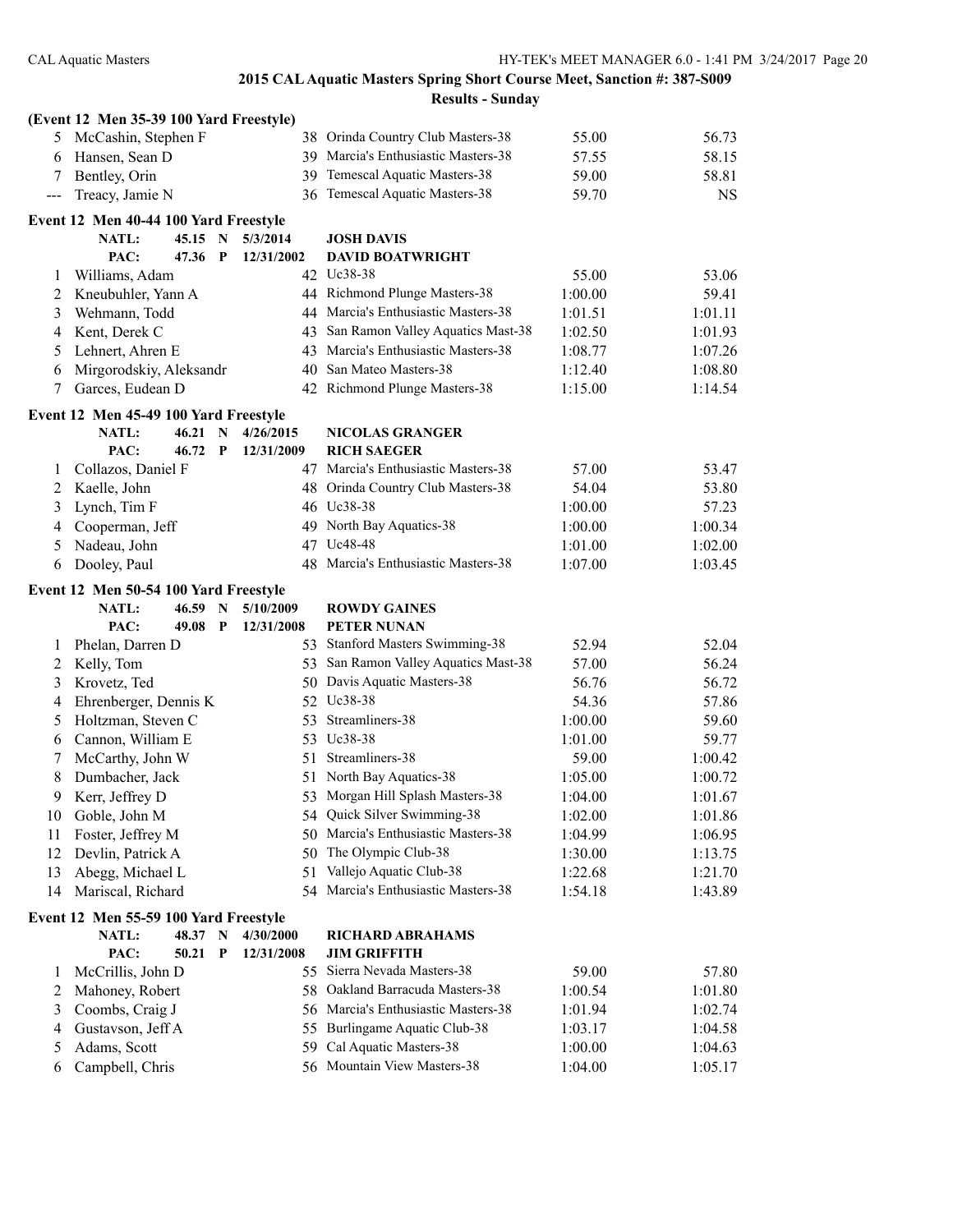## 2015 CAL Aquatic Masters Spring Short Course Meet, Sanction #: 387-S009

### Results - Sunday

**(Event 12 Men 35-39 100 Yard Freestyle)**

| | Name | Age | Team | Seed Time | Finals Time |
|---|---|---|---|---|---|
| 5 | McCashin, Stephen F | 38 | Orinda Country Club Masters-38 | 55.00 | 56.73 |
| 6 | Hansen, Sean D | 39 | Marcia's Enthusiastic Masters-38 | 57.55 | 58.15 |
| 7 | Bentley, Orin | 39 | Temescal Aquatic Masters-38 | 59.00 | 58.81 |
| --- | Treacy, Jamie N | 36 | Temescal Aquatic Masters-38 | 59.70 | NS |

**Event 12 Men 40-44 100 Yard Freestyle**

NATL: 45.15 N 5/3/2014 JOSH DAVIS
PAC: 47.36 P 12/31/2002 DAVID BOATWRIGHT

| | Name | Age | Team | Seed Time | Finals Time |
|---|---|---|---|---|---|
| 1 | Williams, Adam | 42 | Uc38-38 | 55.00 | 53.06 |
| 2 | Kneubuhler, Yann A | 44 | Richmond Plunge Masters-38 | 1:00.00 | 59.41 |
| 3 | Wehmann, Todd | 44 | Marcia's Enthusiastic Masters-38 | 1:01.51 | 1:01.11 |
| 4 | Kent, Derek C | 43 | San Ramon Valley Aquatics Mast-38 | 1:02.50 | 1:01.93 |
| 5 | Lehnert, Ahren E | 43 | Marcia's Enthusiastic Masters-38 | 1:08.77 | 1:07.26 |
| 6 | Mirgorodskiy, Aleksandr | 40 | San Mateo Masters-38 | 1:12.40 | 1:08.80 |
| 7 | Garces, Eudean D | 42 | Richmond Plunge Masters-38 | 1:15.00 | 1:14.54 |

**Event 12 Men 45-49 100 Yard Freestyle**

NATL: 46.21 N 4/26/2015 NICOLAS GRANGER
PAC: 46.72 P 12/31/2009 RICH SAEGER

| | Name | Age | Team | Seed Time | Finals Time |
|---|---|---|---|---|---|
| 1 | Collazos, Daniel F | 47 | Marcia's Enthusiastic Masters-38 | 57.00 | 53.47 |
| 2 | Kaelle, John | 48 | Orinda Country Club Masters-38 | 54.04 | 53.80 |
| 3 | Lynch, Tim F | 46 | Uc38-38 | 1:00.00 | 57.23 |
| 4 | Cooperman, Jeff | 49 | North Bay Aquatics-38 | 1:00.00 | 1:00.34 |
| 5 | Nadeau, John | 47 | Uc48-48 | 1:01.00 | 1:02.00 |
| 6 | Dooley, Paul | 48 | Marcia's Enthusiastic Masters-38 | 1:07.00 | 1:03.45 |

**Event 12 Men 50-54 100 Yard Freestyle**

NATL: 46.59 N 5/10/2009 ROWDY GAINES
PAC: 49.08 P 12/31/2008 PETER NUNAN

| | Name | Age | Team | Seed Time | Finals Time |
|---|---|---|---|---|---|
| 1 | Phelan, Darren D | 53 | Stanford Masters Swimming-38 | 52.94 | 52.04 |
| 2 | Kelly, Tom | 53 | San Ramon Valley Aquatics Mast-38 | 57.00 | 56.24 |
| 3 | Krovetz, Ted | 50 | Davis Aquatic Masters-38 | 56.76 | 56.72 |
| 4 | Ehrenberger, Dennis K | 52 | Uc38-38 | 54.36 | 57.86 |
| 5 | Holtzman, Steven C | 53 | Streamliners-38 | 1:00.00 | 59.60 |
| 6 | Cannon, William E | 53 | Uc38-38 | 1:01.00 | 59.77 |
| 7 | McCarthy, John W | 51 | Streamliners-38 | 59.00 | 1:00.42 |
| 8 | Dumbacher, Jack | 51 | North Bay Aquatics-38 | 1:05.00 | 1:00.72 |
| 9 | Kerr, Jeffrey D | 53 | Morgan Hill Splash Masters-38 | 1:04.00 | 1:01.67 |
| 10 | Goble, John M | 54 | Quick Silver Swimming-38 | 1:02.00 | 1:01.86 |
| 11 | Foster, Jeffrey M | 50 | Marcia's Enthusiastic Masters-38 | 1:04.99 | 1:06.95 |
| 12 | Devlin, Patrick A | 50 | The Olympic Club-38 | 1:30.00 | 1:13.75 |
| 13 | Abegg, Michael L | 51 | Vallejo Aquatic Club-38 | 1:22.68 | 1:21.70 |
| 14 | Mariscal, Richard | 54 | Marcia's Enthusiastic Masters-38 | 1:54.18 | 1:43.89 |

**Event 12 Men 55-59 100 Yard Freestyle**

NATL: 48.37 N 4/30/2000 RICHARD ABRAHAMS
PAC: 50.21 P 12/31/2008 JIM GRIFFITH

| | Name | Age | Team | Seed Time | Finals Time |
|---|---|---|---|---|---|
| 1 | McCrillis, John D | 55 | Sierra Nevada Masters-38 | 59.00 | 57.80 |
| 2 | Mahoney, Robert | 58 | Oakland Barracuda Masters-38 | 1:00.54 | 1:01.80 |
| 3 | Coombs, Craig J | 56 | Marcia's Enthusiastic Masters-38 | 1:01.94 | 1:02.74 |
| 4 | Gustavson, Jeff A | 55 | Burlingame Aquatic Club-38 | 1:03.17 | 1:04.58 |
| 5 | Adams, Scott | 59 | Cal Aquatic Masters-38 | 1:00.00 | 1:04.63 |
| 6 | Campbell, Chris | 56 | Mountain View Masters-38 | 1:04.00 | 1:05.17 |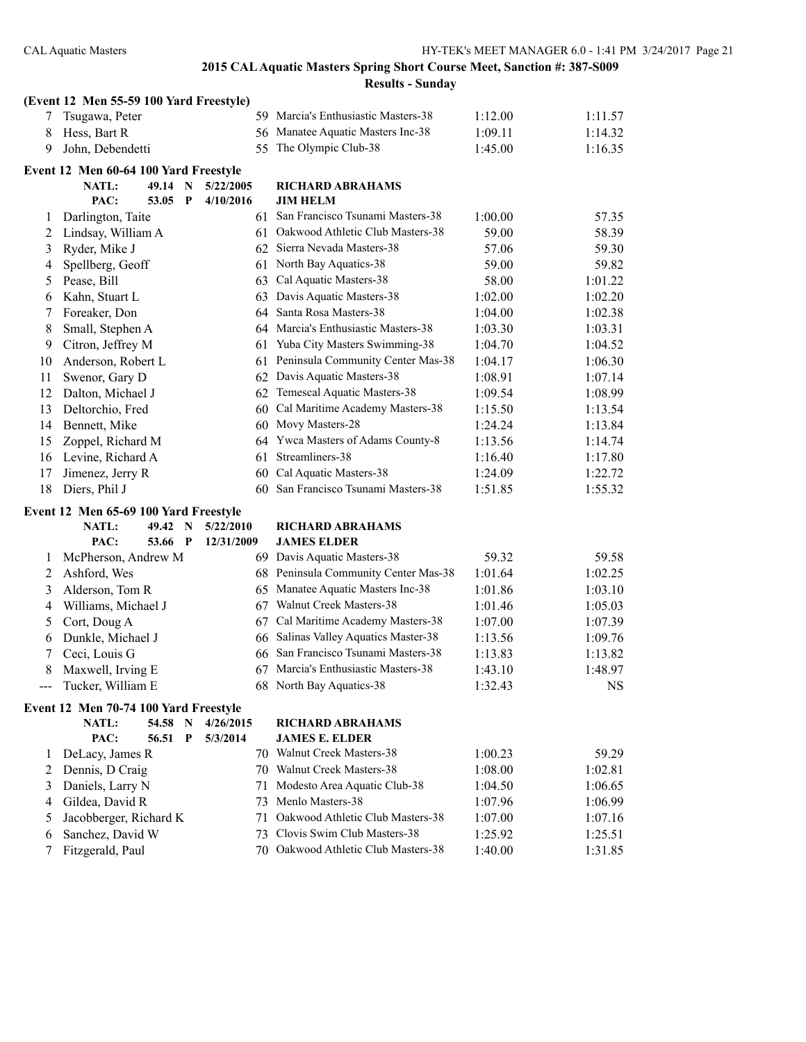## 2015 CAL Aquatic Masters Spring Short Course Meet, Sanction #: 387-S009

### Results - Sunday

**(Event 12 Men 55-59 100 Yard Freestyle)**

| Place | Name | Age | Team | Seed Time | Finals Time |
|---|---|---|---|---|---|
| 7 | Tsugawa, Peter | 59 | Marcia's Enthusiastic Masters-38 | 1:12.00 | 1:11.57 |
| 8 | Hess, Bart R | 56 | Manatee Aquatic Masters Inc-38 | 1:09.11 | 1:14.32 |
| 9 | John, Debendetti | 55 | The Olympic Club-38 | 1:45.00 | 1:16.35 |

**Event 12 Men 60-64 100 Yard Freestyle**

NATL: 49.14 N 5/22/2005 RICHARD ABRAHAMS
PAC: 53.05 P 4/10/2016 JIM HELM

| Place | Name | Age | Team | Seed Time | Finals Time |
|---|---|---|---|---|---|
| 1 | Darlington, Taite | 61 | San Francisco Tsunami Masters-38 | 1:00.00 | 57.35 |
| 2 | Lindsay, William A | 61 | Oakwood Athletic Club Masters-38 | 59.00 | 58.39 |
| 3 | Ryder, Mike J | 62 | Sierra Nevada Masters-38 | 57.06 | 59.30 |
| 4 | Spellberg, Geoff | 61 | North Bay Aquatics-38 | 59.00 | 59.82 |
| 5 | Pease, Bill | 63 | Cal Aquatic Masters-38 | 58.00 | 1:01.22 |
| 6 | Kahn, Stuart L | 63 | Davis Aquatic Masters-38 | 1:02.00 | 1:02.20 |
| 7 | Foreaker, Don | 64 | Santa Rosa Masters-38 | 1:04.00 | 1:02.38 |
| 8 | Small, Stephen A | 64 | Marcia's Enthusiastic Masters-38 | 1:03.30 | 1:03.31 |
| 9 | Citron, Jeffrey M | 61 | Yuba City Masters Swimming-38 | 1:04.70 | 1:04.52 |
| 10 | Anderson, Robert L | 61 | Peninsula Community Center Mas-38 | 1:04.17 | 1:06.30 |
| 11 | Swenor, Gary D | 62 | Davis Aquatic Masters-38 | 1:08.91 | 1:07.14 |
| 12 | Dalton, Michael J | 62 | Temescal Aquatic Masters-38 | 1:09.54 | 1:08.99 |
| 13 | Deltorchio, Fred | 60 | Cal Maritime Academy Masters-38 | 1:15.50 | 1:13.54 |
| 14 | Bennett, Mike | 60 | Movy Masters-28 | 1:24.24 | 1:13.84 |
| 15 | Zoppel, Richard M | 64 | Ywca Masters of Adams County-8 | 1:13.56 | 1:14.74 |
| 16 | Levine, Richard A | 61 | Streamliners-38 | 1:16.40 | 1:17.80 |
| 17 | Jimenez, Jerry R | 60 | Cal Aquatic Masters-38 | 1:24.09 | 1:22.72 |
| 18 | Diers, Phil J | 60 | San Francisco Tsunami Masters-38 | 1:51.85 | 1:55.32 |

**Event 12 Men 65-69 100 Yard Freestyle**

NATL: 49.42 N 5/22/2010 RICHARD ABRAHAMS
PAC: 53.66 P 12/31/2009 JAMES ELDER

| Place | Name | Age | Team | Seed Time | Finals Time |
|---|---|---|---|---|---|
| 1 | McPherson, Andrew M | 69 | Davis Aquatic Masters-38 | 59.32 | 59.58 |
| 2 | Ashford, Wes | 68 | Peninsula Community Center Mas-38 | 1:01.64 | 1:02.25 |
| 3 | Alderson, Tom R | 65 | Manatee Aquatic Masters Inc-38 | 1:01.86 | 1:03.10 |
| 4 | Williams, Michael J | 67 | Walnut Creek Masters-38 | 1:01.46 | 1:05.03 |
| 5 | Cort, Doug A | 67 | Cal Maritime Academy Masters-38 | 1:07.00 | 1:07.39 |
| 6 | Dunkle, Michael J | 66 | Salinas Valley Aquatics Master-38 | 1:13.56 | 1:09.76 |
| 7 | Ceci, Louis G | 66 | San Francisco Tsunami Masters-38 | 1:13.83 | 1:13.82 |
| 8 | Maxwell, Irving E | 67 | Marcia's Enthusiastic Masters-38 | 1:43.10 | 1:48.97 |
| --- | Tucker, William E | 68 | North Bay Aquatics-38 | 1:32.43 | NS |

**Event 12 Men 70-74 100 Yard Freestyle**

NATL: 54.58 N 4/26/2015 RICHARD ABRAHAMS
PAC: 56.51 P 5/3/2014 JAMES E. ELDER

| Place | Name | Age | Team | Seed Time | Finals Time |
|---|---|---|---|---|---|
| 1 | DeLacy, James R | 70 | Walnut Creek Masters-38 | 1:00.23 | 59.29 |
| 2 | Dennis, D Craig | 70 | Walnut Creek Masters-38 | 1:08.00 | 1:02.81 |
| 3 | Daniels, Larry N | 71 | Modesto Area Aquatic Club-38 | 1:04.50 | 1:06.65 |
| 4 | Gildea, David R | 73 | Menlo Masters-38 | 1:07.96 | 1:06.99 |
| 5 | Jacobberger, Richard K | 71 | Oakwood Athletic Club Masters-38 | 1:07.00 | 1:07.16 |
| 6 | Sanchez, David W | 73 | Clovis Swim Club Masters-38 | 1:25.92 | 1:25.51 |
| 7 | Fitzgerald, Paul | 70 | Oakwood Athletic Club Masters-38 | 1:40.00 | 1:31.85 |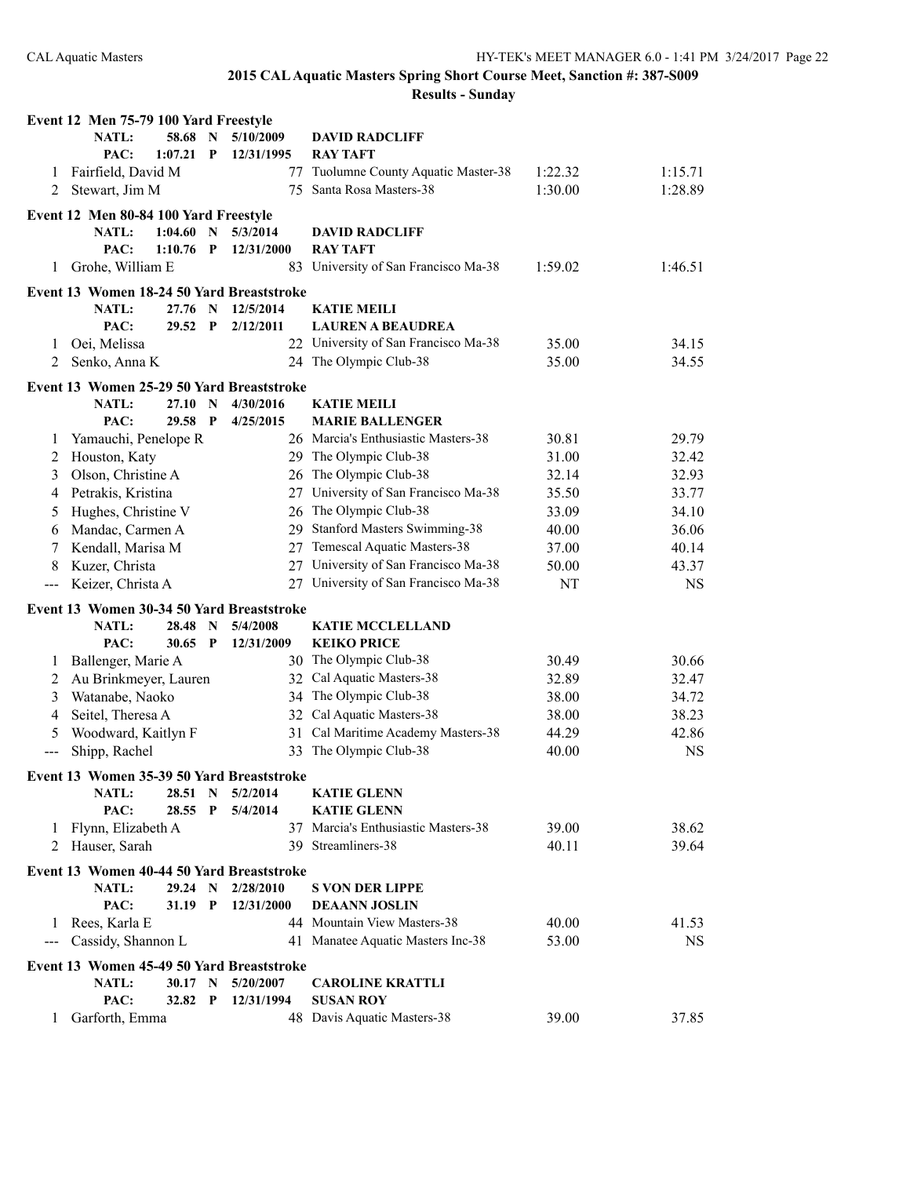## 2015 CAL Aquatic Masters Spring Short Course Meet, Sanction #: 387-S009

### Results - Sunday

**Event 12 Men 75-79 100 Yard Freestyle**

| | | | | | |
|---|---|---|---|---|---|
| NATL: | 58.68 N | 5/10/2009 | DAVID RADCLIFF | | |
| PAC: | 1:07.21 P | 12/31/1995 | RAY TAFT | | |
| 1 | Fairfield, David M | 77 | Tuolumne County Aquatic Master-38 | 1:22.32 | 1:15.71 |
| 2 | Stewart, Jim M | 75 | Santa Rosa Masters-38 | 1:30.00 | 1:28.89 |

**Event 12 Men 80-84 100 Yard Freestyle**

| | | | | | |
|---|---|---|---|---|---|
| NATL: | 1:04.60 N | 5/3/2014 | DAVID RADCLIFF | | |
| PAC: | 1:10.76 P | 12/31/2000 | RAY TAFT | | |
| 1 | Grohe, William E | 83 | University of San Francisco Ma-38 | 1:59.02 | 1:46.51 |

**Event 13 Women 18-24 50 Yard Breaststroke**

| | | | | | |
|---|---|---|---|---|---|
| NATL: | 27.76 N | 12/5/2014 | KATIE MEILI | | |
| PAC: | 29.52 P | 2/12/2011 | LAUREN A BEAUDREA | | |
| 1 | Oei, Melissa | 22 | University of San Francisco Ma-38 | 35.00 | 34.15 |
| 2 | Senko, Anna K | 24 | The Olympic Club-38 | 35.00 | 34.55 |

**Event 13 Women 25-29 50 Yard Breaststroke**

| | | | | | |
|---|---|---|---|---|---|
| NATL: | 27.10 N | 4/30/2016 | KATIE MEILI | | |
| PAC: | 29.58 P | 4/25/2015 | MARIE BALLENGER | | |
| 1 | Yamauchi, Penelope R | 26 | Marcia's Enthusiastic Masters-38 | 30.81 | 29.79 |
| 2 | Houston, Katy | 29 | The Olympic Club-38 | 31.00 | 32.42 |
| 3 | Olson, Christine A | 26 | The Olympic Club-38 | 32.14 | 32.93 |
| 4 | Petrakis, Kristina | 27 | University of San Francisco Ma-38 | 35.50 | 33.77 |
| 5 | Hughes, Christine V | 26 | The Olympic Club-38 | 33.09 | 34.10 |
| 6 | Mandac, Carmen A | 29 | Stanford Masters Swimming-38 | 40.00 | 36.06 |
| 7 | Kendall, Marisa M | 27 | Temescal Aquatic Masters-38 | 37.00 | 40.14 |
| 8 | Kuzer, Christa | 27 | University of San Francisco Ma-38 | 50.00 | 43.37 |
| --- | Keizer, Christa A | 27 | University of San Francisco Ma-38 | NT | NS |

**Event 13 Women 30-34 50 Yard Breaststroke**

| | | | | | |
|---|---|---|---|---|---|
| NATL: | 28.48 N | 5/4/2008 | KATIE MCCLELLAND | | |
| PAC: | 30.65 P | 12/31/2009 | KEIKO PRICE | | |
| 1 | Ballenger, Marie A | 30 | The Olympic Club-38 | 30.49 | 30.66 |
| 2 | Au Brinkmeyer, Lauren | 32 | Cal Aquatic Masters-38 | 32.89 | 32.47 |
| 3 | Watanabe, Naoko | 34 | The Olympic Club-38 | 38.00 | 34.72 |
| 4 | Seitel, Theresa A | 32 | Cal Aquatic Masters-38 | 38.00 | 38.23 |
| 5 | Woodward, Kaitlyn F | 31 | Cal Maritime Academy Masters-38 | 44.29 | 42.86 |
| --- | Shipp, Rachel | 33 | The Olympic Club-38 | 40.00 | NS |

**Event 13 Women 35-39 50 Yard Breaststroke**

| | | | | | |
|---|---|---|---|---|---|
| NATL: | 28.51 N | 5/2/2014 | KATIE GLENN | | |
| PAC: | 28.55 P | 5/4/2014 | KATIE GLENN | | |
| 1 | Flynn, Elizabeth A | 37 | Marcia's Enthusiastic Masters-38 | 39.00 | 38.62 |
| 2 | Hauser, Sarah | 39 | Streamliners-38 | 40.11 | 39.64 |

**Event 13 Women 40-44 50 Yard Breaststroke**

| | | | | | |
|---|---|---|---|---|---|
| NATL: | 29.24 N | 2/28/2010 | S VON DER LIPPE | | |
| PAC: | 31.19 P | 12/31/2000 | DEAANN JOSLIN | | |
| 1 | Rees, Karla E | 44 | Mountain View Masters-38 | 40.00 | 41.53 |
| --- | Cassidy, Shannon L | 41 | Manatee Aquatic Masters Inc-38 | 53.00 | NS |

**Event 13 Women 45-49 50 Yard Breaststroke**

| | | | | | |
|---|---|---|---|---|---|
| NATL: | 30.17 N | 5/20/2007 | CAROLINE KRATTLI | | |
| PAC: | 32.82 P | 12/31/1994 | SUSAN ROY | | |
| 1 | Garforth, Emma | 48 | Davis Aquatic Masters-38 | 39.00 | 37.85 |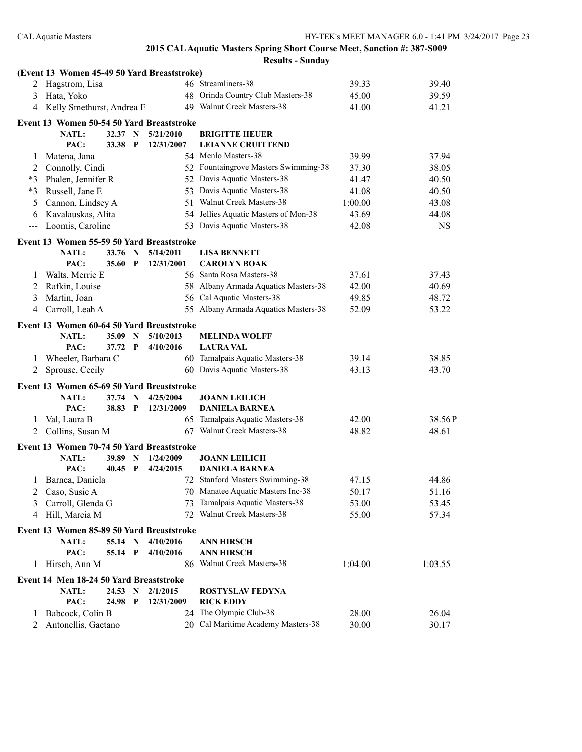## 2015 CAL Aquatic Masters Spring Short Course Meet, Sanction #: 387-S009

### Results - Sunday

**(Event 13 Women 45-49 50 Yard Breaststroke)**

| Place | Name | Age | Team | Seed Time | Finals Time |
|---|---|---|---|---|---|
| 2 | Hagstrom, Lisa | 46 | Streamliners-38 | 39.33 | 39.40 |
| 3 | Hata, Yoko | 48 | Orinda Country Club Masters-38 | 45.00 | 39.59 |
| 4 | Kelly Smethurst, Andrea E | 49 | Walnut Creek Masters-38 | 41.00 | 41.21 |

**Event 13 Women 50-54 50 Yard Breaststroke**

NATL: 32.37 N 5/21/2010 BRIGITTE HEUER
PAC: 33.38 P 12/31/2007 LEIANNE CRUITTEND

| Place | Name | Age | Team | Seed Time | Finals Time |
|---|---|---|---|---|---|
| 1 | Matena, Jana | 54 | Menlo Masters-38 | 39.99 | 37.94 |
| 2 | Connolly, Cindi | 52 | Fountaingrove Masters Swimming-38 | 37.30 | 38.05 |
| *3 | Phalen, Jennifer R | 52 | Davis Aquatic Masters-38 | 41.47 | 40.50 |
| *3 | Russell, Jane E | 53 | Davis Aquatic Masters-38 | 41.08 | 40.50 |
| 5 | Cannon, Lindsey A | 51 | Walnut Creek Masters-38 | 1:00.00 | 43.08 |
| 6 | Kavalauskas, Alita | 54 | Jellies Aquatic Masters of Mon-38 | 43.69 | 44.08 |
| --- | Loomis, Caroline | 53 | Davis Aquatic Masters-38 | 42.08 | NS |

**Event 13 Women 55-59 50 Yard Breaststroke**

NATL: 33.76 N 5/14/2011 LISA BENNETT
PAC: 35.60 P 12/31/2001 CAROLYN BOAK

| Place | Name | Age | Team | Seed Time | Finals Time |
|---|---|---|---|---|---|
| 1 | Walts, Merrie E | 56 | Santa Rosa Masters-38 | 37.61 | 37.43 |
| 2 | Rafkin, Louise | 58 | Albany Armada Aquatics Masters-38 | 42.00 | 40.69 |
| 3 | Martin, Joan | 56 | Cal Aquatic Masters-38 | 49.85 | 48.72 |
| 4 | Carroll, Leah A | 55 | Albany Armada Aquatics Masters-38 | 52.09 | 53.22 |

**Event 13 Women 60-64 50 Yard Breaststroke**

NATL: 35.09 N 5/10/2013 MELINDA WOLFF
PAC: 37.72 P 4/10/2016 LAURA VAL

| Place | Name | Age | Team | Seed Time | Finals Time |
|---|---|---|---|---|---|
| 1 | Wheeler, Barbara C | 60 | Tamalpais Aquatic Masters-38 | 39.14 | 38.85 |
| 2 | Sprouse, Cecily | 60 | Davis Aquatic Masters-38 | 43.13 | 43.70 |

**Event 13 Women 65-69 50 Yard Breaststroke**

NATL: 37.74 N 4/25/2004 JOANN LEILICH
PAC: 38.83 P 12/31/2009 DANIELA BARNEA

| Place | Name | Age | Team | Seed Time | Finals Time |
|---|---|---|---|---|---|
| 1 | Val, Laura B | 65 | Tamalpais Aquatic Masters-38 | 42.00 | 38.56P |
| 2 | Collins, Susan M | 67 | Walnut Creek Masters-38 | 48.82 | 48.61 |

**Event 13 Women 70-74 50 Yard Breaststroke**

NATL: 39.89 N 1/24/2009 JOANN LEILICH
PAC: 40.45 P 4/24/2015 DANIELA BARNEA

| Place | Name | Age | Team | Seed Time | Finals Time |
|---|---|---|---|---|---|
| 1 | Barnea, Daniela | 72 | Stanford Masters Swimming-38 | 47.15 | 44.86 |
| 2 | Caso, Susie A | 70 | Manatee Aquatic Masters Inc-38 | 50.17 | 51.16 |
| 3 | Carroll, Glenda G | 73 | Tamalpais Aquatic Masters-38 | 53.00 | 53.45 |
| 4 | Hill, Marcia M | 72 | Walnut Creek Masters-38 | 55.00 | 57.34 |

**Event 13 Women 85-89 50 Yard Breaststroke**

NATL: 55.14 N 4/10/2016 ANN HIRSCH
PAC: 55.14 P 4/10/2016 ANN HIRSCH

| Place | Name | Age | Team | Seed Time | Finals Time |
|---|---|---|---|---|---|
| 1 | Hirsch, Ann M | 86 | Walnut Creek Masters-38 | 1:04.00 | 1:03.55 |

**Event 14 Men 18-24 50 Yard Breaststroke**

NATL: 24.53 N 2/1/2015 ROSTYSLAV FEDYNA
PAC: 24.98 P 12/31/2009 RICK EDDY

| Place | Name | Age | Team | Seed Time | Finals Time |
|---|---|---|---|---|---|
| 1 | Babcock, Colin B | 24 | The Olympic Club-38 | 28.00 | 26.04 |
| 2 | Antonellis, Gaetano | 20 | Cal Maritime Academy Masters-38 | 30.00 | 30.17 |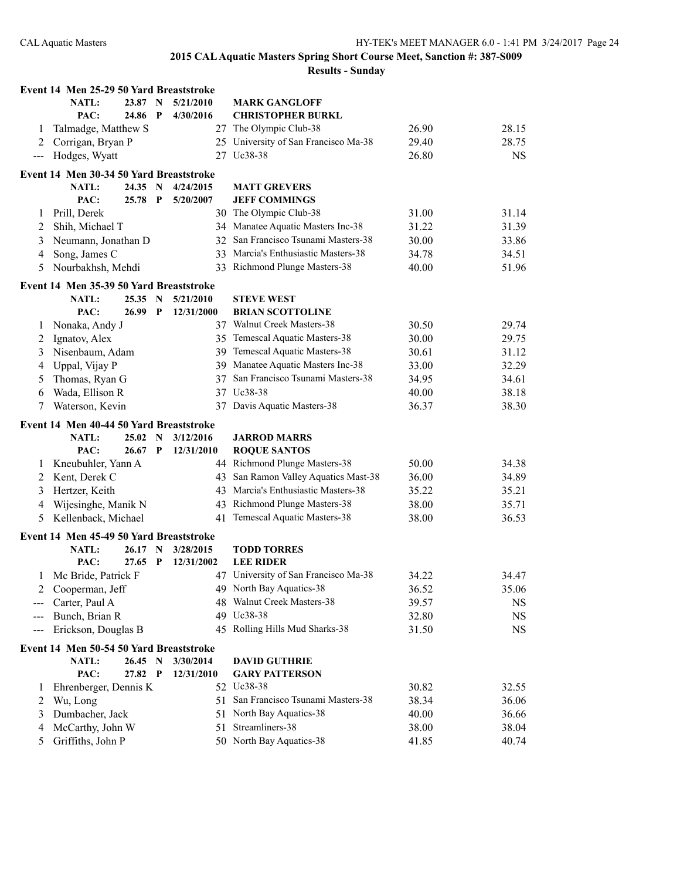# 2015 CAL Aquatic Masters Spring Short Course Meet, Sanction #: 387-S009

## Results - Sunday

### Event 14 Men 25-29 50 Yard Breaststroke

| | | | | | |
|---|---|---|---|---|---|
| NATL: | 23.87 N | 5/21/2010 | MARK GANGLOFF | | |
| PAC: | 24.86 P | 4/30/2016 | CHRISTOPHER BURKL | | |
| 1 | Talmadge, Matthew S | 27 | The Olympic Club-38 | 26.90 | 28.15 |
| 2 | Corrigan, Bryan P | 25 | University of San Francisco Ma-38 | 29.40 | 28.75 |
| --- | Hodges, Wyatt | 27 | Uc38-38 | 26.80 | NS |

### Event 14 Men 30-34 50 Yard Breaststroke

| | | | | | |
|---|---|---|---|---|---|
| NATL: | 24.35 N | 4/24/2015 | MATT GREVERS | | |
| PAC: | 25.78 P | 5/20/2007 | JEFF COMMINGS | | |
| 1 | Prill, Derek | 30 | The Olympic Club-38 | 31.00 | 31.14 |
| 2 | Shih, Michael T | 34 | Manatee Aquatic Masters Inc-38 | 31.22 | 31.39 |
| 3 | Neumann, Jonathan D | 32 | San Francisco Tsunami Masters-38 | 30.00 | 33.86 |
| 4 | Song, James C | 33 | Marcia's Enthusiastic Masters-38 | 34.78 | 34.51 |
| 5 | Nourbakhsh, Mehdi | 33 | Richmond Plunge Masters-38 | 40.00 | 51.96 |

### Event 14 Men 35-39 50 Yard Breaststroke

| | | | | | |
|---|---|---|---|---|---|
| NATL: | 25.35 N | 5/21/2010 | STEVE WEST | | |
| PAC: | 26.99 P | 12/31/2000 | BRIAN SCOTTOLINE | | |
| 1 | Nonaka, Andy J | 37 | Walnut Creek Masters-38 | 30.50 | 29.74 |
| 2 | Ignatov, Alex | 35 | Temescal Aquatic Masters-38 | 30.00 | 29.75 |
| 3 | Nisenbaum, Adam | 39 | Temescal Aquatic Masters-38 | 30.61 | 31.12 |
| 4 | Uppal, Vijay P | 39 | Manatee Aquatic Masters Inc-38 | 33.00 | 32.29 |
| 5 | Thomas, Ryan G | 37 | San Francisco Tsunami Masters-38 | 34.95 | 34.61 |
| 6 | Wada, Ellison R | 37 | Uc38-38 | 40.00 | 38.18 |
| 7 | Waterson, Kevin | 37 | Davis Aquatic Masters-38 | 36.37 | 38.30 |

### Event 14 Men 40-44 50 Yard Breaststroke

| | | | | | |
|---|---|---|---|---|---|
| NATL: | 25.02 N | 3/12/2016 | JARROD MARRS | | |
| PAC: | 26.67 P | 12/31/2010 | ROQUE SANTOS | | |
| 1 | Kneubuhler, Yann A | 44 | Richmond Plunge Masters-38 | 50.00 | 34.38 |
| 2 | Kent, Derek C | 43 | San Ramon Valley Aquatics Mast-38 | 36.00 | 34.89 |
| 3 | Hertzer, Keith | 43 | Marcia's Enthusiastic Masters-38 | 35.22 | 35.21 |
| 4 | Wijesinghe, Manik N | 43 | Richmond Plunge Masters-38 | 38.00 | 35.71 |
| 5 | Kellenback, Michael | 41 | Temescal Aquatic Masters-38 | 38.00 | 36.53 |

### Event 14 Men 45-49 50 Yard Breaststroke

| | | | | | |
|---|---|---|---|---|---|
| NATL: | 26.17 N | 3/28/2015 | TODD TORRES | | |
| PAC: | 27.65 P | 12/31/2002 | LEE RIDER | | |
| 1 | Mc Bride, Patrick F | 47 | University of San Francisco Ma-38 | 34.22 | 34.47 |
| 2 | Cooperman, Jeff | 49 | North Bay Aquatics-38 | 36.52 | 35.06 |
| --- | Carter, Paul A | 48 | Walnut Creek Masters-38 | 39.57 | NS |
| --- | Bunch, Brian R | 49 | Uc38-38 | 32.80 | NS |
| --- | Erickson, Douglas B | 45 | Rolling Hills Mud Sharks-38 | 31.50 | NS |

### Event 14 Men 50-54 50 Yard Breaststroke

| | | | | | |
|---|---|---|---|---|---|
| NATL: | 26.45 N | 3/30/2014 | DAVID GUTHRIE | | |
| PAC: | 27.82 P | 12/31/2010 | GARY PATTERSON | | |
| 1 | Ehrenberger, Dennis K | 52 | Uc38-38 | 30.82 | 32.55 |
| 2 | Wu, Long | 51 | San Francisco Tsunami Masters-38 | 38.34 | 36.06 |
| 3 | Dumbacher, Jack | 51 | North Bay Aquatics-38 | 40.00 | 36.66 |
| 4 | McCarthy, John W | 51 | Streamliners-38 | 38.00 | 38.04 |
| 5 | Griffiths, John P | 50 | North Bay Aquatics-38 | 41.85 | 40.74 |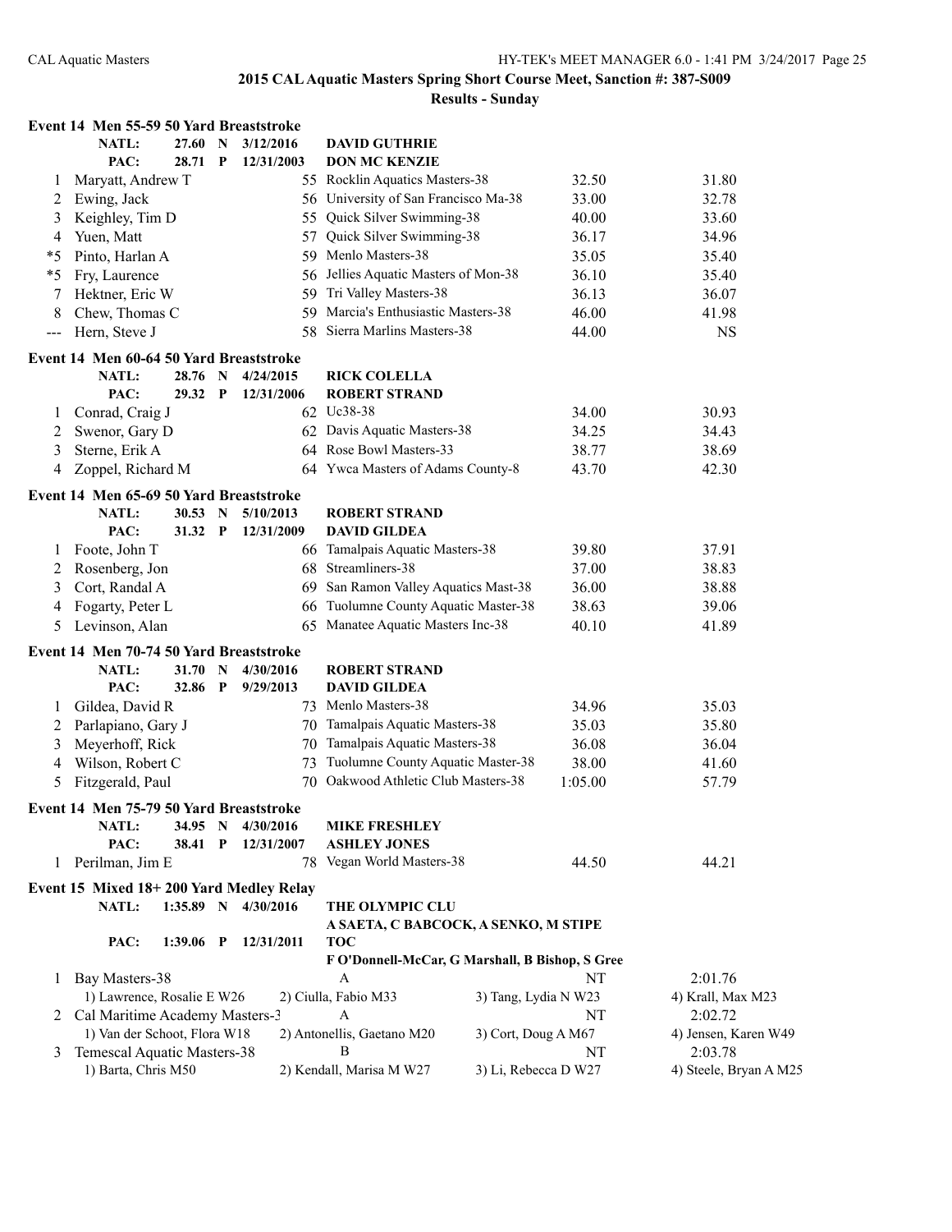## 2015 CAL Aquatic Masters Spring Short Course Meet, Sanction #: 387-S009

### Results - Sunday

**Event 14 Men 55-59 50 Yard Breaststroke**

NATL: 27.60 N 3/12/2016 DAVID GUTHRIE
PAC: 28.71 P 12/31/2003 DON MC KENZIE

| Place | Name | Age | Team | Seed | Finals |
|---|---|---|---|---|---|
| 1 | Maryatt, Andrew T | 55 | Rocklin Aquatics Masters-38 | 32.50 | 31.80 |
| 2 | Ewing, Jack | 56 | University of San Francisco Ma-38 | 33.00 | 32.78 |
| 3 | Keighley, Tim D | 55 | Quick Silver Swimming-38 | 40.00 | 33.60 |
| 4 | Yuen, Matt | 57 | Quick Silver Swimming-38 | 36.17 | 34.96 |
| *5 | Pinto, Harlan A | 59 | Menlo Masters-38 | 35.05 | 35.40 |
| *5 | Fry, Laurence | 56 | Jellies Aquatic Masters of Mon-38 | 36.10 | 35.40 |
| 7 | Hektner, Eric W | 59 | Tri Valley Masters-38 | 36.13 | 36.07 |
| 8 | Chew, Thomas C | 59 | Marcia's Enthusiastic Masters-38 | 46.00 | 41.98 |
| --- | Hern, Steve J | 58 | Sierra Marlins Masters-38 | 44.00 | NS |

**Event 14 Men 60-64 50 Yard Breaststroke**

NATL: 28.76 N 4/24/2015 RICK COLELLA
PAC: 29.32 P 12/31/2006 ROBERT STRAND

| Place | Name | Age | Team | Seed | Finals |
|---|---|---|---|---|---|
| 1 | Conrad, Craig J | 62 | Uc38-38 | 34.00 | 30.93 |
| 2 | Swenor, Gary D | 62 | Davis Aquatic Masters-38 | 34.25 | 34.43 |
| 3 | Sterne, Erik A | 64 | Rose Bowl Masters-33 | 38.77 | 38.69 |
| 4 | Zoppel, Richard M | 64 | Ywca Masters of Adams County-8 | 43.70 | 42.30 |

**Event 14 Men 65-69 50 Yard Breaststroke**

NATL: 30.53 N 5/10/2013 ROBERT STRAND
PAC: 31.32 P 12/31/2009 DAVID GILDEA

| Place | Name | Age | Team | Seed | Finals |
|---|---|---|---|---|---|
| 1 | Foote, John T | 66 | Tamalpais Aquatic Masters-38 | 39.80 | 37.91 |
| 2 | Rosenberg, Jon | 68 | Streamliners-38 | 37.00 | 38.83 |
| 3 | Cort, Randal A | 69 | San Ramon Valley Aquatics Mast-38 | 36.00 | 38.88 |
| 4 | Fogarty, Peter L | 66 | Tuolumne County Aquatic Master-38 | 38.63 | 39.06 |
| 5 | Levinson, Alan | 65 | Manatee Aquatic Masters Inc-38 | 40.10 | 41.89 |

**Event 14 Men 70-74 50 Yard Breaststroke**

NATL: 31.70 N 4/30/2016 ROBERT STRAND
PAC: 32.86 P 9/29/2013 DAVID GILDEA

| Place | Name | Age | Team | Seed | Finals |
|---|---|---|---|---|---|
| 1 | Gildea, David R | 73 | Menlo Masters-38 | 34.96 | 35.03 |
| 2 | Parlapiano, Gary J | 70 | Tamalpais Aquatic Masters-38 | 35.03 | 35.80 |
| 3 | Meyerhoff, Rick | 70 | Tamalpais Aquatic Masters-38 | 36.08 | 36.04 |
| 4 | Wilson, Robert C | 73 | Tuolumne County Aquatic Master-38 | 38.00 | 41.60 |
| 5 | Fitzgerald, Paul | 70 | Oakwood Athletic Club Masters-38 | 1:05.00 | 57.79 |

**Event 14 Men 75-79 50 Yard Breaststroke**

NATL: 34.95 N 4/30/2016 MIKE FRESHLEY
PAC: 38.41 P 12/31/2007 ASHLEY JONES

| Place | Name | Age | Team | Seed | Finals |
|---|---|---|---|---|---|
| 1 | Perilman, Jim E | 78 | Vegan World Masters-38 | 44.50 | 44.21 |

**Event 15 Mixed 18+ 200 Yard Medley Relay**

NATL: 1:35.89 N 4/30/2016 THE OLYMPIC CLU
A SAETA, C BABCOCK, A SENKO, M STIPE
PAC: 1:39.06 P 12/31/2011 TOC
F O'Donnell-McCar, G Marshall, B Bishop, S Gree

| Place | Team | Relay | Seed | Finals |
|---|---|---|---|---|
| 1 | Bay Masters-38 | A | NT | 2:01.76 |
| | 1) Lawrence, Rosalie E W26 | 2) Ciulla, Fabio M33 | 3) Tang, Lydia N W23 | 4) Krall, Max M23 |
| 2 | Cal Maritime Academy Masters-3 | A | NT | 2:02.72 |
| | 1) Van der Schoot, Flora W18 | 2) Antonellis, Gaetano M20 | 3) Cort, Doug A M67 | 4) Jensen, Karen W49 |
| 3 | Temescal Aquatic Masters-38 | B | NT | 2:03.78 |
| | 1) Barta, Chris M50 | 2) Kendall, Marisa M W27 | 3) Li, Rebecca D W27 | 4) Steele, Bryan A M25 |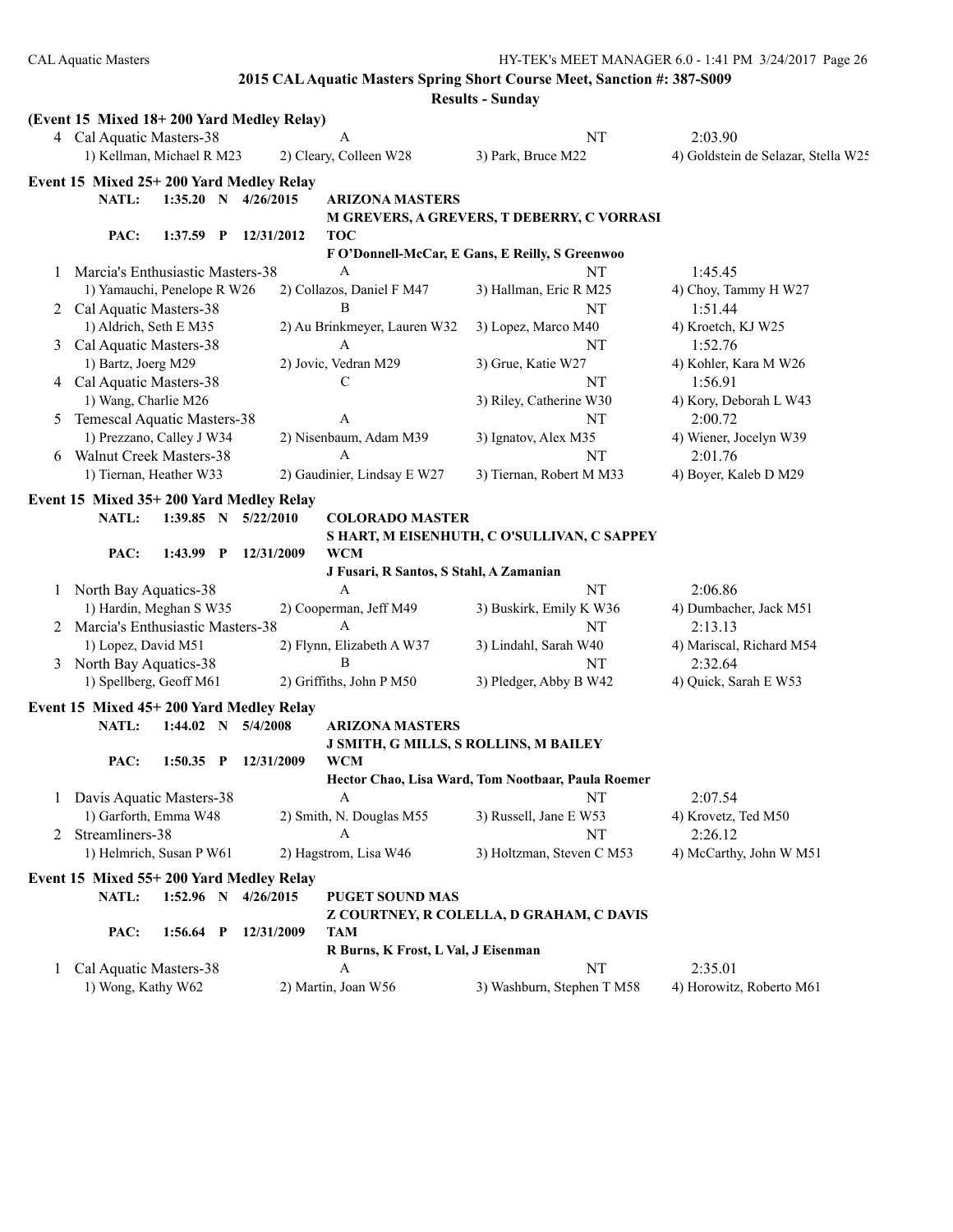## 2015 CAL Aquatic Masters Spring Short Course Meet, Sanction #: 387-S009

### Results - Sunday

**(Event 15 Mixed 18+ 200 Yard Medley Relay)**

| | Team | Relay | Seed Time | Finals Time |
|---|---|---|---|---|
| 4 | Cal Aquatic Masters-38 | A | NT | 2:03.90 |

1) Kellman, Michael R M23 2) Cleary, Colleen W28 3) Park, Bruce M22 4) Goldstein de Selazar, Stella W25

**Event 15 Mixed 25+ 200 Yard Medley Relay**

NATL: 1:35.20 N 4/26/2015 ARIZONA MASTERS
M GREVERS, A GREVERS, T DEBERRY, C VORRASI

PAC: 1:37.59 P 12/31/2012 TOC
F O'Donnell-McCar, E Gans, E Reilly, S Greenwoo

| | Team | Relay | Seed Time | Finals Time |
|---|---|---|---|---|
| 1 | Marcia's Enthusiastic Masters-38 | A | NT | 1:45.45 |
| | 1) Yamauchi, Penelope R W26 2) Collazos, Daniel F M47 3) Hallman, Eric R M25 4) Choy, Tammy H W27 | | | |
| 2 | Cal Aquatic Masters-38 | B | NT | 1:51.44 |
| | 1) Aldrich, Seth E M35 2) Au Brinkmeyer, Lauren W32 3) Lopez, Marco M40 4) Kroetch, KJ W25 | | | |
| 3 | Cal Aquatic Masters-38 | A | NT | 1:52.76 |
| | 1) Bartz, Joerg M29 2) Jovic, Vedran M29 3) Grue, Katie W27 4) Kohler, Kara M W26 | | | |
| 4 | Cal Aquatic Masters-38 | C | NT | 1:56.91 |
| | 1) Wang, Charlie M26 3) Riley, Catherine W30 4) Kory, Deborah L W43 | | | |
| 5 | Temescal Aquatic Masters-38 | A | NT | 2:00.72 |
| | 1) Prezzano, Calley J W34 2) Nisenbaum, Adam M39 3) Ignatov, Alex M35 4) Wiener, Jocelyn W39 | | | |
| 6 | Walnut Creek Masters-38 | A | NT | 2:01.76 |
| | 1) Tiernan, Heather W33 2) Gaudinier, Lindsay E W27 3) Tiernan, Robert M M33 4) Boyer, Kaleb D M29 | | | |

**Event 15 Mixed 35+ 200 Yard Medley Relay**

NATL: 1:39.85 N 5/22/2010 COLORADO MASTER
S HART, M EISENHUTH, C O'SULLIVAN, C SAPPEY

PAC: 1:43.99 P 12/31/2009 WCM
J Fusari, R Santos, S Stahl, A Zamanian

| | Team | Relay | Seed Time | Finals Time |
|---|---|---|---|---|
| 1 | North Bay Aquatics-38 | A | NT | 2:06.86 |
| | 1) Hardin, Meghan S W35 2) Cooperman, Jeff M49 3) Buskirk, Emily K W36 4) Dumbacher, Jack M51 | | | |
| 2 | Marcia's Enthusiastic Masters-38 | A | NT | 2:13.13 |
| | 1) Lopez, David M51 2) Flynn, Elizabeth A W37 3) Lindahl, Sarah W40 4) Mariscal, Richard M54 | | | |
| 3 | North Bay Aquatics-38 | B | NT | 2:32.64 |
| | 1) Spellberg, Geoff M61 2) Griffiths, John P M50 3) Pledger, Abby B W42 4) Quick, Sarah E W53 | | | |

**Event 15 Mixed 45+ 200 Yard Medley Relay**

NATL: 1:44.02 N 5/4/2008 ARIZONA MASTERS
J SMITH, G MILLS, S ROLLINS, M BAILEY

PAC: 1:50.35 P 12/31/2009 WCM
Hector Chao, Lisa Ward, Tom Nootbaar, Paula Roemer

| | Team | Relay | Seed Time | Finals Time |
|---|---|---|---|---|
| 1 | Davis Aquatic Masters-38 | A | NT | 2:07.54 |
| | 1) Garforth, Emma W48 2) Smith, N. Douglas M55 3) Russell, Jane E W53 4) Krovetz, Ted M50 | | | |
| 2 | Streamliners-38 | A | NT | 2:26.12 |
| | 1) Helmrich, Susan P W61 2) Hagstrom, Lisa W46 3) Holtzman, Steven C M53 4) McCarthy, John W M51 | | | |

**Event 15 Mixed 55+ 200 Yard Medley Relay**

NATL: 1:52.96 N 4/26/2015 PUGET SOUND MAS
Z COURTNEY, R COLELLA, D GRAHAM, C DAVIS

PAC: 1:56.64 P 12/31/2009 TAM
R Burns, K Frost, L Val, J Eisenman

| | Team | Relay | Seed Time | Finals Time |
|---|---|---|---|---|
| 1 | Cal Aquatic Masters-38 | A | NT | 2:35.01 |
| | 1) Wong, Kathy W62 2) Martin, Joan W56 3) Washburn, Stephen T M58 4) Horowitz, Roberto M61 | | | |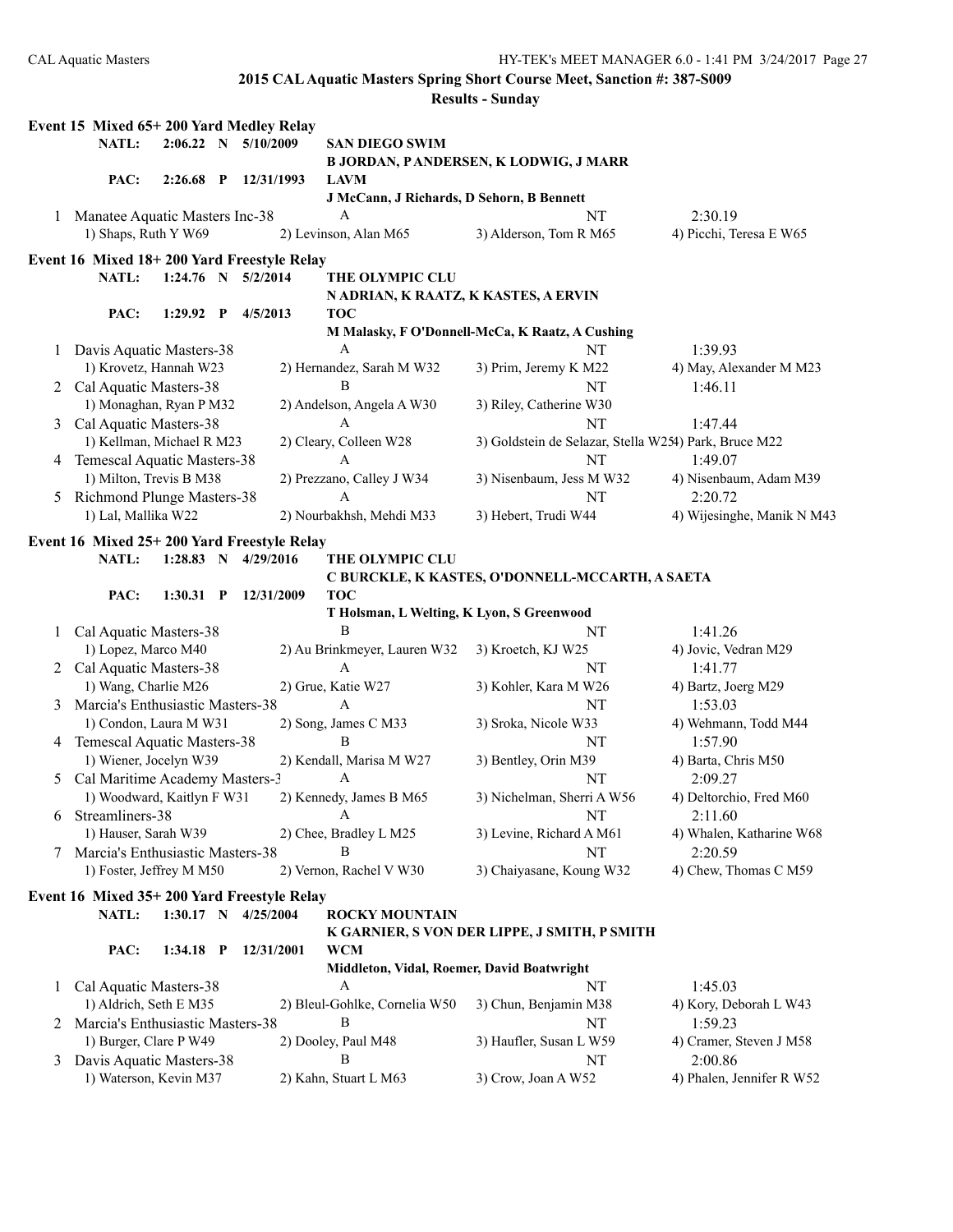**2015 CAL Aquatic Masters Spring Short Course Meet, Sanction #: 387-S009**

**Results - Sunday**

### Event 15 Mixed 65+ 200 Yard Medley Relay

| | | | | | |
|---|---|---|---|---|---|
| NATL: | 2:06.22 N | 5/10/2009 | SAN DIEGO SWIM | B JORDAN, P ANDERSEN, K LODWIG, J MARR | |
| PAC: | 2:26.68 P | 12/31/1993 | LAVM | J McCann, J Richards, D Sehorn, B Bennett | |

| Place | Team | Relay | Seed Time | Finals Time |
|---|---|---|---|---|
| 1 | Manatee Aquatic Masters Inc-38 | A | NT | 2:30.19 |
| | 1) Shaps, Ruth Y W69 | 2) Levinson, Alan M65 | 3) Alderson, Tom R M65 | 4) Picchi, Teresa E W65 |

### Event 16 Mixed 18+ 200 Yard Freestyle Relay

| | | | | | |
|---|---|---|---|---|---|
| NATL: | 1:24.76 N | 5/2/2014 | THE OLYMPIC CLU | N ADRIAN, K RAATZ, K KASTES, A ERVIN | |
| PAC: | 1:29.92 P | 4/5/2013 | TOC | M Malasky, F O'Donnell-McCa, K Raatz, A Cushing | |

| Place | Team | Relay | Seed Time | Finals Time |
|---|---|---|---|---|
| 1 | Davis Aquatic Masters-38 | A | NT | 1:39.93 |
| | 1) Krovetz, Hannah W23 | 2) Hernandez, Sarah M W32 | 3) Prim, Jeremy K M22 | 4) May, Alexander M M23 |
| 2 | Cal Aquatic Masters-38 | B | NT | 1:46.11 |
| | 1) Monaghan, Ryan P M32 | 2) Andelson, Angela A W30 | 3) Riley, Catherine W30 | |
| 3 | Cal Aquatic Masters-38 | A | NT | 1:47.44 |
| | 1) Kellman, Michael R M23 | 2) Cleary, Colleen W28 | 3) Goldstein de Selazar, Stella W25 | 4) Park, Bruce M22 |
| 4 | Temescal Aquatic Masters-38 | A | NT | 1:49.07 |
| | 1) Milton, Trevis B M38 | 2) Prezzano, Calley J W34 | 3) Nisenbaum, Jess M W32 | 4) Nisenbaum, Adam M39 |
| 5 | Richmond Plunge Masters-38 | A | NT | 2:20.72 |
| | 1) Lal, Mallika W22 | 2) Nourbakhsh, Mehdi M33 | 3) Hebert, Trudi W44 | 4) Wijesinghe, Manik N M43 |

### Event 16 Mixed 25+ 200 Yard Freestyle Relay

| | | | | | |
|---|---|---|---|---|---|
| NATL: | 1:28.83 N | 4/29/2016 | THE OLYMPIC CLU | C BURCKLE, K KASTES, O'DONNELL-MCCARTH, A SAETA | |
| PAC: | 1:30.31 P | 12/31/2009 | TOC | T Holsman, L Welting, K Lyon, S Greenwood | |

| Place | Team | Relay | Seed Time | Finals Time |
|---|---|---|---|---|
| 1 | Cal Aquatic Masters-38 | B | NT | 1:41.26 |
| | 1) Lopez, Marco M40 | 2) Au Brinkmeyer, Lauren W32 | 3) Kroetch, KJ W25 | 4) Jovic, Vedran M29 |
| 2 | Cal Aquatic Masters-38 | A | NT | 1:41.77 |
| | 1) Wang, Charlie M26 | 2) Grue, Katie W27 | 3) Kohler, Kara M W26 | 4) Bartz, Joerg M29 |
| 3 | Marcia's Enthusiastic Masters-38 | A | NT | 1:53.03 |
| | 1) Condon, Laura M W31 | 2) Song, James C M33 | 3) Sroka, Nicole W33 | 4) Wehmann, Todd M44 |
| 4 | Temescal Aquatic Masters-38 | B | NT | 1:57.90 |
| | 1) Wiener, Jocelyn W39 | 2) Kendall, Marisa M W27 | 3) Bentley, Orin M39 | 4) Barta, Chris M50 |
| 5 | Cal Maritime Academy Masters-3 | A | NT | 2:09.27 |
| | 1) Woodward, Kaitlyn F W31 | 2) Kennedy, James B M65 | 3) Nichelman, Sherri A W56 | 4) Deltorchio, Fred M60 |
| 6 | Streamliners-38 | A | NT | 2:11.60 |
| | 1) Hauser, Sarah W39 | 2) Chee, Bradley L M25 | 3) Levine, Richard A M61 | 4) Whalen, Katharine W68 |
| 7 | Marcia's Enthusiastic Masters-38 | B | NT | 2:20.59 |
| | 1) Foster, Jeffrey M M50 | 2) Vernon, Rachel V W30 | 3) Chaiyasane, Koung W32 | 4) Chew, Thomas C M59 |

### Event 16 Mixed 35+ 200 Yard Freestyle Relay

| | | | | | |
|---|---|---|---|---|---|
| NATL: | 1:30.17 N | 4/25/2004 | ROCKY MOUNTAIN | K GARNIER, S VON DER LIPPE, J SMITH, P SMITH | |
| PAC: | 1:34.18 P | 12/31/2001 | WCM | Middleton, Vidal, Roemer, David Boatwright | |

| Place | Team | Relay | Seed Time | Finals Time |
|---|---|---|---|---|
| 1 | Cal Aquatic Masters-38 | A | NT | 1:45.03 |
| | 1) Aldrich, Seth E M35 | 2) Bleul-Gohlke, Cornelia W50 | 3) Chun, Benjamin M38 | 4) Kory, Deborah L W43 |
| 2 | Marcia's Enthusiastic Masters-38 | B | NT | 1:59.23 |
| | 1) Burger, Clare P W49 | 2) Dooley, Paul M48 | 3) Haufler, Susan L W59 | 4) Cramer, Steven J M58 |
| 3 | Davis Aquatic Masters-38 | B | NT | 2:00.86 |
| | 1) Waterson, Kevin M37 | 2) Kahn, Stuart L M63 | 3) Crow, Joan A W52 | 4) Phalen, Jennifer R W52 |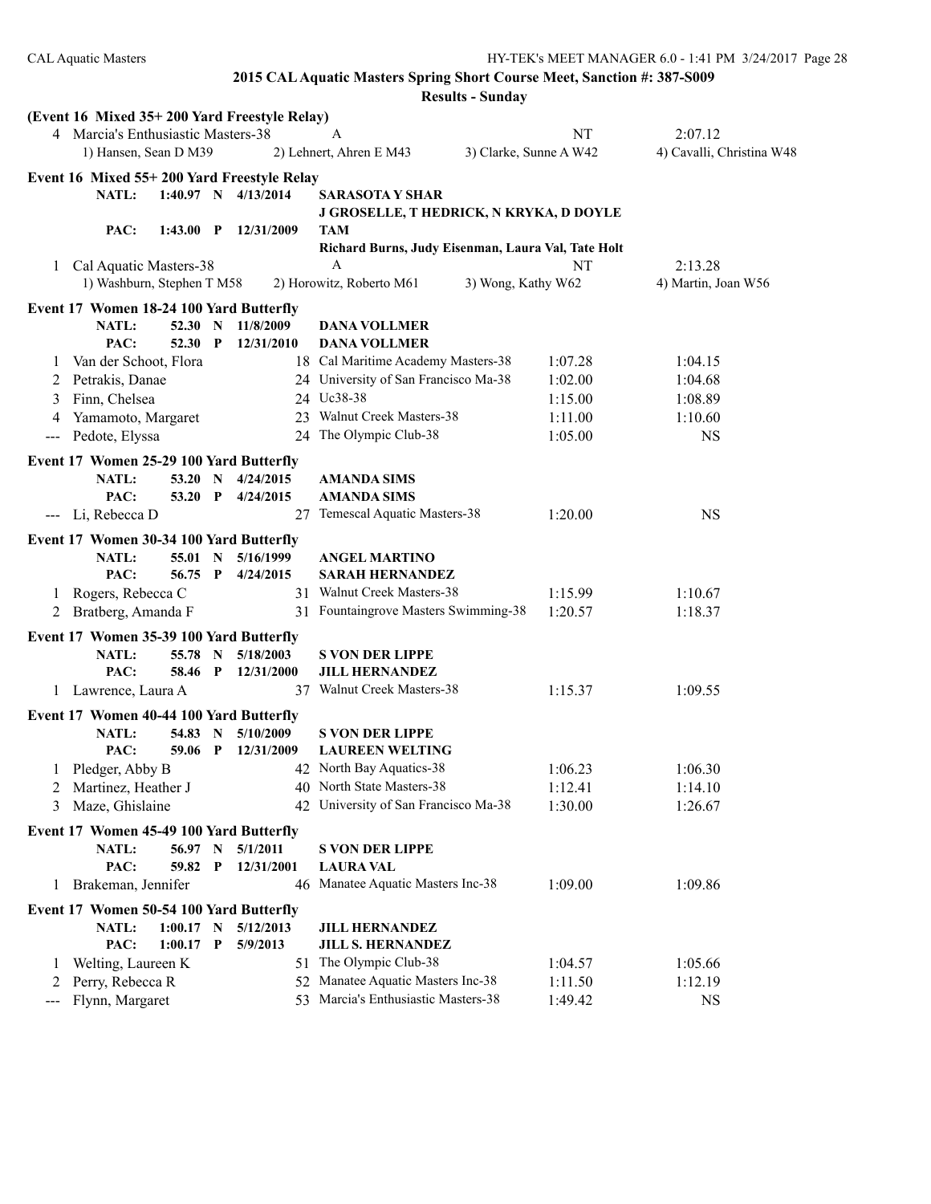## 2015 CAL Aquatic Masters Spring Short Course Meet, Sanction #: 387-S009

### Results - Sunday

**(Event 16 Mixed 35+ 200 Yard Freestyle Relay)**

| | Team | Relay | Seed Time | Finals Time |
|---|---|---|---|---|
| 4 | Marcia's Enthusiastic Masters-38 | A | NT | 2:07.12 |

1) Hansen, Sean D M39 2) Lehnert, Ahren E M43 3) Clarke, Sunne A W42 4) Cavalli, Christina W48

**Event 16 Mixed 55+ 200 Yard Freestyle Relay**

NATL: 1:40.97 N 4/13/2014 SARASOTA Y SHAR — J GROSELLE, T HEDRICK, N KRYKA, D DOYLE

PAC: 1:43.00 P 12/31/2009 TAM — Richard Burns, Judy Eisenman, Laura Val, Tate Holt

| | Team | Relay | Seed Time | Finals Time |
|---|---|---|---|---|
| 1 | Cal Aquatic Masters-38 | A | NT | 2:13.28 |

1) Washburn, Stephen T M58 2) Horowitz, Roberto M61 3) Wong, Kathy W62 4) Martin, Joan W56

**Event 17 Women 18-24 100 Yard Butterfly**

NATL: 52.30 N 11/8/2009 DANA VOLLMER

PAC: 52.30 P 12/31/2010 DANA VOLLMER

| | Name | Age | Team | Seed Time | Finals Time |
|---|---|---|---|---|---|
| 1 | Van der Schoot, Flora | 18 | Cal Maritime Academy Masters-38 | 1:07.28 | 1:04.15 |
| 2 | Petrakis, Danae | 24 | University of San Francisco Ma-38 | 1:02.00 | 1:04.68 |
| 3 | Finn, Chelsea | 24 | Uc38-38 | 1:15.00 | 1:08.89 |
| 4 | Yamamoto, Margaret | 23 | Walnut Creek Masters-38 | 1:11.00 | 1:10.60 |
| --- | Pedote, Elyssa | 24 | The Olympic Club-38 | 1:05.00 | NS |

**Event 17 Women 25-29 100 Yard Butterfly**

NATL: 53.20 N 4/24/2015 AMANDA SIMS

PAC: 53.20 P 4/24/2015 AMANDA SIMS

| | Name | Age | Team | Seed Time | Finals Time |
|---|---|---|---|---|---|
| --- | Li, Rebecca D | 27 | Temescal Aquatic Masters-38 | 1:20.00 | NS |

**Event 17 Women 30-34 100 Yard Butterfly**

NATL: 55.01 N 5/16/1999 ANGEL MARTINO

PAC: 56.75 P 4/24/2015 SARAH HERNANDEZ

| | Name | Age | Team | Seed Time | Finals Time |
|---|---|---|---|---|---|
| 1 | Rogers, Rebecca C | 31 | Walnut Creek Masters-38 | 1:15.99 | 1:10.67 |
| 2 | Bratberg, Amanda F | 31 | Fountaingrove Masters Swimming-38 | 1:20.57 | 1:18.37 |

**Event 17 Women 35-39 100 Yard Butterfly**

NATL: 55.78 N 5/18/2003 S VON DER LIPPE

PAC: 58.46 P 12/31/2000 JILL HERNANDEZ

| | Name | Age | Team | Seed Time | Finals Time |
|---|---|---|---|---|---|
| 1 | Lawrence, Laura A | 37 | Walnut Creek Masters-38 | 1:15.37 | 1:09.55 |

**Event 17 Women 40-44 100 Yard Butterfly**

NATL: 54.83 N 5/10/2009 S VON DER LIPPE

PAC: 59.06 P 12/31/2009 LAUREEN WELTING

| | Name | Age | Team | Seed Time | Finals Time |
|---|---|---|---|---|---|
| 1 | Pledger, Abby B | 42 | North Bay Aquatics-38 | 1:06.23 | 1:06.30 |
| 2 | Martinez, Heather J | 40 | North State Masters-38 | 1:12.41 | 1:14.10 |
| 3 | Maze, Ghislaine | 42 | University of San Francisco Ma-38 | 1:30.00 | 1:26.67 |

**Event 17 Women 45-49 100 Yard Butterfly**

NATL: 56.97 N 5/1/2011 S VON DER LIPPE

PAC: 59.82 P 12/31/2001 LAURA VAL

| | Name | Age | Team | Seed Time | Finals Time |
|---|---|---|---|---|---|
| 1 | Brakeman, Jennifer | 46 | Manatee Aquatic Masters Inc-38 | 1:09.00 | 1:09.86 |

**Event 17 Women 50-54 100 Yard Butterfly**

NATL: 1:00.17 N 5/12/2013 JILL HERNANDEZ

PAC: 1:00.17 P 5/9/2013 JILL S. HERNANDEZ

| | Name | Age | Team | Seed Time | Finals Time |
|---|---|---|---|---|---|
| 1 | Welting, Laureen K | 51 | The Olympic Club-38 | 1:04.57 | 1:05.66 |
| 2 | Perry, Rebecca R | 52 | Manatee Aquatic Masters Inc-38 | 1:11.50 | 1:12.19 |
| --- | Flynn, Margaret | 53 | Marcia's Enthusiastic Masters-38 | 1:49.42 | NS |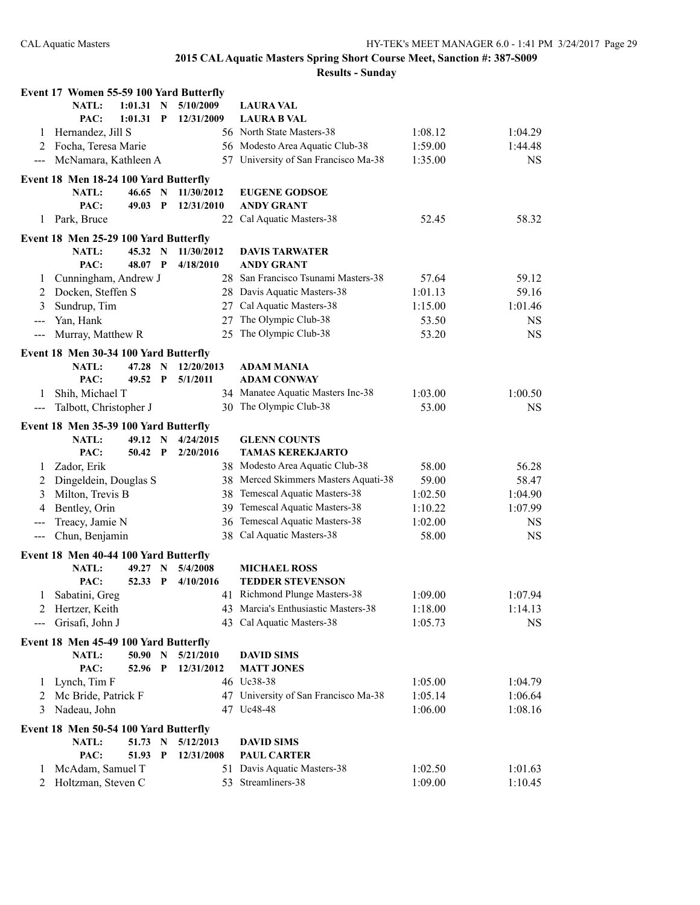## 2015 CAL Aquatic Masters Spring Short Course Meet, Sanction #: 387-S009

### Results - Sunday

**Event 17 Women 55-59 100 Yard Butterfly**

| | NATL: | 1:01.31 | N | 5/10/2009 | LAURA VAL | | |
|---|---|---|---|---|---|---|---|
| | PAC: | 1:01.31 | P | 12/31/2009 | LAURA B VAL | | |
| 1 | Hernandez, Jill S | | | 56 | North State Masters-38 | 1:08.12 | 1:04.29 |
| 2 | Focha, Teresa Marie | | | 56 | Modesto Area Aquatic Club-38 | 1:59.00 | 1:44.48 |
| --- | McNamara, Kathleen A | | | 57 | University of San Francisco Ma-38 | 1:35.00 | NS |

**Event 18 Men 18-24 100 Yard Butterfly**

| | NATL: | 46.65 | N | 11/30/2012 | EUGENE GODSOE | | |
|---|---|---|---|---|---|---|---|
| | PAC: | 49.03 | P | 12/31/2010 | ANDY GRANT | | |
| 1 | Park, Bruce | | | 22 | Cal Aquatic Masters-38 | 52.45 | 58.32 |

**Event 18 Men 25-29 100 Yard Butterfly**

| | NATL: | 45.32 | N | 11/30/2012 | DAVIS TARWATER | | |
|---|---|---|---|---|---|---|---|
| | PAC: | 48.07 | P | 4/18/2010 | ANDY GRANT | | |
| 1 | Cunningham, Andrew J | | | 28 | San Francisco Tsunami Masters-38 | 57.64 | 59.12 |
| 2 | Docken, Steffen S | | | 28 | Davis Aquatic Masters-38 | 1:01.13 | 59.16 |
| 3 | Sundrup, Tim | | | 27 | Cal Aquatic Masters-38 | 1:15.00 | 1:01.46 |
| --- | Yan, Hank | | | 27 | The Olympic Club-38 | 53.50 | NS |
| --- | Murray, Matthew R | | | 25 | The Olympic Club-38 | 53.20 | NS |

**Event 18 Men 30-34 100 Yard Butterfly**

| | NATL: | 47.28 | N | 12/20/2013 | ADAM MANIA | | |
|---|---|---|---|---|---|---|---|
| | PAC: | 49.52 | P | 5/1/2011 | ADAM CONWAY | | |
| 1 | Shih, Michael T | | | 34 | Manatee Aquatic Masters Inc-38 | 1:03.00 | 1:00.50 |
| --- | Talbott, Christopher J | | | 30 | The Olympic Club-38 | 53.00 | NS |

**Event 18 Men 35-39 100 Yard Butterfly**

| | NATL: | 49.12 | N | 4/24/2015 | GLENN COUNTS | | |
|---|---|---|---|---|---|---|---|
| | PAC: | 50.42 | P | 2/20/2016 | TAMAS KEREKJARTO | | |
| 1 | Zador, Erik | | | 38 | Modesto Area Aquatic Club-38 | 58.00 | 56.28 |
| 2 | Dingeldein, Douglas S | | | 38 | Merced Skimmers Masters Aquati-38 | 59.00 | 58.47 |
| 3 | Milton, Trevis B | | | 38 | Temescal Aquatic Masters-38 | 1:02.50 | 1:04.90 |
| 4 | Bentley, Orin | | | 39 | Temescal Aquatic Masters-38 | 1:10.22 | 1:07.99 |
| --- | Treacy, Jamie N | | | 36 | Temescal Aquatic Masters-38 | 1:02.00 | NS |
| --- | Chun, Benjamin | | | 38 | Cal Aquatic Masters-38 | 58.00 | NS |

**Event 18 Men 40-44 100 Yard Butterfly**

| | NATL: | 49.27 | N | 5/4/2008 | MICHAEL ROSS | | |
|---|---|---|---|---|---|---|---|
| | PAC: | 52.33 | P | 4/10/2016 | TEDDER STEVENSON | | |
| 1 | Sabatini, Greg | | | 41 | Richmond Plunge Masters-38 | 1:09.00 | 1:07.94 |
| 2 | Hertzer, Keith | | | 43 | Marcia's Enthusiastic Masters-38 | 1:18.00 | 1:14.13 |
| --- | Grisafi, John J | | | 43 | Cal Aquatic Masters-38 | 1:05.73 | NS |

**Event 18 Men 45-49 100 Yard Butterfly**

| | NATL: | 50.90 | N | 5/21/2010 | DAVID SIMS | | |
|---|---|---|---|---|---|---|---|
| | PAC: | 52.96 | P | 12/31/2012 | MATT JONES | | |
| 1 | Lynch, Tim F | | | 46 | Uc38-38 | 1:05.00 | 1:04.79 |
| 2 | Mc Bride, Patrick F | | | 47 | University of San Francisco Ma-38 | 1:05.14 | 1:06.64 |
| 3 | Nadeau, John | | | 47 | Uc48-48 | 1:06.00 | 1:08.16 |

**Event 18 Men 50-54 100 Yard Butterfly**

| | NATL: | 51.73 | N | 5/12/2013 | DAVID SIMS | | |
|---|---|---|---|---|---|---|---|
| | PAC: | 51.93 | P | 12/31/2008 | PAUL CARTER | | |
| 1 | McAdam, Samuel T | | | 51 | Davis Aquatic Masters-38 | 1:02.50 | 1:01.63 |
| 2 | Holtzman, Steven C | | | 53 | Streamliners-38 | 1:09.00 | 1:10.45 |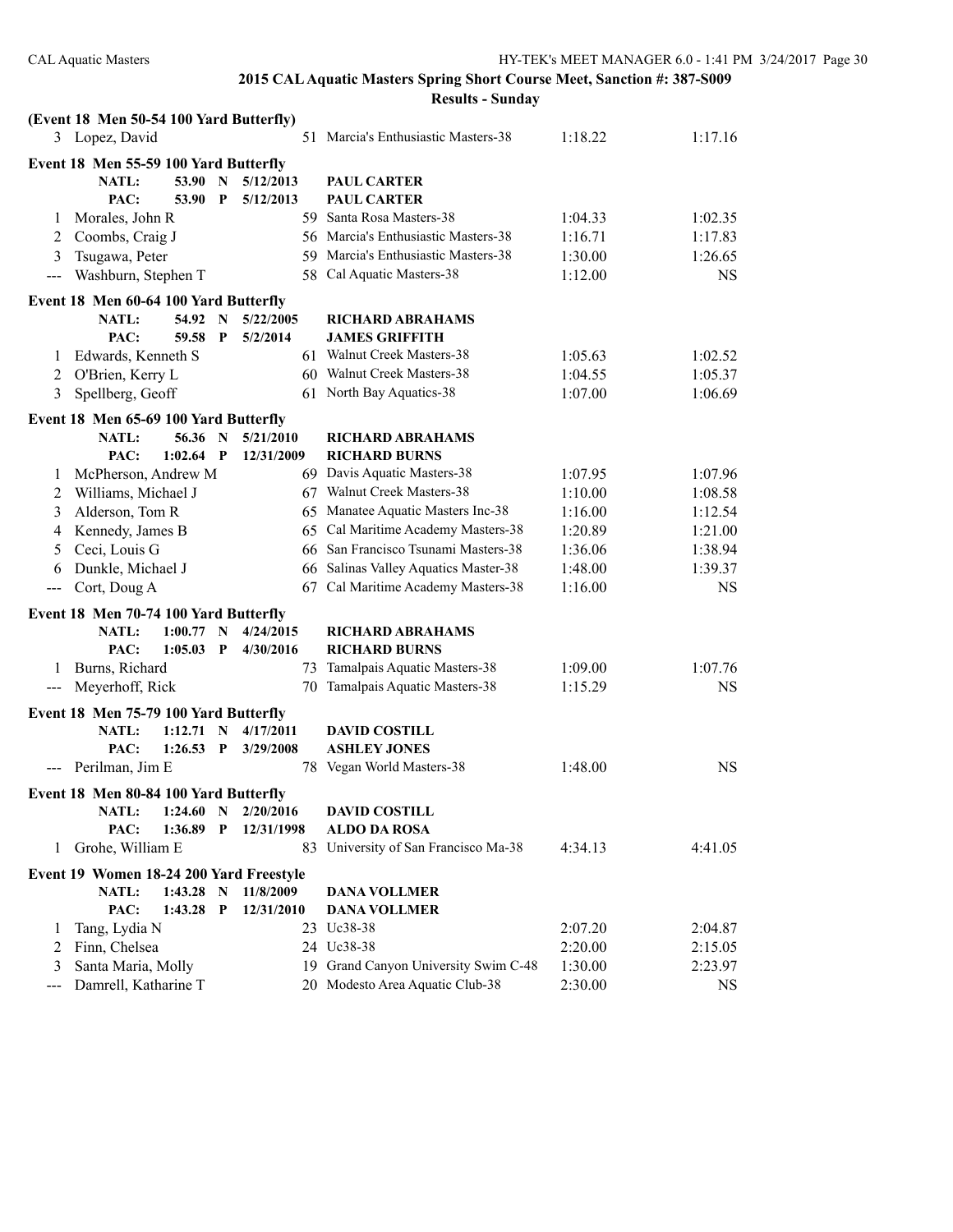**2015 CAL Aquatic Masters Spring Short Course Meet, Sanction #: 387-S009**

**Results - Sunday**

**(Event 18 Men 50-54 100 Yard Butterfly)**

| | Name | Age | Team | Seed Time | Finals Time |
|---|---|---|---|---|---|
| 3 | Lopez, David | 51 | Marcia's Enthusiastic Masters-38 | 1:18.22 | 1:17.16 |

**Event 18 Men 55-59 100 Yard Butterfly**

NATL: 53.90 N 5/12/2013 PAUL CARTER
PAC: 53.90 P 5/12/2013 PAUL CARTER

| | Name | Age | Team | Seed Time | Finals Time |
|---|---|---|---|---|---|
| 1 | Morales, John R | 59 | Santa Rosa Masters-38 | 1:04.33 | 1:02.35 |
| 2 | Coombs, Craig J | 56 | Marcia's Enthusiastic Masters-38 | 1:16.71 | 1:17.83 |
| 3 | Tsugawa, Peter | 59 | Marcia's Enthusiastic Masters-38 | 1:30.00 | 1:26.65 |
| --- | Washburn, Stephen T | 58 | Cal Aquatic Masters-38 | 1:12.00 | NS |

**Event 18 Men 60-64 100 Yard Butterfly**

NATL: 54.92 N 5/22/2005 RICHARD ABRAHAMS
PAC: 59.58 P 5/2/2014 JAMES GRIFFITH

| | Name | Age | Team | Seed Time | Finals Time |
|---|---|---|---|---|---|
| 1 | Edwards, Kenneth S | 61 | Walnut Creek Masters-38 | 1:05.63 | 1:02.52 |
| 2 | O'Brien, Kerry L | 60 | Walnut Creek Masters-38 | 1:04.55 | 1:05.37 |
| 3 | Spellberg, Geoff | 61 | North Bay Aquatics-38 | 1:07.00 | 1:06.69 |

**Event 18 Men 65-69 100 Yard Butterfly**

NATL: 56.36 N 5/21/2010 RICHARD ABRAHAMS
PAC: 1:02.64 P 12/31/2009 RICHARD BURNS

| | Name | Age | Team | Seed Time | Finals Time |
|---|---|---|---|---|---|
| 1 | McPherson, Andrew M | 69 | Davis Aquatic Masters-38 | 1:07.95 | 1:07.96 |
| 2 | Williams, Michael J | 67 | Walnut Creek Masters-38 | 1:10.00 | 1:08.58 |
| 3 | Alderson, Tom R | 65 | Manatee Aquatic Masters Inc-38 | 1:16.00 | 1:12.54 |
| 4 | Kennedy, James B | 65 | Cal Maritime Academy Masters-38 | 1:20.89 | 1:21.00 |
| 5 | Ceci, Louis G | 66 | San Francisco Tsunami Masters-38 | 1:36.06 | 1:38.94 |
| 6 | Dunkle, Michael J | 66 | Salinas Valley Aquatics Master-38 | 1:48.00 | 1:39.37 |
| --- | Cort, Doug A | 67 | Cal Maritime Academy Masters-38 | 1:16.00 | NS |

**Event 18 Men 70-74 100 Yard Butterfly**

NATL: 1:00.77 N 4/24/2015 RICHARD ABRAHAMS
PAC: 1:05.03 P 4/30/2016 RICHARD BURNS

| | Name | Age | Team | Seed Time | Finals Time |
|---|---|---|---|---|---|
| 1 | Burns, Richard | 73 | Tamalpais Aquatic Masters-38 | 1:09.00 | 1:07.76 |
| --- | Meyerhoff, Rick | 70 | Tamalpais Aquatic Masters-38 | 1:15.29 | NS |

**Event 18 Men 75-79 100 Yard Butterfly**

NATL: 1:12.71 N 4/17/2011 DAVID COSTILL
PAC: 1:26.53 P 3/29/2008 ASHLEY JONES

| | Name | Age | Team | Seed Time | Finals Time |
|---|---|---|---|---|---|
| --- | Perilman, Jim E | 78 | Vegan World Masters-38 | 1:48.00 | NS |

**Event 18 Men 80-84 100 Yard Butterfly**

NATL: 1:24.60 N 2/20/2016 DAVID COSTILL
PAC: 1:36.89 P 12/31/1998 ALDO DA ROSA

| | Name | Age | Team | Seed Time | Finals Time |
|---|---|---|---|---|---|
| 1 | Grohe, William E | 83 | University of San Francisco Ma-38 | 4:34.13 | 4:41.05 |

**Event 19 Women 18-24 200 Yard Freestyle**

NATL: 1:43.28 N 11/8/2009 DANA VOLLMER
PAC: 1:43.28 P 12/31/2010 DANA VOLLMER

| | Name | Age | Team | Seed Time | Finals Time |
|---|---|---|---|---|---|
| 1 | Tang, Lydia N | 23 | Uc38-38 | 2:07.20 | 2:04.87 |
| 2 | Finn, Chelsea | 24 | Uc38-38 | 2:20.00 | 2:15.05 |
| 3 | Santa Maria, Molly | 19 | Grand Canyon University Swim C-48 | 1:30.00 | 2:23.97 |
| --- | Damrell, Katharine T | 20 | Modesto Area Aquatic Club-38 | 2:30.00 | NS |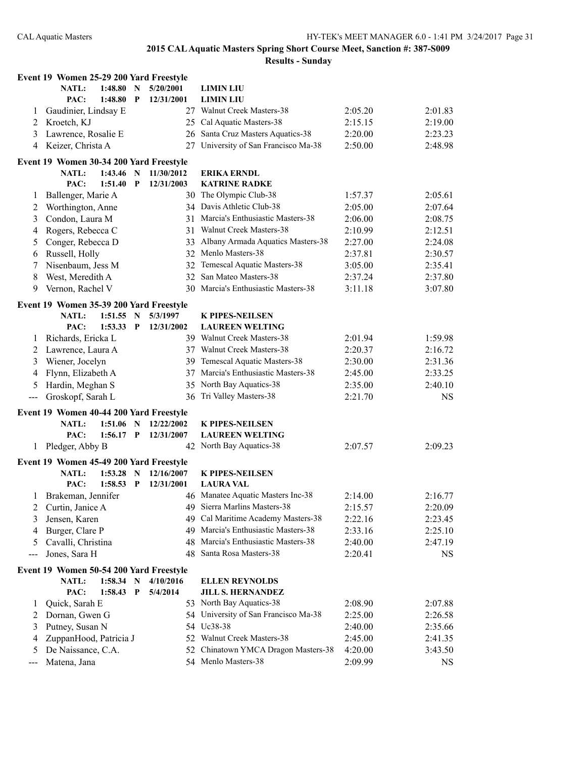## 2015 CAL Aquatic Masters Spring Short Course Meet, Sanction #: 387-S009

### Results - Sunday

**Event 19 Women 25-29 200 Yard Freestyle**

| | | | | | | |
|---|---|---|---|---|---|---|
| | NATL: | 1:48.80 N | 5/20/2001 | LIMIN LIU | | |
| | PAC: | 1:48.80 P | 12/31/2001 | LIMIN LIU | | |
| 1 | Gaudinier, Lindsay E | 27 | | Walnut Creek Masters-38 | 2:05.20 | 2:01.83 |
| 2 | Kroetch, KJ | 25 | | Cal Aquatic Masters-38 | 2:15.15 | 2:19.00 |
| 3 | Lawrence, Rosalie E | 26 | | Santa Cruz Masters Aquatics-38 | 2:20.00 | 2:23.23 |
| 4 | Keizer, Christa A | 27 | | University of San Francisco Ma-38 | 2:50.00 | 2:48.98 |

**Event 19 Women 30-34 200 Yard Freestyle**

| | | | | | | |
|---|---|---|---|---|---|---|
| | NATL: | 1:43.46 N | 11/30/2012 | ERIKA ERNDL | | |
| | PAC: | 1:51.40 P | 12/31/2003 | KATRINE RADKE | | |
| 1 | Ballenger, Marie A | 30 | | The Olympic Club-38 | 1:57.37 | 2:05.61 |
| 2 | Worthington, Anne | 34 | | Davis Athletic Club-38 | 2:05.00 | 2:07.64 |
| 3 | Condon, Laura M | 31 | | Marcia's Enthusiastic Masters-38 | 2:06.00 | 2:08.75 |
| 4 | Rogers, Rebecca C | 31 | | Walnut Creek Masters-38 | 2:10.99 | 2:12.51 |
| 5 | Conger, Rebecca D | 33 | | Albany Armada Aquatics Masters-38 | 2:27.00 | 2:24.08 |
| 6 | Russell, Holly | 32 | | Menlo Masters-38 | 2:37.81 | 2:30.57 |
| 7 | Nisenbaum, Jess M | 32 | | Temescal Aquatic Masters-38 | 3:05.00 | 2:35.41 |
| 8 | West, Meredith A | 32 | | San Mateo Masters-38 | 2:37.24 | 2:37.80 |
| 9 | Vernon, Rachel V | 30 | | Marcia's Enthusiastic Masters-38 | 3:11.18 | 3:07.80 |

**Event 19 Women 35-39 200 Yard Freestyle**

| | | | | | | |
|---|---|---|---|---|---|---|
| | NATL: | 1:51.55 N | 5/3/1997 | K PIPES-NEILSEN | | |
| | PAC: | 1:53.33 P | 12/31/2002 | LAUREEN WELTING | | |
| 1 | Richards, Ericka L | 39 | | Walnut Creek Masters-38 | 2:01.94 | 1:59.98 |
| 2 | Lawrence, Laura A | 37 | | Walnut Creek Masters-38 | 2:20.37 | 2:16.72 |
| 3 | Wiener, Jocelyn | 39 | | Temescal Aquatic Masters-38 | 2:30.00 | 2:31.36 |
| 4 | Flynn, Elizabeth A | 37 | | Marcia's Enthusiastic Masters-38 | 2:45.00 | 2:33.25 |
| 5 | Hardin, Meghan S | 35 | | North Bay Aquatics-38 | 2:35.00 | 2:40.10 |
| --- | Groskopf, Sarah L | 36 | | Tri Valley Masters-38 | 2:21.70 | NS |

**Event 19 Women 40-44 200 Yard Freestyle**

| | | | | | | |
|---|---|---|---|---|---|---|
| | NATL: | 1:51.06 N | 12/22/2002 | K PIPES-NEILSEN | | |
| | PAC: | 1:56.17 P | 12/31/2007 | LAUREEN WELTING | | |
| 1 | Pledger, Abby B | 42 | | North Bay Aquatics-38 | 2:07.57 | 2:09.23 |

**Event 19 Women 45-49 200 Yard Freestyle**

| | | | | | | |
|---|---|---|---|---|---|---|
| | NATL: | 1:53.28 N | 12/16/2007 | K PIPES-NEILSEN | | |
| | PAC: | 1:58.53 P | 12/31/2001 | LAURA VAL | | |
| 1 | Brakeman, Jennifer | 46 | | Manatee Aquatic Masters Inc-38 | 2:14.00 | 2:16.77 |
| 2 | Curtin, Janice A | 49 | | Sierra Marlins Masters-38 | 2:15.57 | 2:20.09 |
| 3 | Jensen, Karen | 49 | | Cal Maritime Academy Masters-38 | 2:22.16 | 2:23.45 |
| 4 | Burger, Clare P | 49 | | Marcia's Enthusiastic Masters-38 | 2:33.16 | 2:25.10 |
| 5 | Cavalli, Christina | 48 | | Marcia's Enthusiastic Masters-38 | 2:40.00 | 2:47.19 |
| --- | Jones, Sara H | 48 | | Santa Rosa Masters-38 | 2:20.41 | NS |

**Event 19 Women 50-54 200 Yard Freestyle**

| | | | | | | |
|---|---|---|---|---|---|---|
| | NATL: | 1:58.34 N | 4/10/2016 | ELLEN REYNOLDS | | |
| | PAC: | 1:58.43 P | 5/4/2014 | JILL S. HERNANDEZ | | |
| 1 | Quick, Sarah E | 53 | | North Bay Aquatics-38 | 2:08.90 | 2:07.88 |
| 2 | Dornan, Gwen G | 54 | | University of San Francisco Ma-38 | 2:25.00 | 2:26.58 |
| 3 | Putney, Susan N | 54 | | Uc38-38 | 2:40.00 | 2:35.66 |
| 4 | ZuppanHood, Patricia J | 52 | | Walnut Creek Masters-38 | 2:45.00 | 2:41.35 |
| 5 | De Naissance, C.A. | 52 | | Chinatown YMCA Dragon Masters-38 | 4:20.00 | 3:43.50 |
| --- | Matena, Jana | 54 | | Menlo Masters-38 | 2:09.99 | NS |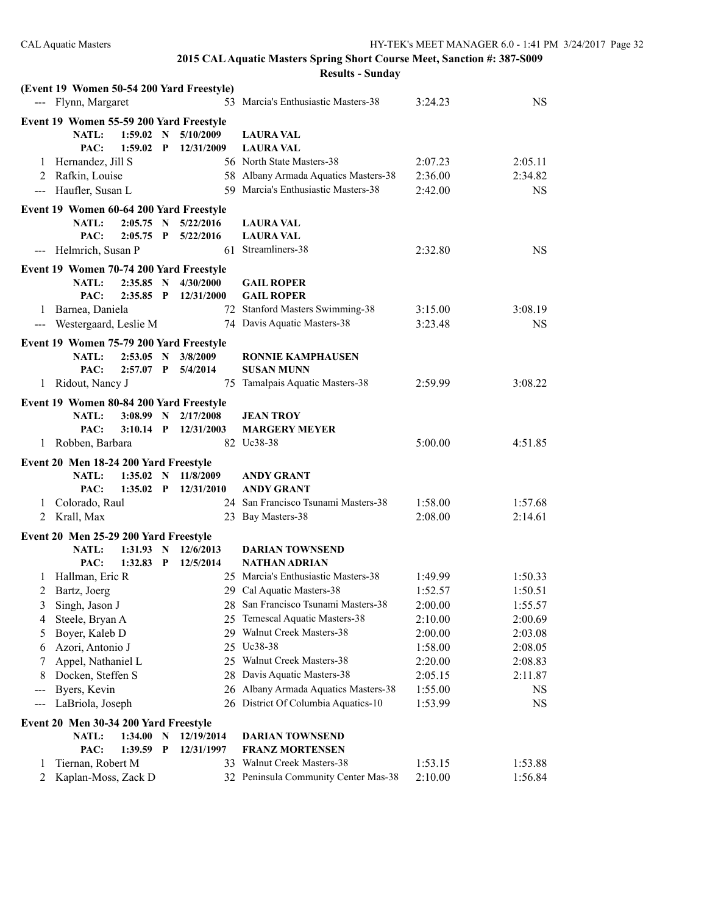## 2015 CAL Aquatic Masters Spring Short Course Meet, Sanction #: 387-S009

### Results - Sunday

**(Event 19 Women 50-54 200 Yard Freestyle)**

| | Name | Age | Team | Seed Time | Finals Time |
|---|---|---|---|---|---|
| --- | Flynn, Margaret | 53 | Marcia's Enthusiastic Masters-38 | 3:24.23 | NS |

**Event 19 Women 55-59 200 Yard Freestyle**

NATL: 1:59.02 N 5/10/2009 LAURA VAL
PAC: 1:59.02 P 12/31/2009 LAURA VAL

| | Name | Age | Team | Seed Time | Finals Time |
|---|---|---|---|---|---|
| 1 | Hernandez, Jill S | 56 | North State Masters-38 | 2:07.23 | 2:05.11 |
| 2 | Rafkin, Louise | 58 | Albany Armada Aquatics Masters-38 | 2:36.00 | 2:34.82 |
| --- | Haufler, Susan L | 59 | Marcia's Enthusiastic Masters-38 | 2:42.00 | NS |

**Event 19 Women 60-64 200 Yard Freestyle**

NATL: 2:05.75 N 5/22/2016 LAURA VAL
PAC: 2:05.75 P 5/22/2016 LAURA VAL

| | Name | Age | Team | Seed Time | Finals Time |
|---|---|---|---|---|---|
| --- | Helmrich, Susan P | 61 | Streamliners-38 | 2:32.80 | NS |

**Event 19 Women 70-74 200 Yard Freestyle**

NATL: 2:35.85 N 4/30/2000 GAIL ROPER
PAC: 2:35.85 P 12/31/2000 GAIL ROPER

| | Name | Age | Team | Seed Time | Finals Time |
|---|---|---|---|---|---|
| 1 | Barnea, Daniela | 72 | Stanford Masters Swimming-38 | 3:15.00 | 3:08.19 |
| --- | Westergaard, Leslie M | 74 | Davis Aquatic Masters-38 | 3:23.48 | NS |

**Event 19 Women 75-79 200 Yard Freestyle**

NATL: 2:53.05 N 3/8/2009 RONNIE KAMPHAUSEN
PAC: 2:57.07 P 5/4/2014 SUSAN MUNN

| | Name | Age | Team | Seed Time | Finals Time |
|---|---|---|---|---|---|
| 1 | Ridout, Nancy J | 75 | Tamalpais Aquatic Masters-38 | 2:59.99 | 3:08.22 |

**Event 19 Women 80-84 200 Yard Freestyle**

NATL: 3:08.99 N 2/17/2008 JEAN TROY
PAC: 3:10.14 P 12/31/2003 MARGERY MEYER

| | Name | Age | Team | Seed Time | Finals Time |
|---|---|---|---|---|---|
| 1 | Robben, Barbara | 82 | Uc38-38 | 5:00.00 | 4:51.85 |

**Event 20 Men 18-24 200 Yard Freestyle**

NATL: 1:35.02 N 11/8/2009 ANDY GRANT
PAC: 1:35.02 P 12/31/2010 ANDY GRANT

| | Name | Age | Team | Seed Time | Finals Time |
|---|---|---|---|---|---|
| 1 | Colorado, Raul | 24 | San Francisco Tsunami Masters-38 | 1:58.00 | 1:57.68 |
| 2 | Krall, Max | 23 | Bay Masters-38 | 2:08.00 | 2:14.61 |

**Event 20 Men 25-29 200 Yard Freestyle**

NATL: 1:31.93 N 12/6/2013 DARIAN TOWNSEND
PAC: 1:32.83 P 12/5/2014 NATHAN ADRIAN

| | Name | Age | Team | Seed Time | Finals Time |
|---|---|---|---|---|---|
| 1 | Hallman, Eric R | 25 | Marcia's Enthusiastic Masters-38 | 1:49.99 | 1:50.33 |
| 2 | Bartz, Joerg | 29 | Cal Aquatic Masters-38 | 1:52.57 | 1:50.51 |
| 3 | Singh, Jason J | 28 | San Francisco Tsunami Masters-38 | 2:00.00 | 1:55.57 |
| 4 | Steele, Bryan A | 25 | Temescal Aquatic Masters-38 | 2:10.00 | 2:00.69 |
| 5 | Boyer, Kaleb D | 29 | Walnut Creek Masters-38 | 2:00.00 | 2:03.08 |
| 6 | Azori, Antonio J | 25 | Uc38-38 | 1:58.00 | 2:08.05 |
| 7 | Appel, Nathaniel L | 25 | Walnut Creek Masters-38 | 2:20.00 | 2:08.83 |
| 8 | Docken, Steffen S | 28 | Davis Aquatic Masters-38 | 2:05.15 | 2:11.87 |
| --- | Byers, Kevin | 26 | Albany Armada Aquatics Masters-38 | 1:55.00 | NS |
| --- | LaBriola, Joseph | 26 | District Of Columbia Aquatics-10 | 1:53.99 | NS |

**Event 20 Men 30-34 200 Yard Freestyle**

NATL: 1:34.00 N 12/19/2014 DARIAN TOWNSEND
PAC: 1:39.59 P 12/31/1997 FRANZ MORTENSEN

| | Name | Age | Team | Seed Time | Finals Time |
|---|---|---|---|---|---|
| 1 | Tiernan, Robert M | 33 | Walnut Creek Masters-38 | 1:53.15 | 1:53.88 |
| 2 | Kaplan-Moss, Zack D | 32 | Peninsula Community Center Mas-38 | 2:10.00 | 1:56.84 |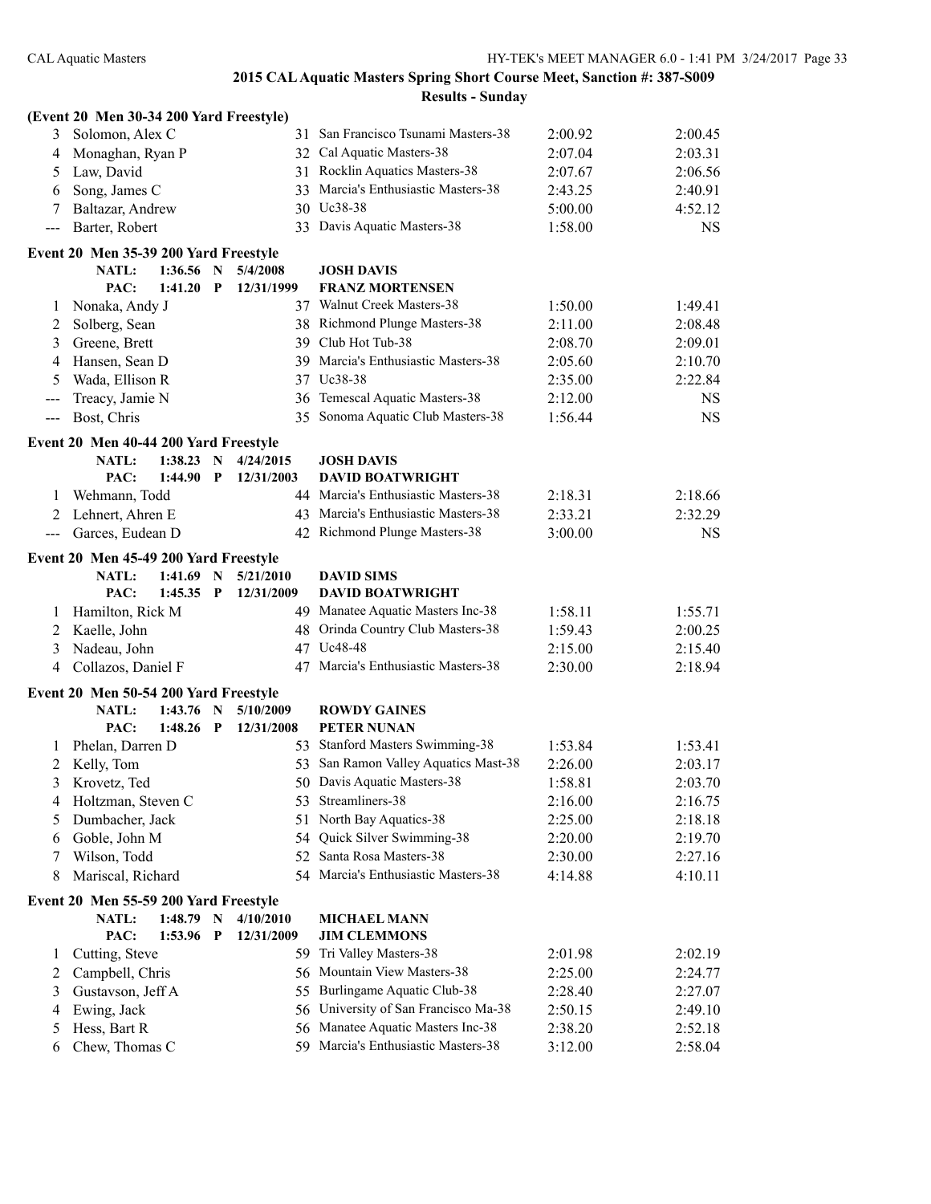## 2015 CAL Aquatic Masters Spring Short Course Meet, Sanction #: 387-S009

### Results - Sunday

**(Event 20 Men 30-34 200 Yard Freestyle)**

| | Name | Age | Team | Seed Time | Finals Time |
|---|---|---|---|---|---|
| 3 | Solomon, Alex C | 31 | San Francisco Tsunami Masters-38 | 2:00.92 | 2:00.45 |
| 4 | Monaghan, Ryan P | 32 | Cal Aquatic Masters-38 | 2:07.04 | 2:03.31 |
| 5 | Law, David | 31 | Rocklin Aquatics Masters-38 | 2:07.67 | 2:06.56 |
| 6 | Song, James C | 33 | Marcia's Enthusiastic Masters-38 | 2:43.25 | 2:40.91 |
| 7 | Baltazar, Andrew | 30 | Uc38-38 | 5:00.00 | 4:52.12 |
| --- | Barter, Robert | 33 | Davis Aquatic Masters-38 | 1:58.00 | NS |

**Event 20 Men 35-39 200 Yard Freestyle**

NATL: 1:36.56 N 5/4/2008 JOSH DAVIS
PAC: 1:41.20 P 12/31/1999 FRANZ MORTENSEN

| | Name | Age | Team | Seed Time | Finals Time |
|---|---|---|---|---|---|
| 1 | Nonaka, Andy J | 37 | Walnut Creek Masters-38 | 1:50.00 | 1:49.41 |
| 2 | Solberg, Sean | 38 | Richmond Plunge Masters-38 | 2:11.00 | 2:08.48 |
| 3 | Greene, Brett | 39 | Club Hot Tub-38 | 2:08.70 | 2:09.01 |
| 4 | Hansen, Sean D | 39 | Marcia's Enthusiastic Masters-38 | 2:05.60 | 2:10.70 |
| 5 | Wada, Ellison R | 37 | Uc38-38 | 2:35.00 | 2:22.84 |
| --- | Treacy, Jamie N | 36 | Temescal Aquatic Masters-38 | 2:12.00 | NS |
| --- | Bost, Chris | 35 | Sonoma Aquatic Club Masters-38 | 1:56.44 | NS |

**Event 20 Men 40-44 200 Yard Freestyle**

NATL: 1:38.23 N 4/24/2015 JOSH DAVIS
PAC: 1:44.90 P 12/31/2003 DAVID BOATWRIGHT

| | Name | Age | Team | Seed Time | Finals Time |
|---|---|---|---|---|---|
| 1 | Wehmann, Todd | 44 | Marcia's Enthusiastic Masters-38 | 2:18.31 | 2:18.66 |
| 2 | Lehnert, Ahren E | 43 | Marcia's Enthusiastic Masters-38 | 2:33.21 | 2:32.29 |
| --- | Garces, Eudean D | 42 | Richmond Plunge Masters-38 | 3:00.00 | NS |

**Event 20 Men 45-49 200 Yard Freestyle**

NATL: 1:41.69 N 5/21/2010 DAVID SIMS
PAC: 1:45.35 P 12/31/2009 DAVID BOATWRIGHT

| | Name | Age | Team | Seed Time | Finals Time |
|---|---|---|---|---|---|
| 1 | Hamilton, Rick M | 49 | Manatee Aquatic Masters Inc-38 | 1:58.11 | 1:55.71 |
| 2 | Kaelle, John | 48 | Orinda Country Club Masters-38 | 1:59.43 | 2:00.25 |
| 3 | Nadeau, John | 47 | Uc48-48 | 2:15.00 | 2:15.40 |
| 4 | Collazos, Daniel F | 47 | Marcia's Enthusiastic Masters-38 | 2:30.00 | 2:18.94 |

**Event 20 Men 50-54 200 Yard Freestyle**

NATL: 1:43.76 N 5/10/2009 ROWDY GAINES
PAC: 1:48.26 P 12/31/2008 PETER NUNAN

| | Name | Age | Team | Seed Time | Finals Time |
|---|---|---|---|---|---|
| 1 | Phelan, Darren D | 53 | Stanford Masters Swimming-38 | 1:53.84 | 1:53.41 |
| 2 | Kelly, Tom | 53 | San Ramon Valley Aquatics Mast-38 | 2:26.00 | 2:03.17 |
| 3 | Krovetz, Ted | 50 | Davis Aquatic Masters-38 | 1:58.81 | 2:03.70 |
| 4 | Holtzman, Steven C | 53 | Streamliners-38 | 2:16.00 | 2:16.75 |
| 5 | Dumbacher, Jack | 51 | North Bay Aquatics-38 | 2:25.00 | 2:18.18 |
| 6 | Goble, John M | 54 | Quick Silver Swimming-38 | 2:20.00 | 2:19.70 |
| 7 | Wilson, Todd | 52 | Santa Rosa Masters-38 | 2:30.00 | 2:27.16 |
| 8 | Mariscal, Richard | 54 | Marcia's Enthusiastic Masters-38 | 4:14.88 | 4:10.11 |

**Event 20 Men 55-59 200 Yard Freestyle**

NATL: 1:48.79 N 4/10/2010 MICHAEL MANN
PAC: 1:53.96 P 12/31/2009 JIM CLEMMONS

| | Name | Age | Team | Seed Time | Finals Time |
|---|---|---|---|---|---|
| 1 | Cutting, Steve | 59 | Tri Valley Masters-38 | 2:01.98 | 2:02.19 |
| 2 | Campbell, Chris | 56 | Mountain View Masters-38 | 2:25.00 | 2:24.77 |
| 3 | Gustavson, Jeff A | 55 | Burlingame Aquatic Club-38 | 2:28.40 | 2:27.07 |
| 4 | Ewing, Jack | 56 | University of San Francisco Ma-38 | 2:50.15 | 2:49.10 |
| 5 | Hess, Bart R | 56 | Manatee Aquatic Masters Inc-38 | 2:38.20 | 2:52.18 |
| 6 | Chew, Thomas C | 59 | Marcia's Enthusiastic Masters-38 | 3:12.00 | 2:58.04 |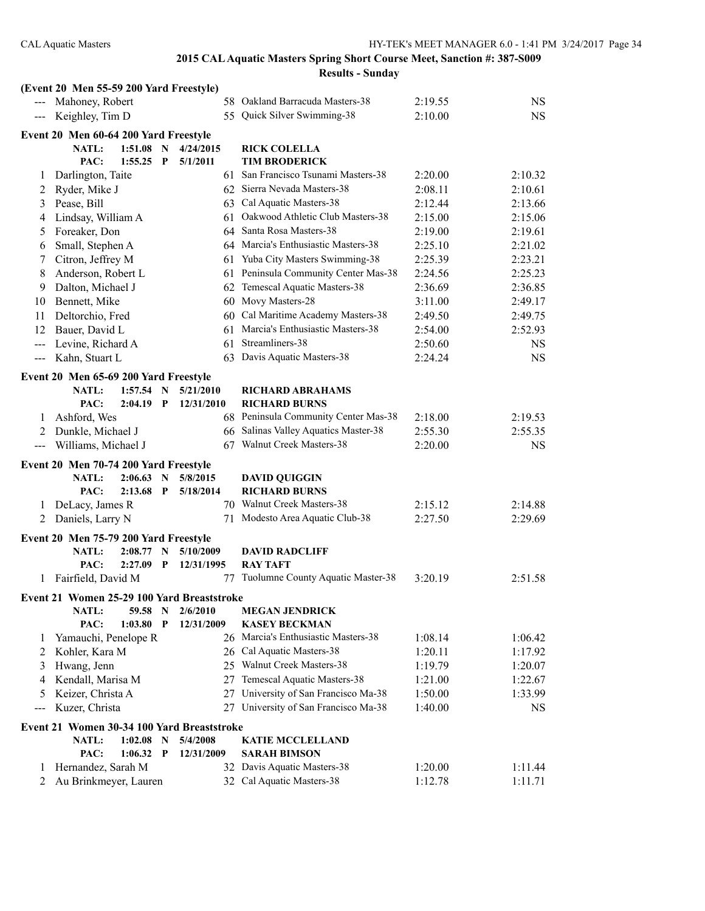## 2015 CAL Aquatic Masters Spring Short Course Meet, Sanction #: 387-S009

### Results - Sunday

**(Event 20 Men 55-59 200 Yard Freestyle)**

| Place | Name | Age | Team | Seed Time | Finals Time |
|---|---|---|---|---|---|
| --- | Mahoney, Robert | 58 | Oakland Barracuda Masters-38 | 2:19.55 | NS |
| --- | Keighley, Tim D | 55 | Quick Silver Swimming-38 | 2:10.00 | NS |

**Event 20 Men 60-64 200 Yard Freestyle**

NATL: 1:51.08 N 4/24/2015 RICK COLELLA
PAC: 1:55.25 P 5/1/2011 TIM BRODERICK

| Place | Name | Age | Team | Seed Time | Finals Time |
|---|---|---|---|---|---|
| 1 | Darlington, Taite | 61 | San Francisco Tsunami Masters-38 | 2:20.00 | 2:10.32 |
| 2 | Ryder, Mike J | 62 | Sierra Nevada Masters-38 | 2:08.11 | 2:10.61 |
| 3 | Pease, Bill | 63 | Cal Aquatic Masters-38 | 2:12.44 | 2:13.66 |
| 4 | Lindsay, William A | 61 | Oakwood Athletic Club Masters-38 | 2:15.00 | 2:15.06 |
| 5 | Foreaker, Don | 64 | Santa Rosa Masters-38 | 2:19.00 | 2:19.61 |
| 6 | Small, Stephen A | 64 | Marcia's Enthusiastic Masters-38 | 2:25.10 | 2:21.02 |
| 7 | Citron, Jeffrey M | 61 | Yuba City Masters Swimming-38 | 2:25.39 | 2:23.21 |
| 8 | Anderson, Robert L | 61 | Peninsula Community Center Mas-38 | 2:24.56 | 2:25.23 |
| 9 | Dalton, Michael J | 62 | Temescal Aquatic Masters-38 | 2:36.69 | 2:36.85 |
| 10 | Bennett, Mike | 60 | Movy Masters-28 | 3:11.00 | 2:49.17 |
| 11 | Deltorchio, Fred | 60 | Cal Maritime Academy Masters-38 | 2:49.50 | 2:49.75 |
| 12 | Bauer, David L | 61 | Marcia's Enthusiastic Masters-38 | 2:54.00 | 2:52.93 |
| --- | Levine, Richard A | 61 | Streamliners-38 | 2:50.60 | NS |
| --- | Kahn, Stuart L | 63 | Davis Aquatic Masters-38 | 2:24.24 | NS |

**Event 20 Men 65-69 200 Yard Freestyle**

NATL: 1:57.54 N 5/21/2010 RICHARD ABRAHAMS
PAC: 2:04.19 P 12/31/2010 RICHARD BURNS

| Place | Name | Age | Team | Seed Time | Finals Time |
|---|---|---|---|---|---|
| 1 | Ashford, Wes | 68 | Peninsula Community Center Mas-38 | 2:18.00 | 2:19.53 |
| 2 | Dunkle, Michael J | 66 | Salinas Valley Aquatics Master-38 | 2:55.30 | 2:55.35 |
| --- | Williams, Michael J | 67 | Walnut Creek Masters-38 | 2:20.00 | NS |

**Event 20 Men 70-74 200 Yard Freestyle**

NATL: 2:06.63 N 5/8/2015 DAVID QUIGGIN
PAC: 2:13.68 P 5/18/2014 RICHARD BURNS

| Place | Name | Age | Team | Seed Time | Finals Time |
|---|---|---|---|---|---|
| 1 | DeLacy, James R | 70 | Walnut Creek Masters-38 | 2:15.12 | 2:14.88 |
| 2 | Daniels, Larry N | 71 | Modesto Area Aquatic Club-38 | 2:27.50 | 2:29.69 |

**Event 20 Men 75-79 200 Yard Freestyle**

NATL: 2:08.77 N 5/10/2009 DAVID RADCLIFF
PAC: 2:27.09 P 12/31/1995 RAY TAFT

| Place | Name | Age | Team | Seed Time | Finals Time |
|---|---|---|---|---|---|
| 1 | Fairfield, David M | 77 | Tuolumne County Aquatic Master-38 | 3:20.19 | 2:51.58 |

**Event 21 Women 25-29 100 Yard Breaststroke**

NATL: 59.58 N 2/6/2010 MEGAN JENDRICK
PAC: 1:03.80 P 12/31/2009 KASEY BECKMAN

| Place | Name | Age | Team | Seed Time | Finals Time |
|---|---|---|---|---|---|
| 1 | Yamauchi, Penelope R | 26 | Marcia's Enthusiastic Masters-38 | 1:08.14 | 1:06.42 |
| 2 | Kohler, Kara M | 26 | Cal Aquatic Masters-38 | 1:20.11 | 1:17.92 |
| 3 | Hwang, Jenn | 25 | Walnut Creek Masters-38 | 1:19.79 | 1:20.07 |
| 4 | Kendall, Marisa M | 27 | Temescal Aquatic Masters-38 | 1:21.00 | 1:22.67 |
| 5 | Keizer, Christa A | 27 | University of San Francisco Ma-38 | 1:50.00 | 1:33.99 |
| --- | Kuzer, Christa | 27 | University of San Francisco Ma-38 | 1:40.00 | NS |

**Event 21 Women 30-34 100 Yard Breaststroke**

NATL: 1:02.08 N 5/4/2008 KATIE MCCLELLAND
PAC: 1:06.32 P 12/31/2009 SARAH BIMSON

| Place | Name | Age | Team | Seed Time | Finals Time |
|---|---|---|---|---|---|
| 1 | Hernandez, Sarah M | 32 | Davis Aquatic Masters-38 | 1:20.00 | 1:11.44 |
| 2 | Au Brinkmeyer, Lauren | 32 | Cal Aquatic Masters-38 | 1:12.78 | 1:11.71 |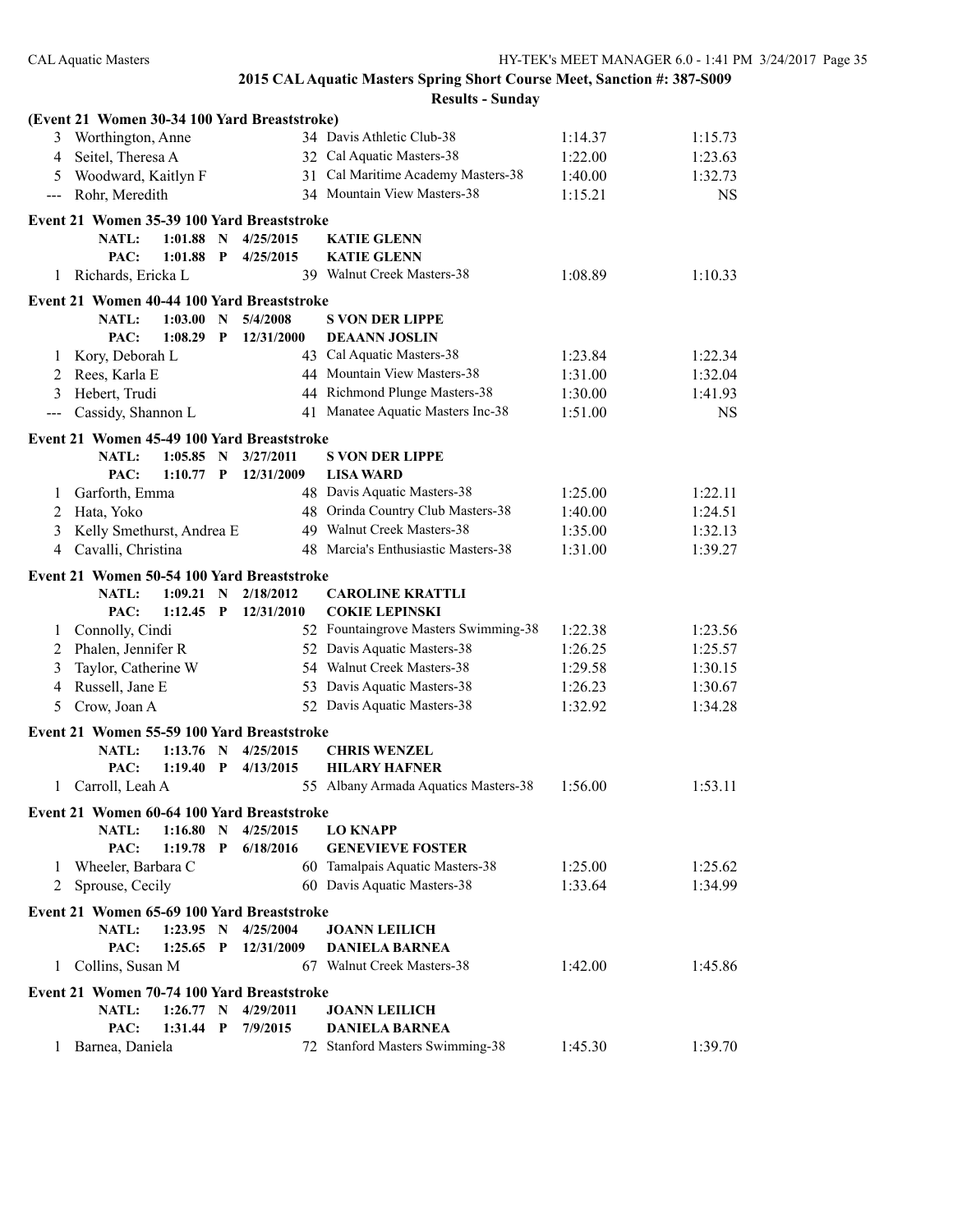# 2015 CAL Aquatic Masters Spring Short Course Meet, Sanction #: 387-S009

## Results - Sunday

**(Event 21 Women 30-34 100 Yard Breaststroke)**

| Place | Name | Age | Team | Seed Time | Finals Time |
|---|---|---|---|---|---|
| 3 | Worthington, Anne | 34 | Davis Athletic Club-38 | 1:14.37 | 1:15.73 |
| 4 | Seitel, Theresa A | 32 | Cal Aquatic Masters-38 | 1:22.00 | 1:23.63 |
| 5 | Woodward, Kaitlyn F | 31 | Cal Maritime Academy Masters-38 | 1:40.00 | 1:32.73 |
| --- | Rohr, Meredith | 34 | Mountain View Masters-38 | 1:15.21 | NS |

**Event 21 Women 35-39 100 Yard Breaststroke**

NATL: 1:01.88 N 4/25/2015 KATIE GLENN
PAC: 1:01.88 P 4/25/2015 KATIE GLENN

| Place | Name | Age | Team | Seed Time | Finals Time |
|---|---|---|---|---|---|
| 1 | Richards, Ericka L | 39 | Walnut Creek Masters-38 | 1:08.89 | 1:10.33 |

**Event 21 Women 40-44 100 Yard Breaststroke**

NATL: 1:03.00 N 5/4/2008 S VON DER LIPPE
PAC: 1:08.29 P 12/31/2000 DEAANN JOSLIN

| Place | Name | Age | Team | Seed Time | Finals Time |
|---|---|---|---|---|---|
| 1 | Kory, Deborah L | 43 | Cal Aquatic Masters-38 | 1:23.84 | 1:22.34 |
| 2 | Rees, Karla E | 44 | Mountain View Masters-38 | 1:31.00 | 1:32.04 |
| 3 | Hebert, Trudi | 44 | Richmond Plunge Masters-38 | 1:30.00 | 1:41.93 |
| --- | Cassidy, Shannon L | 41 | Manatee Aquatic Masters Inc-38 | 1:51.00 | NS |

**Event 21 Women 45-49 100 Yard Breaststroke**

NATL: 1:05.85 N 3/27/2011 S VON DER LIPPE
PAC: 1:10.77 P 12/31/2009 LISA WARD

| Place | Name | Age | Team | Seed Time | Finals Time |
|---|---|---|---|---|---|
| 1 | Garforth, Emma | 48 | Davis Aquatic Masters-38 | 1:25.00 | 1:22.11 |
| 2 | Hata, Yoko | 48 | Orinda Country Club Masters-38 | 1:40.00 | 1:24.51 |
| 3 | Kelly Smethurst, Andrea E | 49 | Walnut Creek Masters-38 | 1:35.00 | 1:32.13 |
| 4 | Cavalli, Christina | 48 | Marcia's Enthusiastic Masters-38 | 1:31.00 | 1:39.27 |

**Event 21 Women 50-54 100 Yard Breaststroke**

NATL: 1:09.21 N 2/18/2012 CAROLINE KRATTLI
PAC: 1:12.45 P 12/31/2010 COKIE LEPINSKI

| Place | Name | Age | Team | Seed Time | Finals Time |
|---|---|---|---|---|---|
| 1 | Connolly, Cindi | 52 | Fountaingrove Masters Swimming-38 | 1:22.38 | 1:23.56 |
| 2 | Phalen, Jennifer R | 52 | Davis Aquatic Masters-38 | 1:26.25 | 1:25.57 |
| 3 | Taylor, Catherine W | 54 | Walnut Creek Masters-38 | 1:29.58 | 1:30.15 |
| 4 | Russell, Jane E | 53 | Davis Aquatic Masters-38 | 1:26.23 | 1:30.67 |
| 5 | Crow, Joan A | 52 | Davis Aquatic Masters-38 | 1:32.92 | 1:34.28 |

**Event 21 Women 55-59 100 Yard Breaststroke**

NATL: 1:13.76 N 4/25/2015 CHRIS WENZEL
PAC: 1:19.40 P 4/13/2015 HILARY HAFNER

| Place | Name | Age | Team | Seed Time | Finals Time |
|---|---|---|---|---|---|
| 1 | Carroll, Leah A | 55 | Albany Armada Aquatics Masters-38 | 1:56.00 | 1:53.11 |

**Event 21 Women 60-64 100 Yard Breaststroke**

NATL: 1:16.80 N 4/25/2015 LO KNAPP
PAC: 1:19.78 P 6/18/2016 GENEVIEVE FOSTER

| Place | Name | Age | Team | Seed Time | Finals Time |
|---|---|---|---|---|---|
| 1 | Wheeler, Barbara C | 60 | Tamalpais Aquatic Masters-38 | 1:25.00 | 1:25.62 |
| 2 | Sprouse, Cecily | 60 | Davis Aquatic Masters-38 | 1:33.64 | 1:34.99 |

**Event 21 Women 65-69 100 Yard Breaststroke**

NATL: 1:23.95 N 4/25/2004 JOANN LEILICH
PAC: 1:25.65 P 12/31/2009 DANIELA BARNEA

| Place | Name | Age | Team | Seed Time | Finals Time |
|---|---|---|---|---|---|
| 1 | Collins, Susan M | 67 | Walnut Creek Masters-38 | 1:42.00 | 1:45.86 |

**Event 21 Women 70-74 100 Yard Breaststroke**

NATL: 1:26.77 N 4/29/2011 JOANN LEILICH
PAC: 1:31.44 P 7/9/2015 DANIELA BARNEA

| Place | Name | Age | Team | Seed Time | Finals Time |
|---|---|---|---|---|---|
| 1 | Barnea, Daniela | 72 | Stanford Masters Swimming-38 | 1:45.30 | 1:39.70 |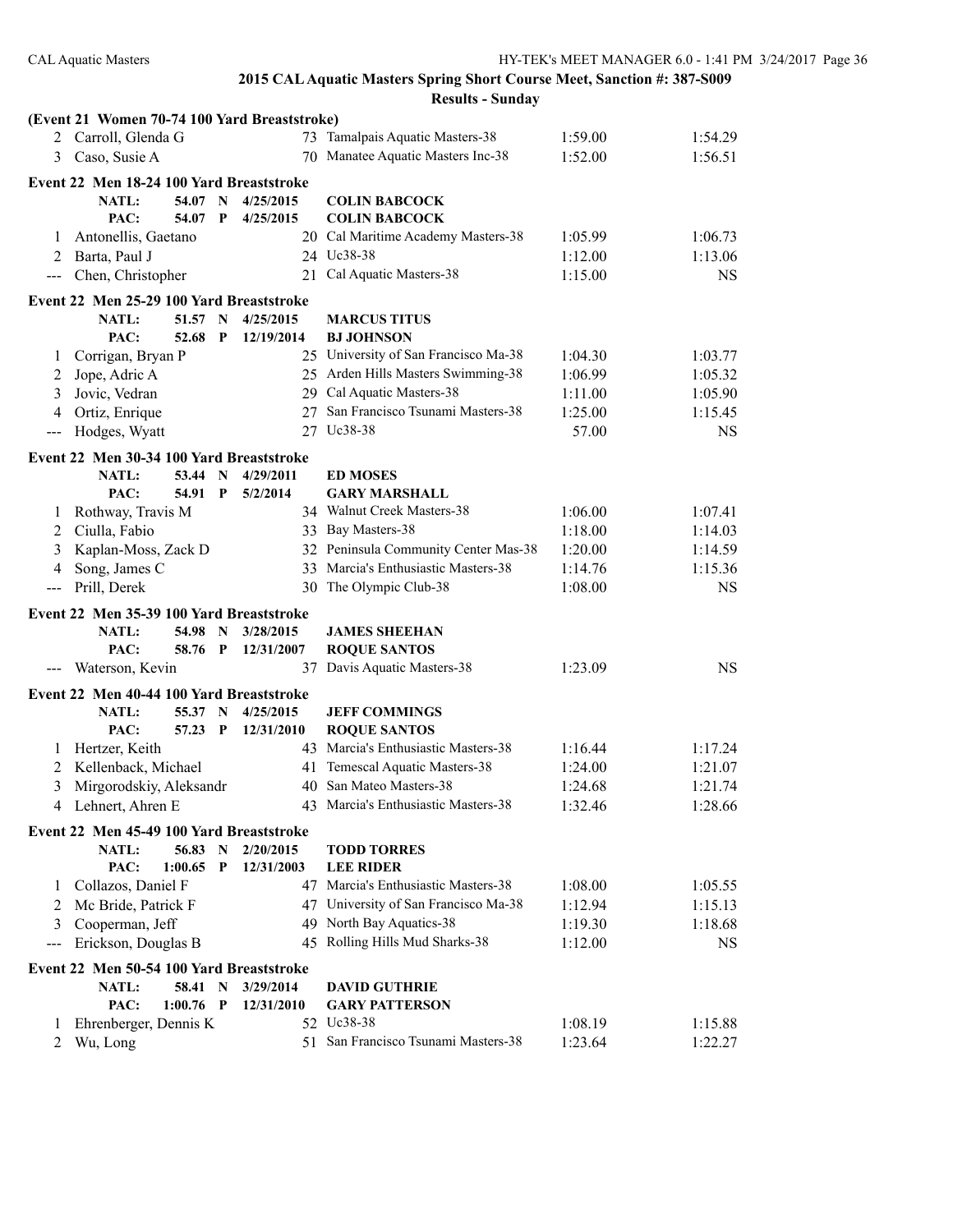## 2015 CAL Aquatic Masters Spring Short Course Meet, Sanction #: 387-S009

### Results - Sunday

**(Event 21 Women 70-74 100 Yard Breaststroke)**

| | Name | Age | Team | Seed Time | Finals Time |
|---|---|---|---|---|---|
| 2 | Carroll, Glenda G | 73 | Tamalpais Aquatic Masters-38 | 1:59.00 | 1:54.29 |
| 3 | Caso, Susie A | 70 | Manatee Aquatic Masters Inc-38 | 1:52.00 | 1:56.51 |

**Event 22 Men 18-24 100 Yard Breaststroke**

NATL: 54.07 N 4/25/2015 COLIN BABCOCK
PAC: 54.07 P 4/25/2015 COLIN BABCOCK

| | Name | Age | Team | Seed Time | Finals Time |
|---|---|---|---|---|---|
| 1 | Antonellis, Gaetano | 20 | Cal Maritime Academy Masters-38 | 1:05.99 | 1:06.73 |
| 2 | Barta, Paul J | 24 | Uc38-38 | 1:12.00 | 1:13.06 |
| --- | Chen, Christopher | 21 | Cal Aquatic Masters-38 | 1:15.00 | NS |

**Event 22 Men 25-29 100 Yard Breaststroke**

NATL: 51.57 N 4/25/2015 MARCUS TITUS
PAC: 52.68 P 12/19/2014 BJ JOHNSON

| | Name | Age | Team | Seed Time | Finals Time |
|---|---|---|---|---|---|
| 1 | Corrigan, Bryan P | 25 | University of San Francisco Ma-38 | 1:04.30 | 1:03.77 |
| 2 | Jope, Adric A | 25 | Arden Hills Masters Swimming-38 | 1:06.99 | 1:05.32 |
| 3 | Jovic, Vedran | 29 | Cal Aquatic Masters-38 | 1:11.00 | 1:05.90 |
| 4 | Ortiz, Enrique | 27 | San Francisco Tsunami Masters-38 | 1:25.00 | 1:15.45 |
| --- | Hodges, Wyatt | 27 | Uc38-38 | 57.00 | NS |

**Event 22 Men 30-34 100 Yard Breaststroke**

NATL: 53.44 N 4/29/2011 ED MOSES
PAC: 54.91 P 5/2/2014 GARY MARSHALL

| | Name | Age | Team | Seed Time | Finals Time |
|---|---|---|---|---|---|
| 1 | Rothway, Travis M | 34 | Walnut Creek Masters-38 | 1:06.00 | 1:07.41 |
| 2 | Ciulla, Fabio | 33 | Bay Masters-38 | 1:18.00 | 1:14.03 |
| 3 | Kaplan-Moss, Zack D | 32 | Peninsula Community Center Mas-38 | 1:20.00 | 1:14.59 |
| 4 | Song, James C | 33 | Marcia's Enthusiastic Masters-38 | 1:14.76 | 1:15.36 |
| --- | Prill, Derek | 30 | The Olympic Club-38 | 1:08.00 | NS |

**Event 22 Men 35-39 100 Yard Breaststroke**

NATL: 54.98 N 3/28/2015 JAMES SHEEHAN
PAC: 58.76 P 12/31/2007 ROQUE SANTOS

| | Name | Age | Team | Seed Time | Finals Time |
|---|---|---|---|---|---|
| --- | Waterson, Kevin | 37 | Davis Aquatic Masters-38 | 1:23.09 | NS |

**Event 22 Men 40-44 100 Yard Breaststroke**

NATL: 55.37 N 4/25/2015 JEFF COMMINGS
PAC: 57.23 P 12/31/2010 ROQUE SANTOS

| | Name | Age | Team | Seed Time | Finals Time |
|---|---|---|---|---|---|
| 1 | Hertzer, Keith | 43 | Marcia's Enthusiastic Masters-38 | 1:16.44 | 1:17.24 |
| 2 | Kellenback, Michael | 41 | Temescal Aquatic Masters-38 | 1:24.00 | 1:21.07 |
| 3 | Mirgorodskiy, Aleksandr | 40 | San Mateo Masters-38 | 1:24.68 | 1:21.74 |
| 4 | Lehnert, Ahren E | 43 | Marcia's Enthusiastic Masters-38 | 1:32.46 | 1:28.66 |

**Event 22 Men 45-49 100 Yard Breaststroke**

NATL: 56.83 N 2/20/2015 TODD TORRES
PAC: 1:00.65 P 12/31/2003 LEE RIDER

| | Name | Age | Team | Seed Time | Finals Time |
|---|---|---|---|---|---|
| 1 | Collazos, Daniel F | 47 | Marcia's Enthusiastic Masters-38 | 1:08.00 | 1:05.55 |
| 2 | Mc Bride, Patrick F | 47 | University of San Francisco Ma-38 | 1:12.94 | 1:15.13 |
| 3 | Cooperman, Jeff | 49 | North Bay Aquatics-38 | 1:19.30 | 1:18.68 |
| --- | Erickson, Douglas B | 45 | Rolling Hills Mud Sharks-38 | 1:12.00 | NS |

**Event 22 Men 50-54 100 Yard Breaststroke**

NATL: 58.41 N 3/29/2014 DAVID GUTHRIE
PAC: 1:00.76 P 12/31/2010 GARY PATTERSON

| | Name | Age | Team | Seed Time | Finals Time |
|---|---|---|---|---|---|
| 1 | Ehrenberger, Dennis K | 52 | Uc38-38 | 1:08.19 | 1:15.88 |
| 2 | Wu, Long | 51 | San Francisco Tsunami Masters-38 | 1:23.64 | 1:22.27 |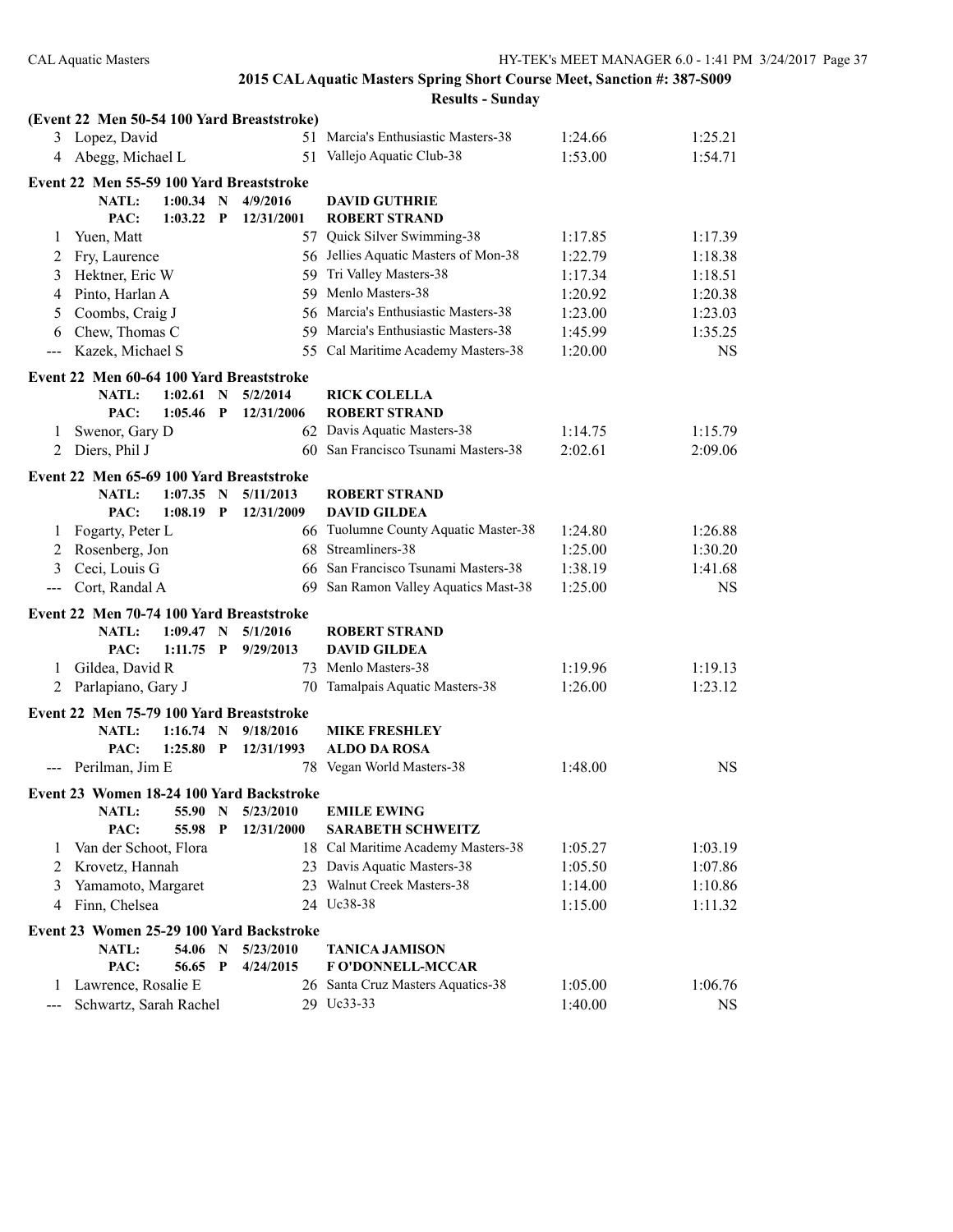## 2015 CAL Aquatic Masters Spring Short Course Meet, Sanction #: 387-S009

### Results - Sunday

**(Event 22 Men 50-54 100 Yard Breaststroke)**

| | Name | Age | Team | Seed Time | Finals Time |
|---|---|---|---|---|---|
| 3 | Lopez, David | 51 | Marcia's Enthusiastic Masters-38 | 1:24.66 | 1:25.21 |
| 4 | Abegg, Michael L | 51 | Vallejo Aquatic Club-38 | 1:53.00 | 1:54.71 |

**Event 22 Men 55-59 100 Yard Breaststroke**

NATL: 1:00.34 N 4/9/2016 DAVID GUTHRIE
PAC: 1:03.22 P 12/31/2001 ROBERT STRAND

| | Name | Age | Team | Seed Time | Finals Time |
|---|---|---|---|---|---|
| 1 | Yuen, Matt | 57 | Quick Silver Swimming-38 | 1:17.85 | 1:17.39 |
| 2 | Fry, Laurence | 56 | Jellies Aquatic Masters of Mon-38 | 1:22.79 | 1:18.38 |
| 3 | Hektner, Eric W | 59 | Tri Valley Masters-38 | 1:17.34 | 1:18.51 |
| 4 | Pinto, Harlan A | 59 | Menlo Masters-38 | 1:20.92 | 1:20.38 |
| 5 | Coombs, Craig J | 56 | Marcia's Enthusiastic Masters-38 | 1:23.00 | 1:23.03 |
| 6 | Chew, Thomas C | 59 | Marcia's Enthusiastic Masters-38 | 1:45.99 | 1:35.25 |
| --- | Kazek, Michael S | 55 | Cal Maritime Academy Masters-38 | 1:20.00 | NS |

**Event 22 Men 60-64 100 Yard Breaststroke**

NATL: 1:02.61 N 5/2/2014 RICK COLELLA
PAC: 1:05.46 P 12/31/2006 ROBERT STRAND

| | Name | Age | Team | Seed Time | Finals Time |
|---|---|---|---|---|---|
| 1 | Swenor, Gary D | 62 | Davis Aquatic Masters-38 | 1:14.75 | 1:15.79 |
| 2 | Diers, Phil J | 60 | San Francisco Tsunami Masters-38 | 2:02.61 | 2:09.06 |

**Event 22 Men 65-69 100 Yard Breaststroke**

NATL: 1:07.35 N 5/11/2013 ROBERT STRAND
PAC: 1:08.19 P 12/31/2009 DAVID GILDEA

| | Name | Age | Team | Seed Time | Finals Time |
|---|---|---|---|---|---|
| 1 | Fogarty, Peter L | 66 | Tuolumne County Aquatic Master-38 | 1:24.80 | 1:26.88 |
| 2 | Rosenberg, Jon | 68 | Streamliners-38 | 1:25.00 | 1:30.20 |
| 3 | Ceci, Louis G | 66 | San Francisco Tsunami Masters-38 | 1:38.19 | 1:41.68 |
| --- | Cort, Randal A | 69 | San Ramon Valley Aquatics Mast-38 | 1:25.00 | NS |

**Event 22 Men 70-74 100 Yard Breaststroke**

NATL: 1:09.47 N 5/1/2016 ROBERT STRAND
PAC: 1:11.75 P 9/29/2013 DAVID GILDEA

| | Name | Age | Team | Seed Time | Finals Time |
|---|---|---|---|---|---|
| 1 | Gildea, David R | 73 | Menlo Masters-38 | 1:19.96 | 1:19.13 |
| 2 | Parlapiano, Gary J | 70 | Tamalpais Aquatic Masters-38 | 1:26.00 | 1:23.12 |

**Event 22 Men 75-79 100 Yard Breaststroke**

NATL: 1:16.74 N 9/18/2016 MIKE FRESHLEY
PAC: 1:25.80 P 12/31/1993 ALDO DA ROSA

| | Name | Age | Team | Seed Time | Finals Time |
|---|---|---|---|---|---|
| --- | Perilman, Jim E | 78 | Vegan World Masters-38 | 1:48.00 | NS |

**Event 23 Women 18-24 100 Yard Backstroke**

NATL: 55.90 N 5/23/2010 EMILE EWING
PAC: 55.98 P 12/31/2000 SARABETH SCHWEITZ

| | Name | Age | Team | Seed Time | Finals Time |
|---|---|---|---|---|---|
| 1 | Van der Schoot, Flora | 18 | Cal Maritime Academy Masters-38 | 1:05.27 | 1:03.19 |
| 2 | Krovetz, Hannah | 23 | Davis Aquatic Masters-38 | 1:05.50 | 1:07.86 |
| 3 | Yamamoto, Margaret | 23 | Walnut Creek Masters-38 | 1:14.00 | 1:10.86 |
| 4 | Finn, Chelsea | 24 | Uc38-38 | 1:15.00 | 1:11.32 |

**Event 23 Women 25-29 100 Yard Backstroke**

NATL: 54.06 N 5/23/2010 TANICA JAMISON
PAC: 56.65 P 4/24/2015 F O'DONNELL-MCCAR

| | Name | Age | Team | Seed Time | Finals Time |
|---|---|---|---|---|---|
| 1 | Lawrence, Rosalie E | 26 | Santa Cruz Masters Aquatics-38 | 1:05.00 | 1:06.76 |
| --- | Schwartz, Sarah Rachel | 29 | Uc33-33 | 1:40.00 | NS |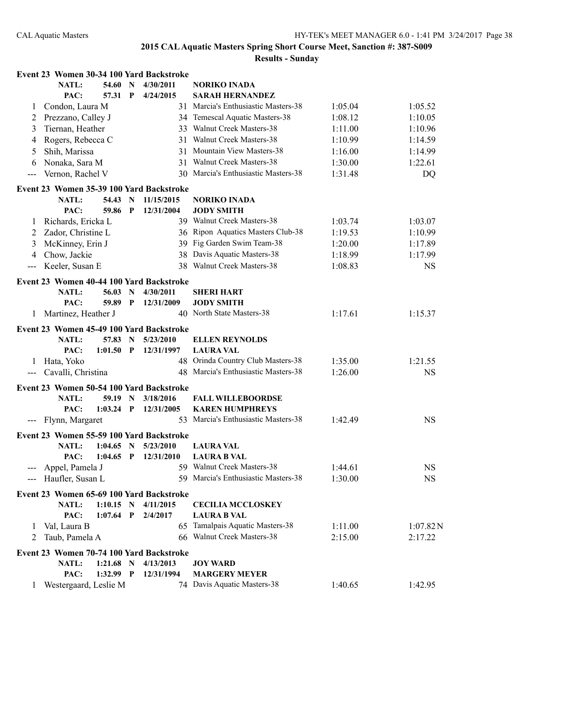## 2015 CAL Aquatic Masters Spring Short Course Meet, Sanction #: 387-S009

### Results - Sunday

**Event 23 Women 30-34 100 Yard Backstroke**

| | Name | Age | Team | Seed Time | Finals Time |
|---|---|---|---|---|---|
| | NATL: 54.60 N 4/30/2011 | | NORIKO INADA | | |
| | PAC: 57.31 P 4/24/2015 | | SARAH HERNANDEZ | | |
| 1 | Condon, Laura M | 31 | Marcia's Enthusiastic Masters-38 | 1:05.04 | 1:05.52 |
| 2 | Prezzano, Calley J | 34 | Temescal Aquatic Masters-38 | 1:08.12 | 1:10.05 |
| 3 | Tiernan, Heather | 33 | Walnut Creek Masters-38 | 1:11.00 | 1:10.96 |
| 4 | Rogers, Rebecca C | 31 | Walnut Creek Masters-38 | 1:10.99 | 1:14.59 |
| 5 | Shih, Marissa | 31 | Mountain View Masters-38 | 1:16.00 | 1:14.99 |
| 6 | Nonaka, Sara M | 31 | Walnut Creek Masters-38 | 1:30.00 | 1:22.61 |
| --- | Vernon, Rachel V | 30 | Marcia's Enthusiastic Masters-38 | 1:31.48 | DQ |

**Event 23 Women 35-39 100 Yard Backstroke**

| | Name | Age | Team | Seed Time | Finals Time |
|---|---|---|---|---|---|
| | NATL: 54.43 N 11/15/2015 | | NORIKO INADA | | |
| | PAC: 59.86 P 12/31/2004 | | JODY SMITH | | |
| 1 | Richards, Ericka L | 39 | Walnut Creek Masters-38 | 1:03.74 | 1:03.07 |
| 2 | Zador, Christine L | 36 | Ripon Aquatics Masters Club-38 | 1:19.53 | 1:10.99 |
| 3 | McKinney, Erin J | 39 | Fig Garden Swim Team-38 | 1:20.00 | 1:17.89 |
| 4 | Chow, Jackie | 38 | Davis Aquatic Masters-38 | 1:18.99 | 1:17.99 |
| --- | Keeler, Susan E | 38 | Walnut Creek Masters-38 | 1:08.83 | NS |

**Event 23 Women 40-44 100 Yard Backstroke**

| | Name | Age | Team | Seed Time | Finals Time |
|---|---|---|---|---|---|
| | NATL: 56.03 N 4/30/2011 | | SHERI HART | | |
| | PAC: 59.89 P 12/31/2009 | | JODY SMITH | | |
| 1 | Martinez, Heather J | 40 | North State Masters-38 | 1:17.61 | 1:15.37 |

**Event 23 Women 45-49 100 Yard Backstroke**

| | Name | Age | Team | Seed Time | Finals Time |
|---|---|---|---|---|---|
| | NATL: 57.83 N 5/23/2010 | | ELLEN REYNOLDS | | |
| | PAC: 1:01.50 P 12/31/1997 | | LAURA VAL | | |
| 1 | Hata, Yoko | 48 | Orinda Country Club Masters-38 | 1:35.00 | 1:21.55 |
| --- | Cavalli, Christina | 48 | Marcia's Enthusiastic Masters-38 | 1:26.00 | NS |

**Event 23 Women 50-54 100 Yard Backstroke**

| | Name | Age | Team | Seed Time | Finals Time |
|---|---|---|---|---|---|
| | NATL: 59.19 N 3/18/2016 | | FALL WILLEBOORDSE | | |
| | PAC: 1:03.24 P 12/31/2005 | | KAREN HUMPHREYS | | |
| --- | Flynn, Margaret | 53 | Marcia's Enthusiastic Masters-38 | 1:42.49 | NS |

**Event 23 Women 55-59 100 Yard Backstroke**

| | Name | Age | Team | Seed Time | Finals Time |
|---|---|---|---|---|---|
| | NATL: 1:04.65 N 5/23/2010 | | LAURA VAL | | |
| | PAC: 1:04.65 P 12/31/2010 | | LAURA B VAL | | |
| --- | Appel, Pamela J | 59 | Walnut Creek Masters-38 | 1:44.61 | NS |
| --- | Haufler, Susan L | 59 | Marcia's Enthusiastic Masters-38 | 1:30.00 | NS |

**Event 23 Women 65-69 100 Yard Backstroke**

| | Name | Age | Team | Seed Time | Finals Time |
|---|---|---|---|---|---|
| | NATL: 1:10.15 N 4/11/2015 | | CECILIA MCCLOSKEY | | |
| | PAC: 1:07.64 P 2/4/2017 | | LAURA B VAL | | |
| 1 | Val, Laura B | 65 | Tamalpais Aquatic Masters-38 | 1:11.00 | 1:07.82N |
| 2 | Taub, Pamela A | 66 | Walnut Creek Masters-38 | 2:15.00 | 2:17.22 |

**Event 23 Women 70-74 100 Yard Backstroke**

| | Name | Age | Team | Seed Time | Finals Time |
|---|---|---|---|---|---|
| | NATL: 1:21.68 N 4/13/2013 | | JOY WARD | | |
| | PAC: 1:32.99 P 12/31/1994 | | MARGERY MEYER | | |
| 1 | Westergaard, Leslie M | 74 | Davis Aquatic Masters-38 | 1:40.65 | 1:42.95 |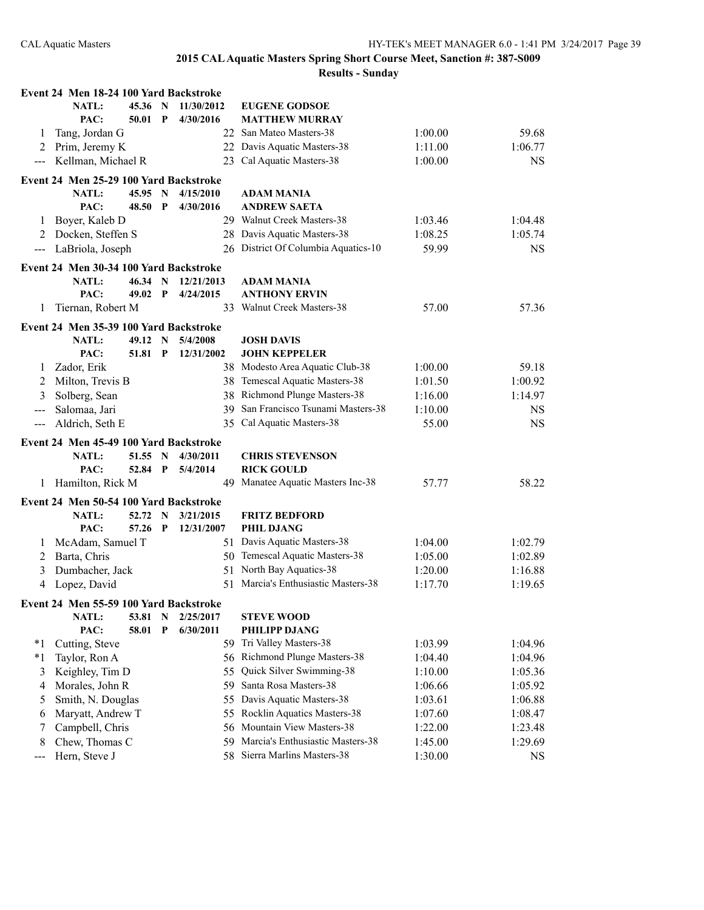## 2015 CAL Aquatic Masters Spring Short Course Meet, Sanction #: 387-S009

### Results - Sunday

#### Event 24 Men 18-24 100 Yard Backstroke

| | | | | | |
|---|---|---|---|---|---|
| NATL: | 45.36 N | 11/30/2012 | EUGENE GODSOE | | |
| PAC: | 50.01 P | 4/30/2016 | MATTHEW MURRAY | | |
| 1 | Tang, Jordan G | 22 | San Mateo Masters-38 | 1:00.00 | 59.68 |
| 2 | Prim, Jeremy K | 22 | Davis Aquatic Masters-38 | 1:11.00 | 1:06.77 |
| --- | Kellman, Michael R | 23 | Cal Aquatic Masters-38 | 1:00.00 | NS |

#### Event 24 Men 25-29 100 Yard Backstroke

| | | | | | |
|---|---|---|---|---|---|
| NATL: | 45.95 N | 4/15/2010 | ADAM MANIA | | |
| PAC: | 48.50 P | 4/30/2016 | ANDREW SAETA | | |
| 1 | Boyer, Kaleb D | 29 | Walnut Creek Masters-38 | 1:03.46 | 1:04.48 |
| 2 | Docken, Steffen S | 28 | Davis Aquatic Masters-38 | 1:08.25 | 1:05.74 |
| --- | LaBriola, Joseph | 26 | District Of Columbia Aquatics-10 | 59.99 | NS |

#### Event 24 Men 30-34 100 Yard Backstroke

| | | | | | |
|---|---|---|---|---|---|
| NATL: | 46.34 N | 12/21/2013 | ADAM MANIA | | |
| PAC: | 49.02 P | 4/24/2015 | ANTHONY ERVIN | | |
| 1 | Tiernan, Robert M | 33 | Walnut Creek Masters-38 | 57.00 | 57.36 |

#### Event 24 Men 35-39 100 Yard Backstroke

| | | | | | |
|---|---|---|---|---|---|
| NATL: | 49.12 N | 5/4/2008 | JOSH DAVIS | | |
| PAC: | 51.81 P | 12/31/2002 | JOHN KEPPELER | | |
| 1 | Zador, Erik | 38 | Modesto Area Aquatic Club-38 | 1:00.00 | 59.18 |
| 2 | Milton, Trevis B | 38 | Temescal Aquatic Masters-38 | 1:01.50 | 1:00.92 |
| 3 | Solberg, Sean | 38 | Richmond Plunge Masters-38 | 1:16.00 | 1:14.97 |
| --- | Salomaa, Jari | 39 | San Francisco Tsunami Masters-38 | 1:10.00 | NS |
| --- | Aldrich, Seth E | 35 | Cal Aquatic Masters-38 | 55.00 | NS |

#### Event 24 Men 45-49 100 Yard Backstroke

| | | | | | |
|---|---|---|---|---|---|
| NATL: | 51.55 N | 4/30/2011 | CHRIS STEVENSON | | |
| PAC: | 52.84 P | 5/4/2014 | RICK GOULD | | |
| 1 | Hamilton, Rick M | 49 | Manatee Aquatic Masters Inc-38 | 57.77 | 58.22 |

#### Event 24 Men 50-54 100 Yard Backstroke

| | | | | | |
|---|---|---|---|---|---|
| NATL: | 52.72 N | 3/21/2015 | FRITZ BEDFORD | | |
| PAC: | 57.26 P | 12/31/2007 | PHIL DJANG | | |
| 1 | McAdam, Samuel T | 51 | Davis Aquatic Masters-38 | 1:04.00 | 1:02.79 |
| 2 | Barta, Chris | 50 | Temescal Aquatic Masters-38 | 1:05.00 | 1:02.89 |
| 3 | Dumbacher, Jack | 51 | North Bay Aquatics-38 | 1:20.00 | 1:16.88 |
| 4 | Lopez, David | 51 | Marcia's Enthusiastic Masters-38 | 1:17.70 | 1:19.65 |

#### Event 24 Men 55-59 100 Yard Backstroke

| | | | | | |
|---|---|---|---|---|---|
| NATL: | 53.81 N | 2/25/2017 | STEVE WOOD | | |
| PAC: | 58.01 P | 6/30/2011 | PHILIPP DJANG | | |
| *1 | Cutting, Steve | 59 | Tri Valley Masters-38 | 1:03.99 | 1:04.96 |
| *1 | Taylor, Ron A | 56 | Richmond Plunge Masters-38 | 1:04.40 | 1:04.96 |
| 3 | Keighley, Tim D | 55 | Quick Silver Swimming-38 | 1:10.00 | 1:05.36 |
| 4 | Morales, John R | 59 | Santa Rosa Masters-38 | 1:06.66 | 1:05.92 |
| 5 | Smith, N. Douglas | 55 | Davis Aquatic Masters-38 | 1:03.61 | 1:06.88 |
| 6 | Maryatt, Andrew T | 55 | Rocklin Aquatics Masters-38 | 1:07.60 | 1:08.47 |
| 7 | Campbell, Chris | 56 | Mountain View Masters-38 | 1:22.00 | 1:23.48 |
| 8 | Chew, Thomas C | 59 | Marcia's Enthusiastic Masters-38 | 1:45.00 | 1:29.69 |
| --- | Hern, Steve J | 58 | Sierra Marlins Masters-38 | 1:30.00 | NS |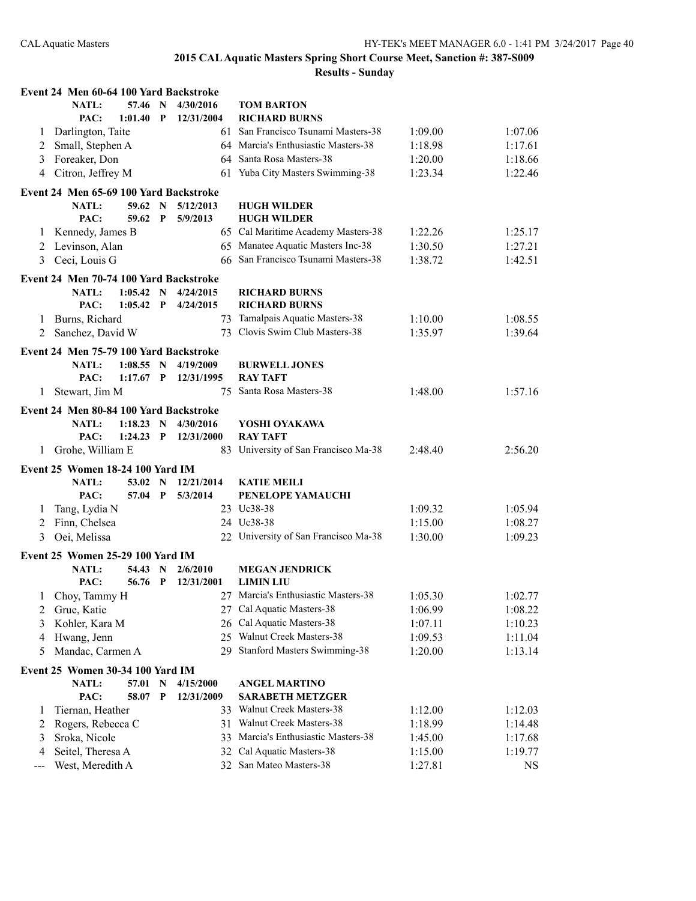# 2015 CAL Aquatic Masters Spring Short Course Meet, Sanction #: 387-S009

## Results - Sunday

### Event 24 Men 60-64 100 Yard Backstroke

NATL: 57.46 N 4/30/2016 TOM BARTON
PAC: 1:01.40 P 12/31/2004 RICHARD BURNS

| | Name | Age | Team | Seed Time | Finals Time |
|---|---|---|---|---|---|
| 1 | Darlington, Taite | 61 | San Francisco Tsunami Masters-38 | 1:09.00 | 1:07.06 |
| 2 | Small, Stephen A | 64 | Marcia's Enthusiastic Masters-38 | 1:18.98 | 1:17.61 |
| 3 | Foreaker, Don | 64 | Santa Rosa Masters-38 | 1:20.00 | 1:18.66 |
| 4 | Citron, Jeffrey M | 61 | Yuba City Masters Swimming-38 | 1:23.34 | 1:22.46 |

### Event 24 Men 65-69 100 Yard Backstroke

NATL: 59.62 N 5/12/2013 HUGH WILDER
PAC: 59.62 P 5/9/2013 HUGH WILDER

| | Name | Age | Team | Seed Time | Finals Time |
|---|---|---|---|---|---|
| 1 | Kennedy, James B | 65 | Cal Maritime Academy Masters-38 | 1:22.26 | 1:25.17 |
| 2 | Levinson, Alan | 65 | Manatee Aquatic Masters Inc-38 | 1:30.50 | 1:27.21 |
| 3 | Ceci, Louis G | 66 | San Francisco Tsunami Masters-38 | 1:38.72 | 1:42.51 |

### Event 24 Men 70-74 100 Yard Backstroke

NATL: 1:05.42 N 4/24/2015 RICHARD BURNS
PAC: 1:05.42 P 4/24/2015 RICHARD BURNS

| | Name | Age | Team | Seed Time | Finals Time |
|---|---|---|---|---|---|
| 1 | Burns, Richard | 73 | Tamalpais Aquatic Masters-38 | 1:10.00 | 1:08.55 |
| 2 | Sanchez, David W | 73 | Clovis Swim Club Masters-38 | 1:35.97 | 1:39.64 |

### Event 24 Men 75-79 100 Yard Backstroke

NATL: 1:08.55 N 4/19/2009 BURWELL JONES
PAC: 1:17.67 P 12/31/1995 RAY TAFT

| | Name | Age | Team | Seed Time | Finals Time |
|---|---|---|---|---|---|
| 1 | Stewart, Jim M | 75 | Santa Rosa Masters-38 | 1:48.00 | 1:57.16 |

### Event 24 Men 80-84 100 Yard Backstroke

NATL: 1:18.23 N 4/30/2016 YOSHI OYAKAWA
PAC: 1:24.23 P 12/31/2000 RAY TAFT

| | Name | Age | Team | Seed Time | Finals Time |
|---|---|---|---|---|---|
| 1 | Grohe, William E | 83 | University of San Francisco Ma-38 | 2:48.40 | 2:56.20 |

### Event 25 Women 18-24 100 Yard IM

NATL: 53.02 N 12/21/2014 KATIE MEILI
PAC: 57.04 P 5/3/2014 PENELOPE YAMAUCHI

| | Name | Age | Team | Seed Time | Finals Time |
|---|---|---|---|---|---|
| 1 | Tang, Lydia N | 23 | Uc38-38 | 1:09.32 | 1:05.94 |
| 2 | Finn, Chelsea | 24 | Uc38-38 | 1:15.00 | 1:08.27 |
| 3 | Oei, Melissa | 22 | University of San Francisco Ma-38 | 1:30.00 | 1:09.23 |

### Event 25 Women 25-29 100 Yard IM

NATL: 54.43 N 2/6/2010 MEGAN JENDRICK
PAC: 56.76 P 12/31/2001 LIMIN LIU

| | Name | Age | Team | Seed Time | Finals Time |
|---|---|---|---|---|---|
| 1 | Choy, Tammy H | 27 | Marcia's Enthusiastic Masters-38 | 1:05.30 | 1:02.77 |
| 2 | Grue, Katie | 27 | Cal Aquatic Masters-38 | 1:06.99 | 1:08.22 |
| 3 | Kohler, Kara M | 26 | Cal Aquatic Masters-38 | 1:07.11 | 1:10.23 |
| 4 | Hwang, Jenn | 25 | Walnut Creek Masters-38 | 1:09.53 | 1:11.04 |
| 5 | Mandac, Carmen A | 29 | Stanford Masters Swimming-38 | 1:20.00 | 1:13.14 |

### Event 25 Women 30-34 100 Yard IM

NATL: 57.01 N 4/15/2000 ANGEL MARTINO
PAC: 58.07 P 12/31/2009 SARABETH METZGER

| | Name | Age | Team | Seed Time | Finals Time |
|---|---|---|---|---|---|
| 1 | Tiernan, Heather | 33 | Walnut Creek Masters-38 | 1:12.00 | 1:12.03 |
| 2 | Rogers, Rebecca C | 31 | Walnut Creek Masters-38 | 1:18.99 | 1:14.48 |
| 3 | Sroka, Nicole | 33 | Marcia's Enthusiastic Masters-38 | 1:45.00 | 1:17.68 |
| 4 | Seitel, Theresa A | 32 | Cal Aquatic Masters-38 | 1:15.00 | 1:19.77 |
| --- | West, Meredith A | 32 | San Mateo Masters-38 | 1:27.81 | NS |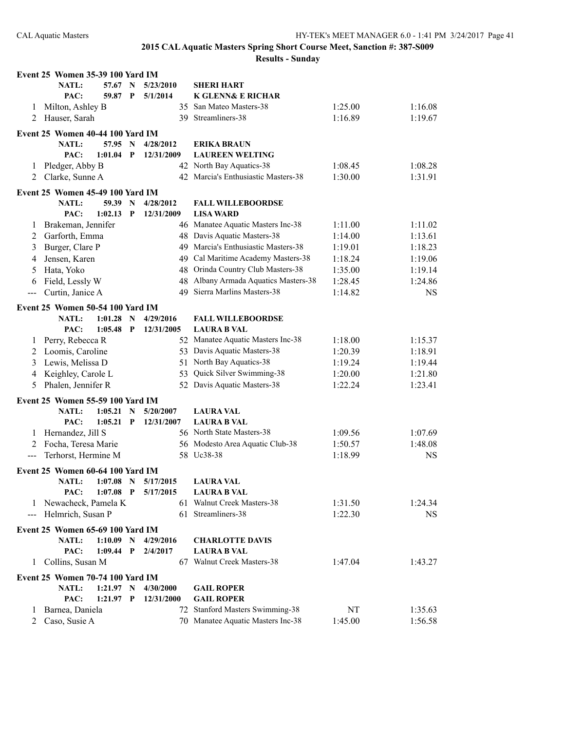## 2015 CAL Aquatic Masters Spring Short Course Meet, Sanction #: 387-S009

### Results - Sunday

**Event 25 Women 35-39 100 Yard IM**

| | | | | | |
|---|---|---|---|---|---|
| NATL: | 57.67 N | 5/23/2010 | SHERI HART | | |
| PAC: | 59.87 P | 5/1/2014 | K GLENN& E RICHAR | | |
| 1 | Milton, Ashley B | 35 | San Mateo Masters-38 | 1:25.00 | 1:16.08 |
| 2 | Hauser, Sarah | 39 | Streamliners-38 | 1:16.89 | 1:19.67 |

**Event 25 Women 40-44 100 Yard IM**

| | | | | | |
|---|---|---|---|---|---|
| NATL: | 57.95 N | 4/28/2012 | ERIKA BRAUN | | |
| PAC: | 1:01.04 P | 12/31/2009 | LAUREEN WELTING | | |
| 1 | Pledger, Abby B | 42 | North Bay Aquatics-38 | 1:08.45 | 1:08.28 |
| 2 | Clarke, Sunne A | 42 | Marcia's Enthusiastic Masters-38 | 1:30.00 | 1:31.91 |

**Event 25 Women 45-49 100 Yard IM**

| | | | | | |
|---|---|---|---|---|---|
| NATL: | 59.39 N | 4/28/2012 | FALL WILLEBOORDSE | | |
| PAC: | 1:02.13 P | 12/31/2009 | LISA WARD | | |
| 1 | Brakeman, Jennifer | 46 | Manatee Aquatic Masters Inc-38 | 1:11.00 | 1:11.02 |
| 2 | Garforth, Emma | 48 | Davis Aquatic Masters-38 | 1:14.00 | 1:13.61 |
| 3 | Burger, Clare P | 49 | Marcia's Enthusiastic Masters-38 | 1:19.01 | 1:18.23 |
| 4 | Jensen, Karen | 49 | Cal Maritime Academy Masters-38 | 1:18.24 | 1:19.06 |
| 5 | Hata, Yoko | 48 | Orinda Country Club Masters-38 | 1:35.00 | 1:19.14 |
| 6 | Field, Lessly W | 48 | Albany Armada Aquatics Masters-38 | 1:28.45 | 1:24.86 |
| --- | Curtin, Janice A | 49 | Sierra Marlins Masters-38 | 1:14.82 | NS |

**Event 25 Women 50-54 100 Yard IM**

| | | | | | |
|---|---|---|---|---|---|
| NATL: | 1:01.28 N | 4/29/2016 | FALL WILLEBOORDSE | | |
| PAC: | 1:05.48 P | 12/31/2005 | LAURA B VAL | | |
| 1 | Perry, Rebecca R | 52 | Manatee Aquatic Masters Inc-38 | 1:18.00 | 1:15.37 |
| 2 | Loomis, Caroline | 53 | Davis Aquatic Masters-38 | 1:20.39 | 1:18.91 |
| 3 | Lewis, Melissa D | 51 | North Bay Aquatics-38 | 1:19.24 | 1:19.44 |
| 4 | Keighley, Carole L | 53 | Quick Silver Swimming-38 | 1:20.00 | 1:21.80 |
| 5 | Phalen, Jennifer R | 52 | Davis Aquatic Masters-38 | 1:22.24 | 1:23.41 |

**Event 25 Women 55-59 100 Yard IM**

| | | | | | |
|---|---|---|---|---|---|
| NATL: | 1:05.21 N | 5/20/2007 | LAURA VAL | | |
| PAC: | 1:05.21 P | 12/31/2007 | LAURA B VAL | | |
| 1 | Hernandez, Jill S | 56 | North State Masters-38 | 1:09.56 | 1:07.69 |
| 2 | Focha, Teresa Marie | 56 | Modesto Area Aquatic Club-38 | 1:50.57 | 1:48.08 |
| --- | Terhorst, Hermine M | 58 | Uc38-38 | 1:18.99 | NS |

**Event 25 Women 60-64 100 Yard IM**

| | | | | | |
|---|---|---|---|---|---|
| NATL: | 1:07.08 N | 5/17/2015 | LAURA VAL | | |
| PAC: | 1:07.08 P | 5/17/2015 | LAURA B VAL | | |
| 1 | Newacheck, Pamela K | 61 | Walnut Creek Masters-38 | 1:31.50 | 1:24.34 |
| --- | Helmrich, Susan P | 61 | Streamliners-38 | 1:22.30 | NS |

**Event 25 Women 65-69 100 Yard IM**

| | | | | | |
|---|---|---|---|---|---|
| NATL: | 1:10.09 N | 4/29/2016 | CHARLOTTE DAVIS | | |
| PAC: | 1:09.44 P | 2/4/2017 | LAURA B VAL | | |
| 1 | Collins, Susan M | 67 | Walnut Creek Masters-38 | 1:47.04 | 1:43.27 |

**Event 25 Women 70-74 100 Yard IM**

| | | | | | |
|---|---|---|---|---|---|
| NATL: | 1:21.97 N | 4/30/2000 | GAIL ROPER | | |
| PAC: | 1:21.97 P | 12/31/2000 | GAIL ROPER | | |
| 1 | Barnea, Daniela | 72 | Stanford Masters Swimming-38 | NT | 1:35.63 |
| 2 | Caso, Susie A | 70 | Manatee Aquatic Masters Inc-38 | 1:45.00 | 1:56.58 |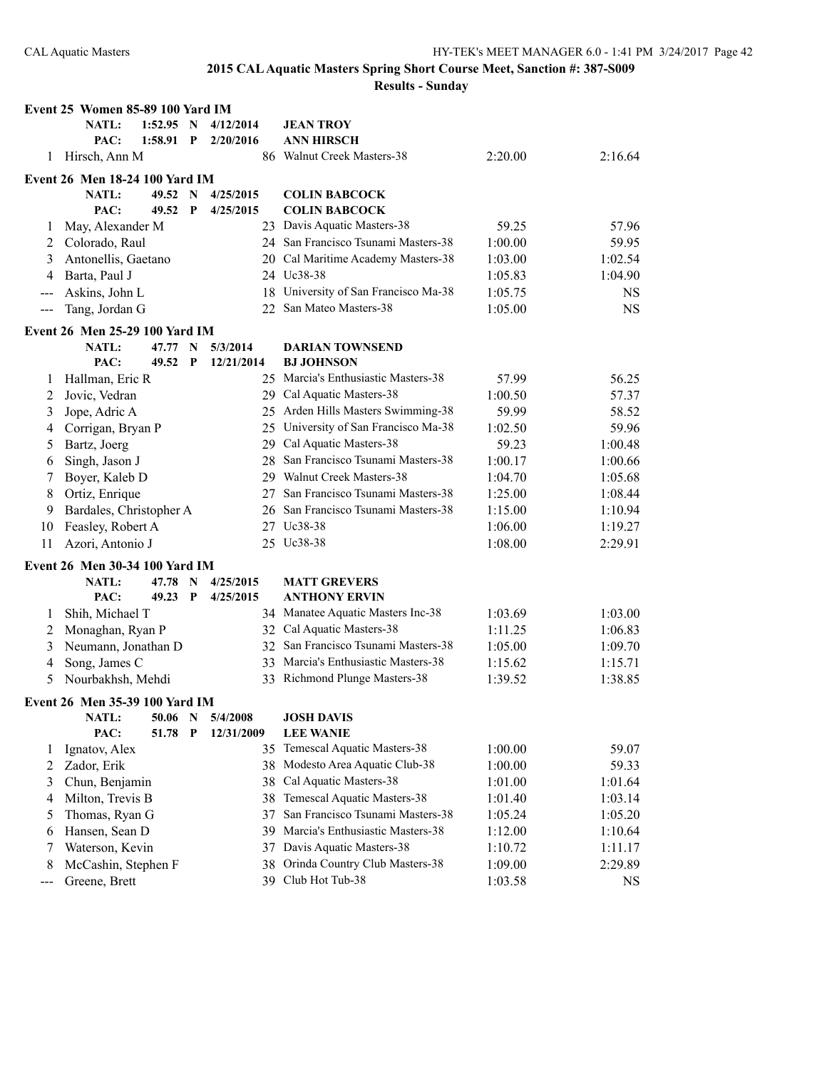## 2015 CAL Aquatic Masters Spring Short Course Meet, Sanction #: 387-S009

### Results - Sunday

**Event 25 Women 85-89 100 Yard IM**

| | | | | | |
|---|---|---|---|---|---|
| NATL: | 1:52.95 | N | 4/12/2014 | JEAN TROY | |
| PAC: | 1:58.91 | P | 2/20/2016 | ANN HIRSCH | |

| Place | Name | Age | Team | Seed Time | Finals Time |
|---|---|---|---|---|---|
| 1 | Hirsch, Ann M | 86 | Walnut Creek Masters-38 | 2:20.00 | 2:16.64 |

**Event 26 Men 18-24 100 Yard IM**

| | | | | | |
|---|---|---|---|---|---|
| NATL: | 49.52 | N | 4/25/2015 | COLIN BABCOCK | |
| PAC: | 49.52 | P | 4/25/2015 | COLIN BABCOCK | |

| Place | Name | Age | Team | Seed Time | Finals Time |
|---|---|---|---|---|---|
| 1 | May, Alexander M | 23 | Davis Aquatic Masters-38 | 59.25 | 57.96 |
| 2 | Colorado, Raul | 24 | San Francisco Tsunami Masters-38 | 1:00.00 | 59.95 |
| 3 | Antonellis, Gaetano | 20 | Cal Maritime Academy Masters-38 | 1:03.00 | 1:02.54 |
| 4 | Barta, Paul J | 24 | Uc38-38 | 1:05.83 | 1:04.90 |
| --- | Askins, John L | 18 | University of San Francisco Ma-38 | 1:05.75 | NS |
| --- | Tang, Jordan G | 22 | San Mateo Masters-38 | 1:05.00 | NS |

**Event 26 Men 25-29 100 Yard IM**

| | | | | | |
|---|---|---|---|---|---|
| NATL: | 47.77 | N | 5/3/2014 | DARIAN TOWNSEND | |
| PAC: | 49.52 | P | 12/21/2014 | BJ JOHNSON | |

| Place | Name | Age | Team | Seed Time | Finals Time |
|---|---|---|---|---|---|
| 1 | Hallman, Eric R | 25 | Marcia's Enthusiastic Masters-38 | 57.99 | 56.25 |
| 2 | Jovic, Vedran | 29 | Cal Aquatic Masters-38 | 1:00.50 | 57.37 |
| 3 | Jope, Adric A | 25 | Arden Hills Masters Swimming-38 | 59.99 | 58.52 |
| 4 | Corrigan, Bryan P | 25 | University of San Francisco Ma-38 | 1:02.50 | 59.96 |
| 5 | Bartz, Joerg | 29 | Cal Aquatic Masters-38 | 59.23 | 1:00.48 |
| 6 | Singh, Jason J | 28 | San Francisco Tsunami Masters-38 | 1:00.17 | 1:00.66 |
| 7 | Boyer, Kaleb D | 29 | Walnut Creek Masters-38 | 1:04.70 | 1:05.68 |
| 8 | Ortiz, Enrique | 27 | San Francisco Tsunami Masters-38 | 1:25.00 | 1:08.44 |
| 9 | Bardales, Christopher A | 26 | San Francisco Tsunami Masters-38 | 1:15.00 | 1:10.94 |
| 10 | Feasley, Robert A | 27 | Uc38-38 | 1:06.00 | 1:19.27 |
| 11 | Azori, Antonio J | 25 | Uc38-38 | 1:08.00 | 2:29.91 |

**Event 26 Men 30-34 100 Yard IM**

| | | | | | |
|---|---|---|---|---|---|
| NATL: | 47.78 | N | 4/25/2015 | MATT GREVERS | |
| PAC: | 49.23 | P | 4/25/2015 | ANTHONY ERVIN | |

| Place | Name | Age | Team | Seed Time | Finals Time |
|---|---|---|---|---|---|
| 1 | Shih, Michael T | 34 | Manatee Aquatic Masters Inc-38 | 1:03.69 | 1:03.00 |
| 2 | Monaghan, Ryan P | 32 | Cal Aquatic Masters-38 | 1:11.25 | 1:06.83 |
| 3 | Neumann, Jonathan D | 32 | San Francisco Tsunami Masters-38 | 1:05.00 | 1:09.70 |
| 4 | Song, James C | 33 | Marcia's Enthusiastic Masters-38 | 1:15.62 | 1:15.71 |
| 5 | Nourbakhsh, Mehdi | 33 | Richmond Plunge Masters-38 | 1:39.52 | 1:38.85 |

**Event 26 Men 35-39 100 Yard IM**

| | | | | | |
|---|---|---|---|---|---|
| NATL: | 50.06 | N | 5/4/2008 | JOSH DAVIS | |
| PAC: | 51.78 | P | 12/31/2009 | LEE WANIE | |

| Place | Name | Age | Team | Seed Time | Finals Time |
|---|---|---|---|---|---|
| 1 | Ignatov, Alex | 35 | Temescal Aquatic Masters-38 | 1:00.00 | 59.07 |
| 2 | Zador, Erik | 38 | Modesto Area Aquatic Club-38 | 1:00.00 | 59.33 |
| 3 | Chun, Benjamin | 38 | Cal Aquatic Masters-38 | 1:01.00 | 1:01.64 |
| 4 | Milton, Trevis B | 38 | Temescal Aquatic Masters-38 | 1:01.40 | 1:03.14 |
| 5 | Thomas, Ryan G | 37 | San Francisco Tsunami Masters-38 | 1:05.24 | 1:05.20 |
| 6 | Hansen, Sean D | 39 | Marcia's Enthusiastic Masters-38 | 1:12.00 | 1:10.64 |
| 7 | Waterson, Kevin | 37 | Davis Aquatic Masters-38 | 1:10.72 | 1:11.17 |
| 8 | McCashin, Stephen F | 38 | Orinda Country Club Masters-38 | 1:09.00 | 2:29.89 |
| --- | Greene, Brett | 39 | Club Hot Tub-38 | 1:03.58 | NS |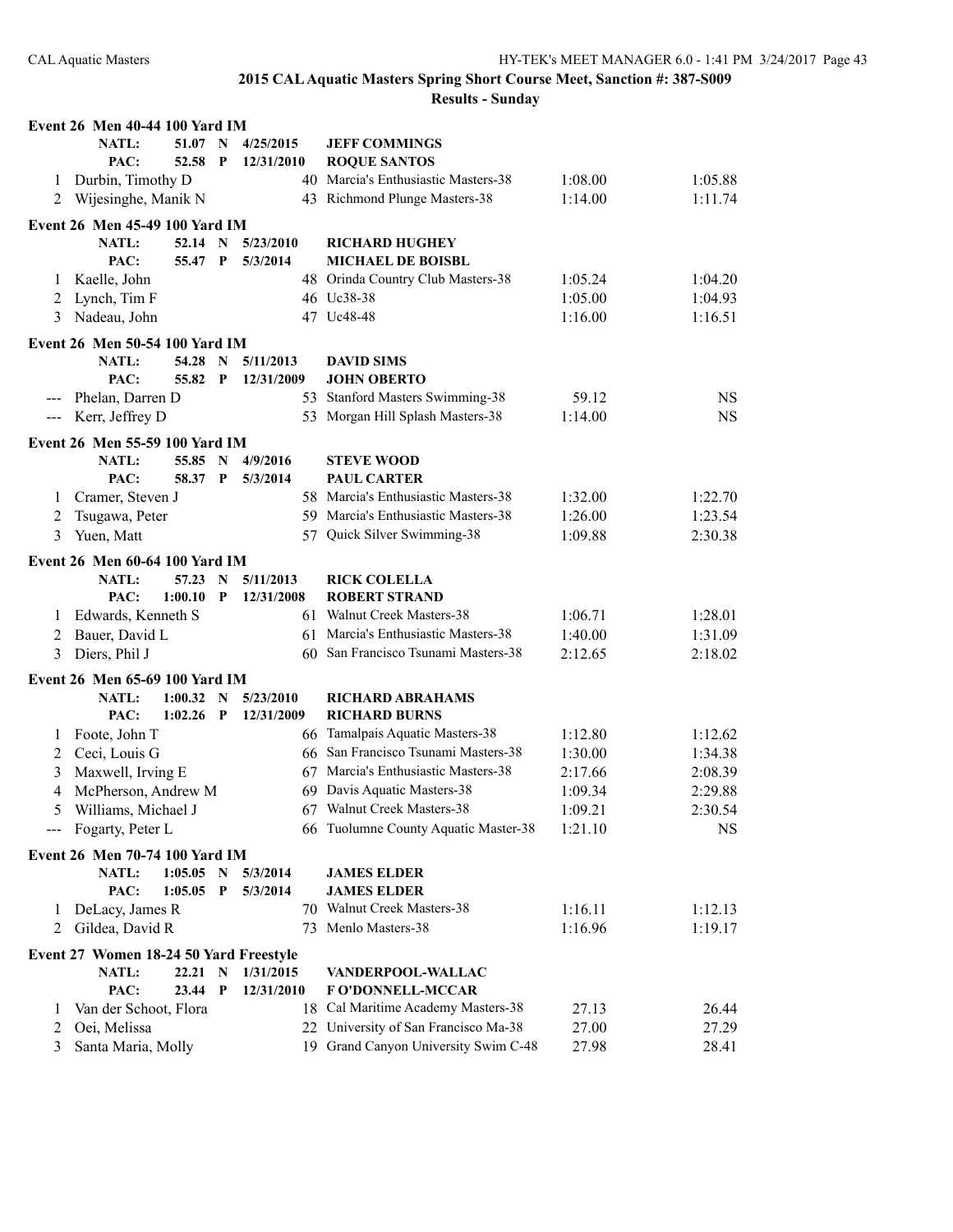## 2015 CAL Aquatic Masters Spring Short Course Meet, Sanction #: 387-S009

### Results - Sunday

**Event 26 Men 40-44 100 Yard IM**

| | Name | Age | Team | Seed Time | Finals Time |
|---|---|---|---|---|---|
| | NATL: 51.07 N 4/25/2015 | | JEFF COMMINGS | | |
| | PAC: 52.58 P 12/31/2010 | | ROQUE SANTOS | | |
| 1 | Durbin, Timothy D | 40 | Marcia's Enthusiastic Masters-38 | 1:08.00 | 1:05.88 |
| 2 | Wijesinghe, Manik N | 43 | Richmond Plunge Masters-38 | 1:14.00 | 1:11.74 |

**Event 26 Men 45-49 100 Yard IM**

| | Name | Age | Team | Seed Time | Finals Time |
|---|---|---|---|---|---|
| | NATL: 52.14 N 5/23/2010 | | RICHARD HUGHEY | | |
| | PAC: 55.47 P 5/3/2014 | | MICHAEL DE BOISBL | | |
| 1 | Kaelle, John | 48 | Orinda Country Club Masters-38 | 1:05.24 | 1:04.20 |
| 2 | Lynch, Tim F | 46 | Uc38-38 | 1:05.00 | 1:04.93 |
| 3 | Nadeau, John | 47 | Uc48-48 | 1:16.00 | 1:16.51 |

**Event 26 Men 50-54 100 Yard IM**

| | Name | Age | Team | Seed Time | Finals Time |
|---|---|---|---|---|---|
| | NATL: 54.28 N 5/11/2013 | | DAVID SIMS | | |
| | PAC: 55.82 P 12/31/2009 | | JOHN OBERTO | | |
| --- | Phelan, Darren D | 53 | Stanford Masters Swimming-38 | 59.12 | NS |
| --- | Kerr, Jeffrey D | 53 | Morgan Hill Splash Masters-38 | 1:14.00 | NS |

**Event 26 Men 55-59 100 Yard IM**

| | Name | Age | Team | Seed Time | Finals Time |
|---|---|---|---|---|---|
| | NATL: 55.85 N 4/9/2016 | | STEVE WOOD | | |
| | PAC: 58.37 P 5/3/2014 | | PAUL CARTER | | |
| 1 | Cramer, Steven J | 58 | Marcia's Enthusiastic Masters-38 | 1:32.00 | 1:22.70 |
| 2 | Tsugawa, Peter | 59 | Marcia's Enthusiastic Masters-38 | 1:26.00 | 1:23.54 |
| 3 | Yuen, Matt | 57 | Quick Silver Swimming-38 | 1:09.88 | 2:30.38 |

**Event 26 Men 60-64 100 Yard IM**

| | Name | Age | Team | Seed Time | Finals Time |
|---|---|---|---|---|---|
| | NATL: 57.23 N 5/11/2013 | | RICK COLELLA | | |
| | PAC: 1:00.10 P 12/31/2008 | | ROBERT STRAND | | |
| 1 | Edwards, Kenneth S | 61 | Walnut Creek Masters-38 | 1:06.71 | 1:28.01 |
| 2 | Bauer, David L | 61 | Marcia's Enthusiastic Masters-38 | 1:40.00 | 1:31.09 |
| 3 | Diers, Phil J | 60 | San Francisco Tsunami Masters-38 | 2:12.65 | 2:18.02 |

**Event 26 Men 65-69 100 Yard IM**

| | Name | Age | Team | Seed Time | Finals Time |
|---|---|---|---|---|---|
| | NATL: 1:00.32 N 5/23/2010 | | RICHARD ABRAHAMS | | |
| | PAC: 1:02.26 P 12/31/2009 | | RICHARD BURNS | | |
| 1 | Foote, John T | 66 | Tamalpais Aquatic Masters-38 | 1:12.80 | 1:12.62 |
| 2 | Ceci, Louis G | 66 | San Francisco Tsunami Masters-38 | 1:30.00 | 1:34.38 |
| 3 | Maxwell, Irving E | 67 | Marcia's Enthusiastic Masters-38 | 2:17.66 | 2:08.39 |
| 4 | McPherson, Andrew M | 69 | Davis Aquatic Masters-38 | 1:09.34 | 2:29.88 |
| 5 | Williams, Michael J | 67 | Walnut Creek Masters-38 | 1:09.21 | 2:30.54 |
| --- | Fogarty, Peter L | 66 | Tuolumne County Aquatic Master-38 | 1:21.10 | NS |

**Event 26 Men 70-74 100 Yard IM**

| | Name | Age | Team | Seed Time | Finals Time |
|---|---|---|---|---|---|
| | NATL: 1:05.05 N 5/3/2014 | | JAMES ELDER | | |
| | PAC: 1:05.05 P 5/3/2014 | | JAMES ELDER | | |
| 1 | DeLacy, James R | 70 | Walnut Creek Masters-38 | 1:16.11 | 1:12.13 |
| 2 | Gildea, David R | 73 | Menlo Masters-38 | 1:16.96 | 1:19.17 |

**Event 27 Women 18-24 50 Yard Freestyle**

| | Name | Age | Team | Seed Time | Finals Time |
|---|---|---|---|---|---|
| | NATL: 22.21 N 1/31/2015 | | VANDERPOOL-WALLAC | | |
| | PAC: 23.44 P 12/31/2010 | | F O'DONNELL-MCCAR | | |
| 1 | Van der Schoot, Flora | 18 | Cal Maritime Academy Masters-38 | 27.13 | 26.44 |
| 2 | Oei, Melissa | 22 | University of San Francisco Ma-38 | 27.00 | 27.29 |
| 3 | Santa Maria, Molly | 19 | Grand Canyon University Swim C-48 | 27.98 | 28.41 |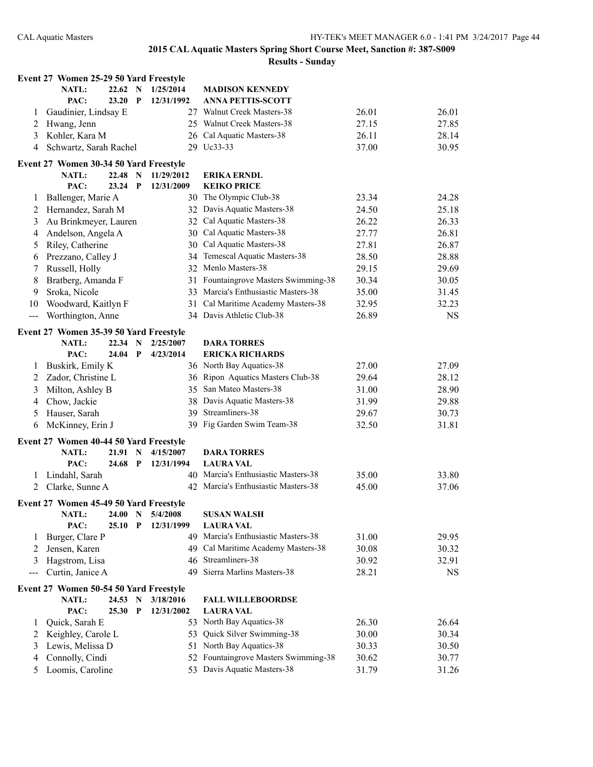# 2015 CAL Aquatic Masters Spring Short Course Meet, Sanction #: 387-S009

## Results - Sunday

### Event 27 Women 25-29 50 Yard Freestyle

| | Name | Age | Team | Seed Time | Finals Time |
|---|---|---|---|---|---|
| | NATL: 22.62 N | 1/25/2014 | MADISON KENNEDY | | |
| | PAC: 23.20 P | 12/31/1992 | ANNA PETTIS-SCOTT | | |
| 1 | Gaudinier, Lindsay E | 27 | Walnut Creek Masters-38 | 26.01 | 26.01 |
| 2 | Hwang, Jenn | 25 | Walnut Creek Masters-38 | 27.15 | 27.85 |
| 3 | Kohler, Kara M | 26 | Cal Aquatic Masters-38 | 26.11 | 28.14 |
| 4 | Schwartz, Sarah Rachel | 29 | Uc33-33 | 37.00 | 30.95 |

### Event 27 Women 30-34 50 Yard Freestyle

| | Name | Age | Team | Seed Time | Finals Time |
|---|---|---|---|---|---|
| | NATL: 22.48 N | 11/29/2012 | ERIKA ERNDL | | |
| | PAC: 23.24 P | 12/31/2009 | KEIKO PRICE | | |
| 1 | Ballenger, Marie A | 30 | The Olympic Club-38 | 23.34 | 24.28 |
| 2 | Hernandez, Sarah M | 32 | Davis Aquatic Masters-38 | 24.50 | 25.18 |
| 3 | Au Brinkmeyer, Lauren | 32 | Cal Aquatic Masters-38 | 26.22 | 26.33 |
| 4 | Andelson, Angela A | 30 | Cal Aquatic Masters-38 | 27.77 | 26.81 |
| 5 | Riley, Catherine | 30 | Cal Aquatic Masters-38 | 27.81 | 26.87 |
| 6 | Prezzano, Calley J | 34 | Temescal Aquatic Masters-38 | 28.50 | 28.88 |
| 7 | Russell, Holly | 32 | Menlo Masters-38 | 29.15 | 29.69 |
| 8 | Bratberg, Amanda F | 31 | Fountaingrove Masters Swimming-38 | 30.34 | 30.05 |
| 9 | Sroka, Nicole | 33 | Marcia's Enthusiastic Masters-38 | 35.00 | 31.45 |
| 10 | Woodward, Kaitlyn F | 31 | Cal Maritime Academy Masters-38 | 32.95 | 32.23 |
| --- | Worthington, Anne | 34 | Davis Athletic Club-38 | 26.89 | NS |

### Event 27 Women 35-39 50 Yard Freestyle

| | Name | Age | Team | Seed Time | Finals Time |
|---|---|---|---|---|---|
| | NATL: 22.34 N | 2/25/2007 | DARA TORRES | | |
| | PAC: 24.04 P | 4/23/2014 | ERICKA RICHARDS | | |
| 1 | Buskirk, Emily K | 36 | North Bay Aquatics-38 | 27.00 | 27.09 |
| 2 | Zador, Christine L | 36 | Ripon Aquatics Masters Club-38 | 29.64 | 28.12 |
| 3 | Milton, Ashley B | 35 | San Mateo Masters-38 | 31.00 | 28.90 |
| 4 | Chow, Jackie | 38 | Davis Aquatic Masters-38 | 31.99 | 29.88 |
| 5 | Hauser, Sarah | 39 | Streamliners-38 | 29.67 | 30.73 |
| 6 | McKinney, Erin J | 39 | Fig Garden Swim Team-38 | 32.50 | 31.81 |

### Event 27 Women 40-44 50 Yard Freestyle

| | Name | Age | Team | Seed Time | Finals Time |
|---|---|---|---|---|---|
| | NATL: 21.91 N | 4/15/2007 | DARA TORRES | | |
| | PAC: 24.68 P | 12/31/1994 | LAURA VAL | | |
| 1 | Lindahl, Sarah | 40 | Marcia's Enthusiastic Masters-38 | 35.00 | 33.80 |
| 2 | Clarke, Sunne A | 42 | Marcia's Enthusiastic Masters-38 | 45.00 | 37.06 |

### Event 27 Women 45-49 50 Yard Freestyle

| | Name | Age | Team | Seed Time | Finals Time |
|---|---|---|---|---|---|
| | NATL: 24.00 N | 5/4/2008 | SUSAN WALSH | | |
| | PAC: 25.10 P | 12/31/1999 | LAURA VAL | | |
| 1 | Burger, Clare P | 49 | Marcia's Enthusiastic Masters-38 | 31.00 | 29.95 |
| 2 | Jensen, Karen | 49 | Cal Maritime Academy Masters-38 | 30.08 | 30.32 |
| 3 | Hagstrom, Lisa | 46 | Streamliners-38 | 30.92 | 32.91 |
| --- | Curtin, Janice A | 49 | Sierra Marlins Masters-38 | 28.21 | NS |

### Event 27 Women 50-54 50 Yard Freestyle

| | Name | Age | Team | Seed Time | Finals Time |
|---|---|---|---|---|---|
| | NATL: 24.53 N | 3/18/2016 | FALL WILLEBOORDSE | | |
| | PAC: 25.30 P | 12/31/2002 | LAURA VAL | | |
| 1 | Quick, Sarah E | 53 | North Bay Aquatics-38 | 26.30 | 26.64 |
| 2 | Keighley, Carole L | 53 | Quick Silver Swimming-38 | 30.00 | 30.34 |
| 3 | Lewis, Melissa D | 51 | North Bay Aquatics-38 | 30.33 | 30.50 |
| 4 | Connolly, Cindi | 52 | Fountaingrove Masters Swimming-38 | 30.62 | 30.77 |
| 5 | Loomis, Caroline | 53 | Davis Aquatic Masters-38 | 31.79 | 31.26 |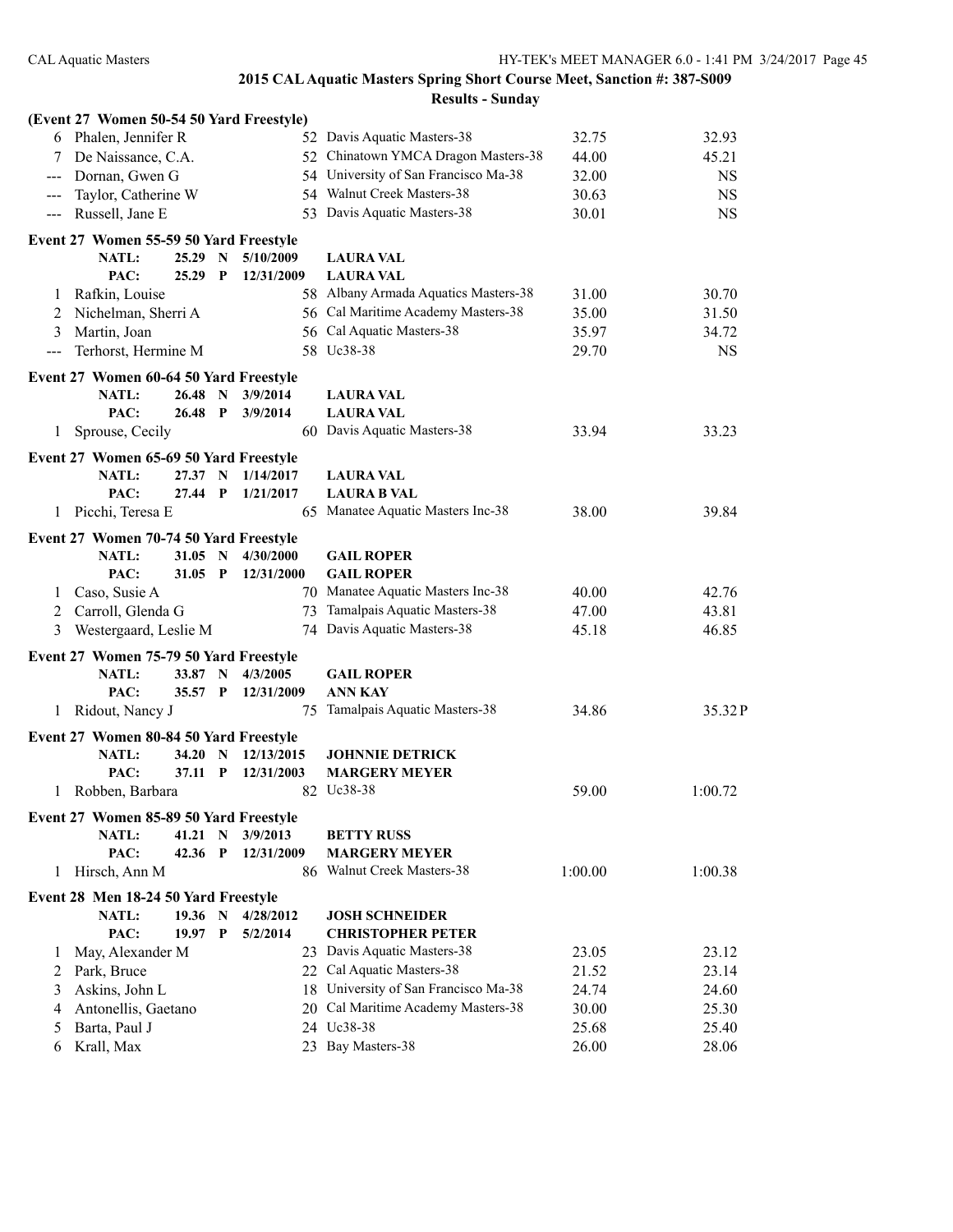## 2015 CAL Aquatic Masters Spring Short Course Meet, Sanction #: 387-S009

### Results - Sunday

**(Event 27 Women 50-54 50 Yard Freestyle)**

| Place | Name | Age | Team | Seed Time | Finals Time |
|---|---|---|---|---|---|
| 6 | Phalen, Jennifer R | 52 | Davis Aquatic Masters-38 | 32.75 | 32.93 |
| 7 | De Naissance, C.A. | 52 | Chinatown YMCA Dragon Masters-38 | 44.00 | 45.21 |
| --- | Dornan, Gwen G | 54 | University of San Francisco Ma-38 | 32.00 | NS |
| --- | Taylor, Catherine W | 54 | Walnut Creek Masters-38 | 30.63 | NS |
| --- | Russell, Jane E | 53 | Davis Aquatic Masters-38 | 30.01 | NS |

**Event 27 Women 55-59 50 Yard Freestyle**

NATL: 25.29 N 5/10/2009 LAURA VAL
PAC: 25.29 P 12/31/2009 LAURA VAL

| Place | Name | Age | Team | Seed Time | Finals Time |
|---|---|---|---|---|---|
| 1 | Rafkin, Louise | 58 | Albany Armada Aquatics Masters-38 | 31.00 | 30.70 |
| 2 | Nichelman, Sherri A | 56 | Cal Maritime Academy Masters-38 | 35.00 | 31.50 |
| 3 | Martin, Joan | 56 | Cal Aquatic Masters-38 | 35.97 | 34.72 |
| --- | Terhorst, Hermine M | 58 | Uc38-38 | 29.70 | NS |

**Event 27 Women 60-64 50 Yard Freestyle**

NATL: 26.48 N 3/9/2014 LAURA VAL
PAC: 26.48 P 3/9/2014 LAURA VAL

| Place | Name | Age | Team | Seed Time | Finals Time |
|---|---|---|---|---|---|
| 1 | Sprouse, Cecily | 60 | Davis Aquatic Masters-38 | 33.94 | 33.23 |

**Event 27 Women 65-69 50 Yard Freestyle**

NATL: 27.37 N 1/14/2017 LAURA VAL
PAC: 27.44 P 1/21/2017 LAURA B VAL

| Place | Name | Age | Team | Seed Time | Finals Time |
|---|---|---|---|---|---|
| 1 | Picchi, Teresa E | 65 | Manatee Aquatic Masters Inc-38 | 38.00 | 39.84 |

**Event 27 Women 70-74 50 Yard Freestyle**

NATL: 31.05 N 4/30/2000 GAIL ROPER
PAC: 31.05 P 12/31/2000 GAIL ROPER

| Place | Name | Age | Team | Seed Time | Finals Time |
|---|---|---|---|---|---|
| 1 | Caso, Susie A | 70 | Manatee Aquatic Masters Inc-38 | 40.00 | 42.76 |
| 2 | Carroll, Glenda G | 73 | Tamalpais Aquatic Masters-38 | 47.00 | 43.81 |
| 3 | Westergaard, Leslie M | 74 | Davis Aquatic Masters-38 | 45.18 | 46.85 |

**Event 27 Women 75-79 50 Yard Freestyle**

NATL: 33.87 N 4/3/2005 GAIL ROPER
PAC: 35.57 P 12/31/2009 ANN KAY

| Place | Name | Age | Team | Seed Time | Finals Time |
|---|---|---|---|---|---|
| 1 | Ridout, Nancy J | 75 | Tamalpais Aquatic Masters-38 | 34.86 | 35.32P |

**Event 27 Women 80-84 50 Yard Freestyle**

NATL: 34.20 N 12/13/2015 JOHNNIE DETRICK
PAC: 37.11 P 12/31/2003 MARGERY MEYER

| Place | Name | Age | Team | Seed Time | Finals Time |
|---|---|---|---|---|---|
| 1 | Robben, Barbara | 82 | Uc38-38 | 59.00 | 1:00.72 |

**Event 27 Women 85-89 50 Yard Freestyle**

NATL: 41.21 N 3/9/2013 BETTY RUSS
PAC: 42.36 P 12/31/2009 MARGERY MEYER

| Place | Name | Age | Team | Seed Time | Finals Time |
|---|---|---|---|---|---|
| 1 | Hirsch, Ann M | 86 | Walnut Creek Masters-38 | 1:00.00 | 1:00.38 |

**Event 28 Men 18-24 50 Yard Freestyle**

NATL: 19.36 N 4/28/2012 JOSH SCHNEIDER
PAC: 19.97 P 5/2/2014 CHRISTOPHER PETER

| Place | Name | Age | Team | Seed Time | Finals Time |
|---|---|---|---|---|---|
| 1 | May, Alexander M | 23 | Davis Aquatic Masters-38 | 23.05 | 23.12 |
| 2 | Park, Bruce | 22 | Cal Aquatic Masters-38 | 21.52 | 23.14 |
| 3 | Askins, John L | 18 | University of San Francisco Ma-38 | 24.74 | 24.60 |
| 4 | Antonellis, Gaetano | 20 | Cal Maritime Academy Masters-38 | 30.00 | 25.30 |
| 5 | Barta, Paul J | 24 | Uc38-38 | 25.68 | 25.40 |
| 6 | Krall, Max | 23 | Bay Masters-38 | 26.00 | 28.06 |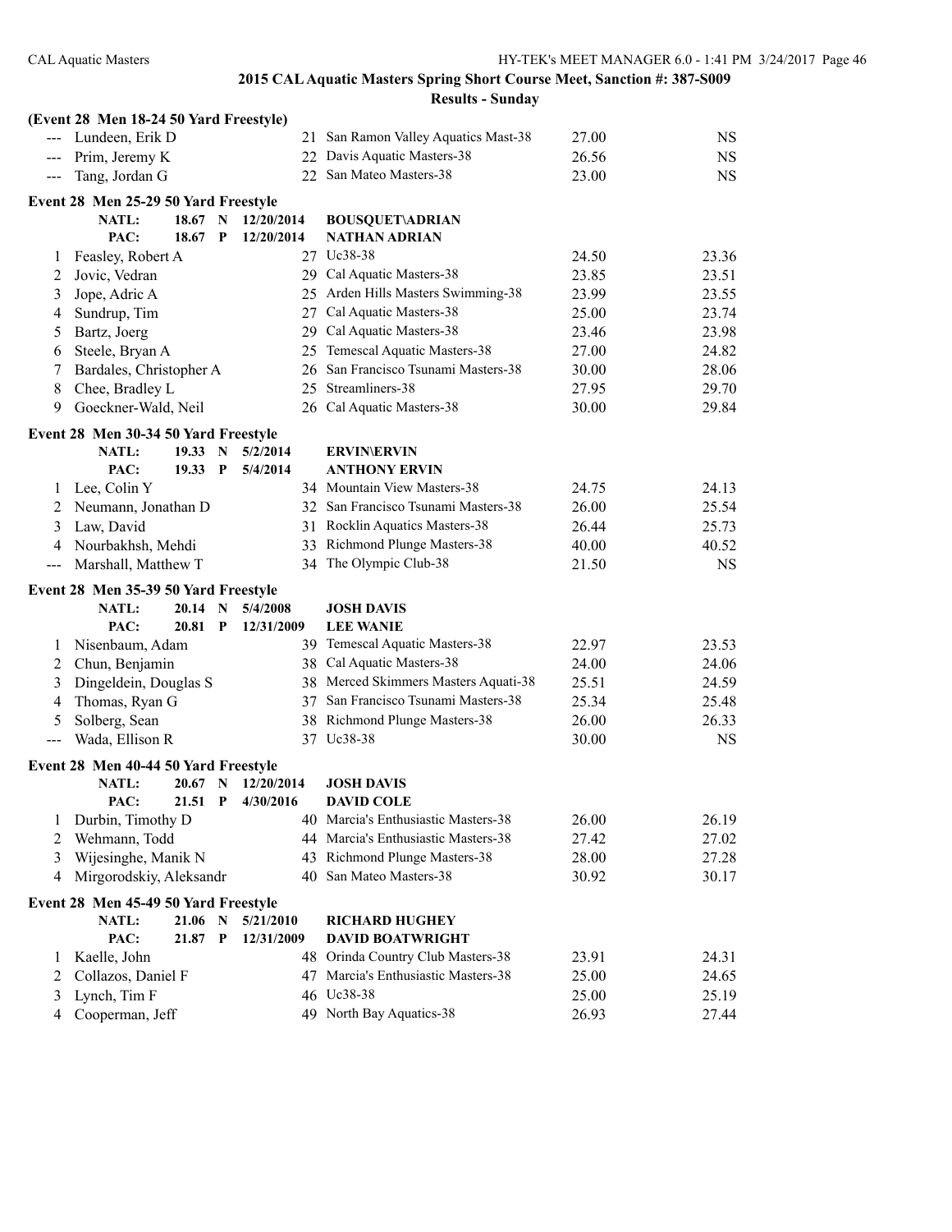## 2015 CAL Aquatic Masters Spring Short Course Meet, Sanction #: 387-S009

### Results - Sunday

**(Event 28 Men 18-24 50 Yard Freestyle)**

| Place | Name | Age | Team | Seed Time | Finals Time |
|---|---|---|---|---|---|
| --- | Lundeen, Erik D | 21 | San Ramon Valley Aquatics Mast-38 | 27.00 | NS |
| --- | Prim, Jeremy K | 22 | Davis Aquatic Masters-38 | 26.56 | NS |
| --- | Tang, Jordan G | 22 | San Mateo Masters-38 | 23.00 | NS |

**Event 28 Men 25-29 50 Yard Freestyle**

NATL: 18.67 N 12/20/2014 BOUSQUET\ADRIAN
PAC: 18.67 P 12/20/2014 NATHAN ADRIAN

| Place | Name | Age | Team | Seed Time | Finals Time |
|---|---|---|---|---|---|
| 1 | Feasley, Robert A | 27 | Uc38-38 | 24.50 | 23.36 |
| 2 | Jovic, Vedran | 29 | Cal Aquatic Masters-38 | 23.85 | 23.51 |
| 3 | Jope, Adric A | 25 | Arden Hills Masters Swimming-38 | 23.99 | 23.55 |
| 4 | Sundrup, Tim | 27 | Cal Aquatic Masters-38 | 25.00 | 23.74 |
| 5 | Bartz, Joerg | 29 | Cal Aquatic Masters-38 | 23.46 | 23.98 |
| 6 | Steele, Bryan A | 25 | Temescal Aquatic Masters-38 | 27.00 | 24.82 |
| 7 | Bardales, Christopher A | 26 | San Francisco Tsunami Masters-38 | 30.00 | 28.06 |
| 8 | Chee, Bradley L | 25 | Streamliners-38 | 27.95 | 29.70 |
| 9 | Goeckner-Wald, Neil | 26 | Cal Aquatic Masters-38 | 30.00 | 29.84 |

**Event 28 Men 30-34 50 Yard Freestyle**

NATL: 19.33 N 5/2/2014 ERVIN\ERVIN
PAC: 19.33 P 5/4/2014 ANTHONY ERVIN

| Place | Name | Age | Team | Seed Time | Finals Time |
|---|---|---|---|---|---|
| 1 | Lee, Colin Y | 34 | Mountain View Masters-38 | 24.75 | 24.13 |
| 2 | Neumann, Jonathan D | 32 | San Francisco Tsunami Masters-38 | 26.00 | 25.54 |
| 3 | Law, David | 31 | Rocklin Aquatics Masters-38 | 26.44 | 25.73 |
| 4 | Nourbakhsh, Mehdi | 33 | Richmond Plunge Masters-38 | 40.00 | 40.52 |
| --- | Marshall, Matthew T | 34 | The Olympic Club-38 | 21.50 | NS |

**Event 28 Men 35-39 50 Yard Freestyle**

NATL: 20.14 N 5/4/2008 JOSH DAVIS
PAC: 20.81 P 12/31/2009 LEE WANIE

| Place | Name | Age | Team | Seed Time | Finals Time |
|---|---|---|---|---|---|
| 1 | Nisenbaum, Adam | 39 | Temescal Aquatic Masters-38 | 22.97 | 23.53 |
| 2 | Chun, Benjamin | 38 | Cal Aquatic Masters-38 | 24.00 | 24.06 |
| 3 | Dingeldein, Douglas S | 38 | Merced Skimmers Masters Aquati-38 | 25.51 | 24.59 |
| 4 | Thomas, Ryan G | 37 | San Francisco Tsunami Masters-38 | 25.34 | 25.48 |
| 5 | Solberg, Sean | 38 | Richmond Plunge Masters-38 | 26.00 | 26.33 |
| --- | Wada, Ellison R | 37 | Uc38-38 | 30.00 | NS |

**Event 28 Men 40-44 50 Yard Freestyle**

NATL: 20.67 N 12/20/2014 JOSH DAVIS
PAC: 21.51 P 4/30/2016 DAVID COLE

| Place | Name | Age | Team | Seed Time | Finals Time |
|---|---|---|---|---|---|
| 1 | Durbin, Timothy D | 40 | Marcia's Enthusiastic Masters-38 | 26.00 | 26.19 |
| 2 | Wehmann, Todd | 44 | Marcia's Enthusiastic Masters-38 | 27.42 | 27.02 |
| 3 | Wijesinghe, Manik N | 43 | Richmond Plunge Masters-38 | 28.00 | 27.28 |
| 4 | Mirgorodskiy, Aleksandr | 40 | San Mateo Masters-38 | 30.92 | 30.17 |

**Event 28 Men 45-49 50 Yard Freestyle**

NATL: 21.06 N 5/21/2010 RICHARD HUGHEY
PAC: 21.87 P 12/31/2009 DAVID BOATWRIGHT

| Place | Name | Age | Team | Seed Time | Finals Time |
|---|---|---|---|---|---|
| 1 | Kaelle, John | 48 | Orinda Country Club Masters-38 | 23.91 | 24.31 |
| 2 | Collazos, Daniel F | 47 | Marcia's Enthusiastic Masters-38 | 25.00 | 24.65 |
| 3 | Lynch, Tim F | 46 | Uc38-38 | 25.00 | 25.19 |
| 4 | Cooperman, Jeff | 49 | North Bay Aquatics-38 | 26.93 | 27.44 |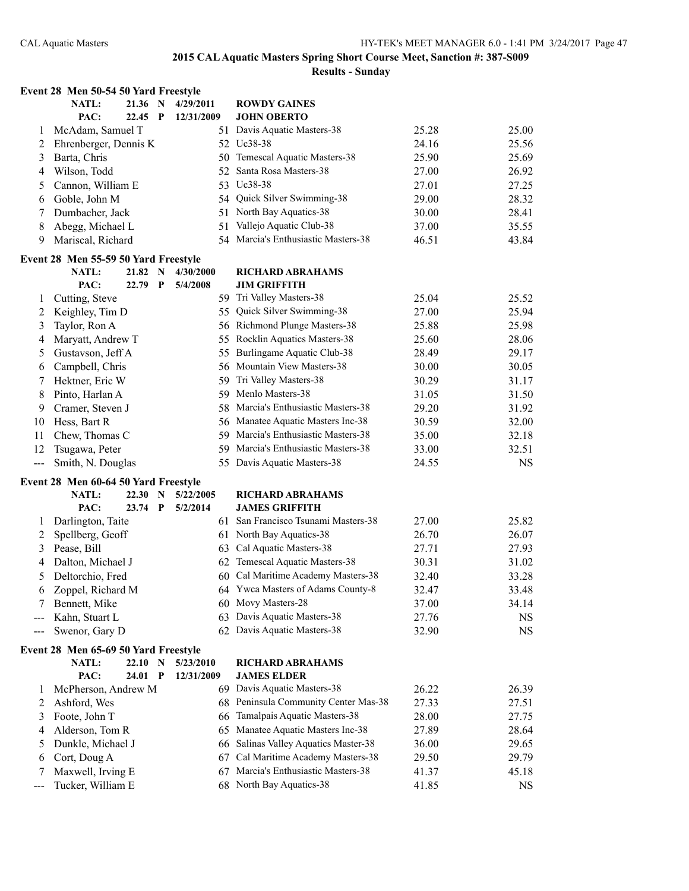**2015 CAL Aquatic Masters Spring Short Course Meet, Sanction #: 387-S009**

**Results - Sunday**

## Event 28 Men 50-54 50 Yard Freestyle

| | | | | | | |
|---|---|---|---|---|---|---|
| NATL: | 21.36 N | 4/29/2011 | | ROWDY GAINES | | |
| PAC: | 22.45 P | 12/31/2009 | | JOHN OBERTO | | |
| 1 | McAdam, Samuel T | | 51 | Davis Aquatic Masters-38 | 25.28 | 25.00 |
| 2 | Ehrenberger, Dennis K | | 52 | Uc38-38 | 24.16 | 25.56 |
| 3 | Barta, Chris | | 50 | Temescal Aquatic Masters-38 | 25.90 | 25.69 |
| 4 | Wilson, Todd | | 52 | Santa Rosa Masters-38 | 27.00 | 26.92 |
| 5 | Cannon, William E | | 53 | Uc38-38 | 27.01 | 27.25 |
| 6 | Goble, John M | | 54 | Quick Silver Swimming-38 | 29.00 | 28.32 |
| 7 | Dumbacher, Jack | | 51 | North Bay Aquatics-38 | 30.00 | 28.41 |
| 8 | Abegg, Michael L | | 51 | Vallejo Aquatic Club-38 | 37.00 | 35.55 |
| 9 | Mariscal, Richard | | 54 | Marcia's Enthusiastic Masters-38 | 46.51 | 43.84 |

## Event 28 Men 55-59 50 Yard Freestyle

| | | | | | | |
|---|---|---|---|---|---|---|
| NATL: | 21.82 N | 4/30/2000 | | RICHARD ABRAHAMS | | |
| PAC: | 22.79 P | 5/4/2008 | | JIM GRIFFITH | | |
| 1 | Cutting, Steve | | 59 | Tri Valley Masters-38 | 25.04 | 25.52 |
| 2 | Keighley, Tim D | | 55 | Quick Silver Swimming-38 | 27.00 | 25.94 |
| 3 | Taylor, Ron A | | 56 | Richmond Plunge Masters-38 | 25.88 | 25.98 |
| 4 | Maryatt, Andrew T | | 55 | Rocklin Aquatics Masters-38 | 25.60 | 28.06 |
| 5 | Gustavson, Jeff A | | 55 | Burlingame Aquatic Club-38 | 28.49 | 29.17 |
| 6 | Campbell, Chris | | 56 | Mountain View Masters-38 | 30.00 | 30.05 |
| 7 | Hektner, Eric W | | 59 | Tri Valley Masters-38 | 30.29 | 31.17 |
| 8 | Pinto, Harlan A | | 59 | Menlo Masters-38 | 31.05 | 31.50 |
| 9 | Cramer, Steven J | | 58 | Marcia's Enthusiastic Masters-38 | 29.20 | 31.92 |
| 10 | Hess, Bart R | | 56 | Manatee Aquatic Masters Inc-38 | 30.59 | 32.00 |
| 11 | Chew, Thomas C | | 59 | Marcia's Enthusiastic Masters-38 | 35.00 | 32.18 |
| 12 | Tsugawa, Peter | | 59 | Marcia's Enthusiastic Masters-38 | 33.00 | 32.51 |
| --- | Smith, N. Douglas | | 55 | Davis Aquatic Masters-38 | 24.55 | NS |

## Event 28 Men 60-64 50 Yard Freestyle

| | | | | | | |
|---|---|---|---|---|---|---|
| NATL: | 22.30 N | 5/22/2005 | | RICHARD ABRAHAMS | | |
| PAC: | 23.74 P | 5/2/2014 | | JAMES GRIFFITH | | |
| 1 | Darlington, Taite | | 61 | San Francisco Tsunami Masters-38 | 27.00 | 25.82 |
| 2 | Spellberg, Geoff | | 61 | North Bay Aquatics-38 | 26.70 | 26.07 |
| 3 | Pease, Bill | | 63 | Cal Aquatic Masters-38 | 27.71 | 27.93 |
| 4 | Dalton, Michael J | | 62 | Temescal Aquatic Masters-38 | 30.31 | 31.02 |
| 5 | Deltorchio, Fred | | 60 | Cal Maritime Academy Masters-38 | 32.40 | 33.28 |
| 6 | Zoppel, Richard M | | 64 | Ywca Masters of Adams County-8 | 32.47 | 33.48 |
| 7 | Bennett, Mike | | 60 | Movy Masters-28 | 37.00 | 34.14 |
| --- | Kahn, Stuart L | | 63 | Davis Aquatic Masters-38 | 27.76 | NS |
| --- | Swenor, Gary D | | 62 | Davis Aquatic Masters-38 | 32.90 | NS |

## Event 28 Men 65-69 50 Yard Freestyle

| | | | | | | |
|---|---|---|---|---|---|---|
| NATL: | 22.10 N | 5/23/2010 | | RICHARD ABRAHAMS | | |
| PAC: | 24.01 P | 12/31/2009 | | JAMES ELDER | | |
| 1 | McPherson, Andrew M | | 69 | Davis Aquatic Masters-38 | 26.22 | 26.39 |
| 2 | Ashford, Wes | | 68 | Peninsula Community Center Mas-38 | 27.33 | 27.51 |
| 3 | Foote, John T | | 66 | Tamalpais Aquatic Masters-38 | 28.00 | 27.75 |
| 4 | Alderson, Tom R | | 65 | Manatee Aquatic Masters Inc-38 | 27.89 | 28.64 |
| 5 | Dunkle, Michael J | | 66 | Salinas Valley Aquatics Master-38 | 36.00 | 29.65 |
| 6 | Cort, Doug A | | 67 | Cal Maritime Academy Masters-38 | 29.50 | 29.79 |
| 7 | Maxwell, Irving E | | 67 | Marcia's Enthusiastic Masters-38 | 41.37 | 45.18 |
| --- | Tucker, William E | | 68 | North Bay Aquatics-38 | 41.85 | NS |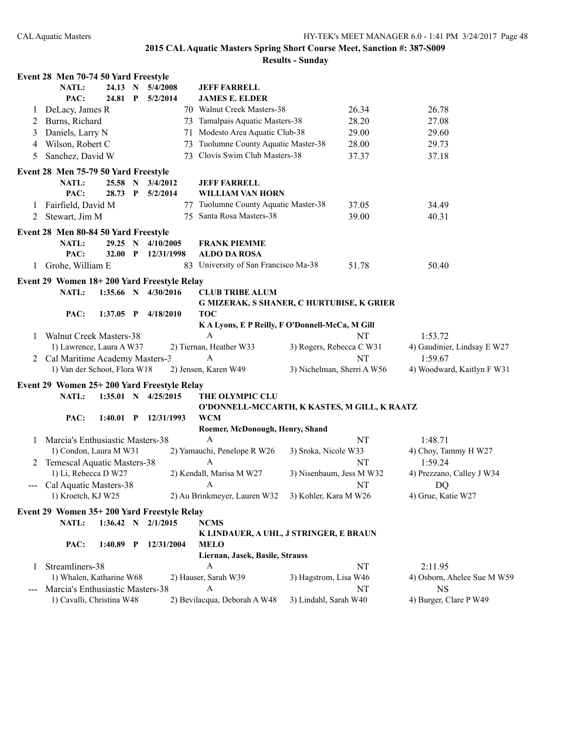## 2015 CAL Aquatic Masters Spring Short Course Meet, Sanction #: 387-S009

### Results - Sunday

**Event 28 Men 70-74 50 Yard Freestyle**

| | | | | |
|---|---|---|---|---|
| NATL: | 24.13 N | 5/4/2008 | JEFF FARRELL | |
| PAC: | 24.81 P | 5/2/2014 | JAMES E. ELDER | |

| Place | Name | Age | Team | Seed Time | Finals Time |
|---|---|---|---|---|---|
| 1 | DeLacy, James R | 70 | Walnut Creek Masters-38 | 26.34 | 26.78 |
| 2 | Burns, Richard | 73 | Tamalpais Aquatic Masters-38 | 28.20 | 27.08 |
| 3 | Daniels, Larry N | 71 | Modesto Area Aquatic Club-38 | 29.00 | 29.60 |
| 4 | Wilson, Robert C | 73 | Tuolumne County Aquatic Master-38 | 28.00 | 29.73 |
| 5 | Sanchez, David W | 73 | Clovis Swim Club Masters-38 | 37.37 | 37.18 |

**Event 28 Men 75-79 50 Yard Freestyle**

| | | | | |
|---|---|---|---|---|
| NATL: | 25.58 N | 3/4/2012 | JEFF FARRELL | |
| PAC: | 28.73 P | 5/2/2014 | WILLIAM VAN HORN | |

| Place | Name | Age | Team | Seed Time | Finals Time |
|---|---|---|---|---|---|
| 1 | Fairfield, David M | 77 | Tuolumne County Aquatic Master-38 | 37.05 | 34.49 |
| 2 | Stewart, Jim M | 75 | Santa Rosa Masters-38 | 39.00 | 40.31 |

**Event 28 Men 80-84 50 Yard Freestyle**

| | | | | |
|---|---|---|---|---|
| NATL: | 29.25 N | 4/10/2005 | FRANK PIEMME | |
| PAC: | 32.00 P | 12/31/1998 | ALDO DA ROSA | |

| Place | Name | Age | Team | Seed Time | Finals Time |
|---|---|---|---|---|---|
| 1 | Grohe, William E | 83 | University of San Francisco Ma-38 | 51.78 | 50.40 |

**Event 29 Women 18+ 200 Yard Freestyle Relay**

| | | | | |
|---|---|---|---|---|
| NATL: | 1:35.66 N | 4/30/2016 | CLUB TRIBE ALUM | G MIZERAK, S SHANER, C HURTUBISE, K GRIER |
| PAC: | 1:37.05 P | 4/18/2010 | TOC | K A Lyons, E P Reilly, F O'Donnell-McCa, M Gill |

| Place | Team | Relay | Seed Time | Finals Time |
|---|---|---|---|---|
| 1 | Walnut Creek Masters-38 | A | NT | 1:53.72 |
| | 1) Lawrence, Laura A W37 | 2) Tiernan, Heather W33 | 3) Rogers, Rebecca C W31 | 4) Gaudinier, Lindsay E W27 |
| 2 | Cal Maritime Academy Masters-3 | A | NT | 1:59.67 |
| | 1) Van der Schoot, Flora W18 | 2) Jensen, Karen W49 | 3) Nichelman, Sherri A W56 | 4) Woodward, Kaitlyn F W31 |

**Event 29 Women 25+ 200 Yard Freestyle Relay**

| | | | | |
|---|---|---|---|---|
| NATL: | 1:35.01 N | 4/25/2015 | THE OLYMPIC CLU | O'DONNELL-MCCARTH, K KASTES, M GILL, K RAATZ |
| PAC: | 1:40.01 P | 12/31/1993 | WCM | Roemer, McDonough, Henry, Shand |

| Place | Team | Relay | Seed Time | Finals Time |
|---|---|---|---|---|
| 1 | Marcia's Enthusiastic Masters-38 | A | NT | 1:48.71 |
| | 1) Condon, Laura M W31 | 2) Yamauchi, Penelope R W26 | 3) Sroka, Nicole W33 | 4) Choy, Tammy H W27 |
| 2 | Temescal Aquatic Masters-38 | A | NT | 1:59.24 |
| | 1) Li, Rebecca D W27 | 2) Kendall, Marisa M W27 | 3) Nisenbaum, Jess M W32 | 4) Prezzano, Calley J W34 |
| --- | Cal Aquatic Masters-38 | A | NT | DQ |
| | 1) Kroetch, KJ W25 | 2) Au Brinkmeyer, Lauren W32 | 3) Kohler, Kara M W26 | 4) Grue, Katie W27 |

**Event 29 Women 35+ 200 Yard Freestyle Relay**

| | | | | |
|---|---|---|---|---|
| NATL: | 1:36.42 N | 2/1/2015 | NCMS | K LINDAUER, A UHL, J STRINGER, E BRAUN |
| PAC: | 1:40.89 P | 12/31/2004 | MELO | Liernan, Jasek, Basile, Strauss |

| Place | Team | Relay | Seed Time | Finals Time |
|---|---|---|---|---|
| 1 | Streamliners-38 | A | NT | 2:11.95 |
| | 1) Whalen, Katharine W68 | 2) Hauser, Sarah W39 | 3) Hagstrom, Lisa W46 | 4) Osborn, Ahelee Sue M W59 |
| --- | Marcia's Enthusiastic Masters-38 | A | NT | NS |
| | 1) Cavalli, Christina W48 | 2) Bevilacqua, Deborah A W48 | 3) Lindahl, Sarah W40 | 4) Burger, Clare P W49 |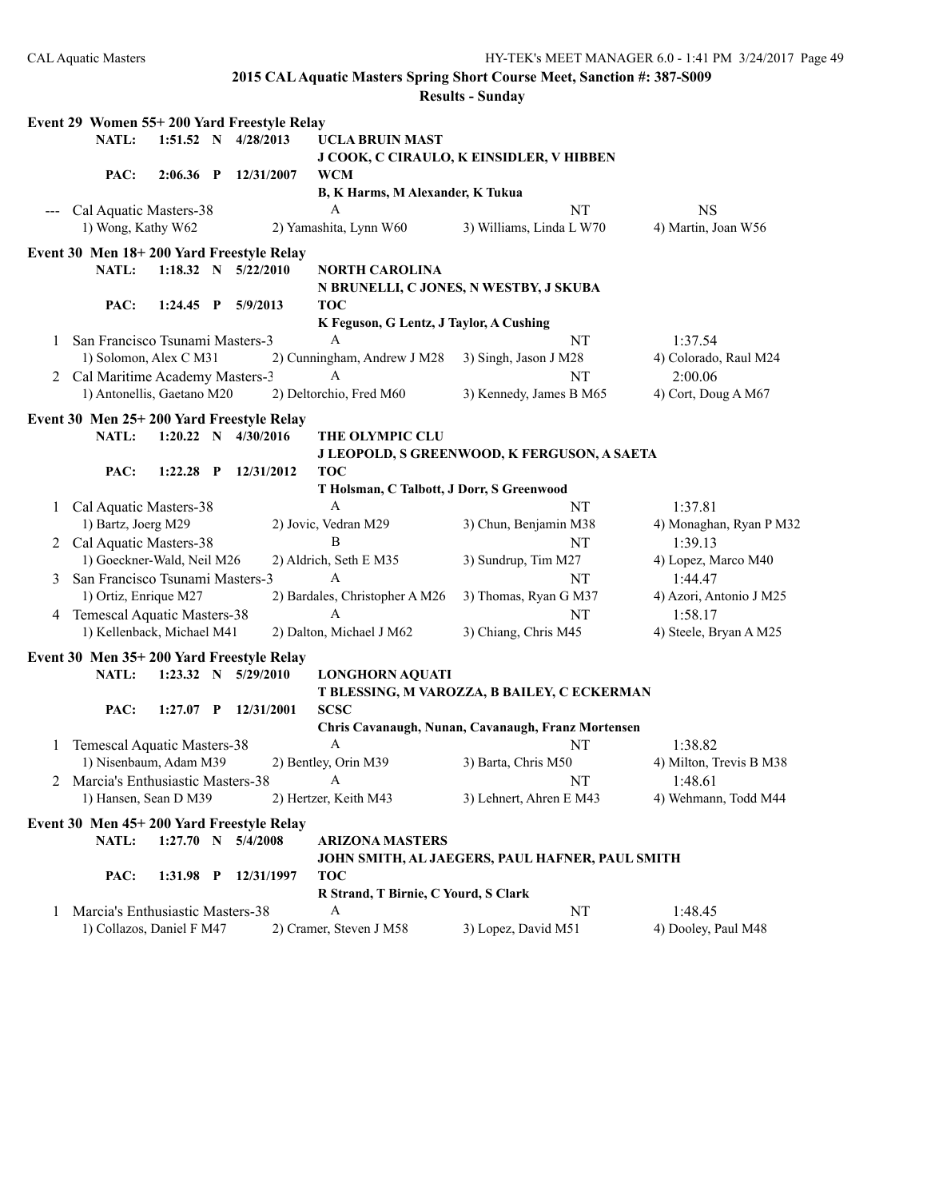**2015 CAL Aquatic Masters Spring Short Course Meet, Sanction #: 387-S009**

**Results - Sunday**

### Event 29 Women 55+ 200 Yard Freestyle Relay

**NATL: 1:51.52 N 4/28/2013 UCLA BRUIN MAST**
**J COOK, C CIRAULO, K EINSIDLER, V HIBBEN**

**PAC: 2:06.36 P 12/31/2007 WCM**
**B, K Harms, M Alexander, K Tukua**

| | Team | Relay | Seed Time | Finals Time |
|---|---|---|---|---|
| --- | Cal Aquatic Masters-38 | A | NT | NS |
| | 1) Wong, Kathy W62 | 2) Yamashita, Lynn W60 | 3) Williams, Linda L W70 | 4) Martin, Joan W56 |

### Event 30 Men 18+ 200 Yard Freestyle Relay

**NATL: 1:18.32 N 5/22/2010 NORTH CAROLINA**
**N BRUNELLI, C JONES, N WESTBY, J SKUBA**

**PAC: 1:24.45 P 5/9/2013 TOC**
**K Feguson, G Lentz, J Taylor, A Cushing**

| | Team | Relay | Seed Time | Finals Time |
|---|---|---|---|---|
| 1 | San Francisco Tsunami Masters-3 | A | NT | 1:37.54 |
| | 1) Solomon, Alex C M31 | 2) Cunningham, Andrew J M28 | 3) Singh, Jason J M28 | 4) Colorado, Raul M24 |
| 2 | Cal Maritime Academy Masters-3 | A | NT | 2:00.06 |
| | 1) Antonellis, Gaetano M20 | 2) Deltorchio, Fred M60 | 3) Kennedy, James B M65 | 4) Cort, Doug A M67 |

### Event 30 Men 25+ 200 Yard Freestyle Relay

**NATL: 1:20.22 N 4/30/2016 THE OLYMPIC CLU**
**J LEOPOLD, S GREENWOOD, K FERGUSON, A SAETA**

**PAC: 1:22.28 P 12/31/2012 TOC**
**T Holsman, C Talbott, J Dorr, S Greenwood**

| | Team | Relay | Seed Time | Finals Time |
|---|---|---|---|---|
| 1 | Cal Aquatic Masters-38 | A | NT | 1:37.81 |
| | 1) Bartz, Joerg M29 | 2) Jovic, Vedran M29 | 3) Chun, Benjamin M38 | 4) Monaghan, Ryan P M32 |
| 2 | Cal Aquatic Masters-38 | B | NT | 1:39.13 |
| | 1) Goeckner-Wald, Neil M26 | 2) Aldrich, Seth E M35 | 3) Sundrup, Tim M27 | 4) Lopez, Marco M40 |
| 3 | San Francisco Tsunami Masters-3 | A | NT | 1:44.47 |
| | 1) Ortiz, Enrique M27 | 2) Bardales, Christopher A M26 | 3) Thomas, Ryan G M37 | 4) Azori, Antonio J M25 |
| 4 | Temescal Aquatic Masters-38 | A | NT | 1:58.17 |
| | 1) Kellenback, Michael M41 | 2) Dalton, Michael J M62 | 3) Chiang, Chris M45 | 4) Steele, Bryan A M25 |

### Event 30 Men 35+ 200 Yard Freestyle Relay

**NATL: 1:23.32 N 5/29/2010 LONGHORN AQUATI**
**T BLESSING, M VAROZZA, B BAILEY, C ECKERMAN**

**PAC: 1:27.07 P 12/31/2001 SCSC**
**Chris Cavanaugh, Nunan, Cavanaugh, Franz Mortensen**

| | Team | Relay | Seed Time | Finals Time |
|---|---|---|---|---|
| 1 | Temescal Aquatic Masters-38 | A | NT | 1:38.82 |
| | 1) Nisenbaum, Adam M39 | 2) Bentley, Orin M39 | 3) Barta, Chris M50 | 4) Milton, Trevis B M38 |
| 2 | Marcia's Enthusiastic Masters-38 | A | NT | 1:48.61 |
| | 1) Hansen, Sean D M39 | 2) Hertzer, Keith M43 | 3) Lehnert, Ahren E M43 | 4) Wehmann, Todd M44 |

### Event 30 Men 45+ 200 Yard Freestyle Relay

**NATL: 1:27.70 N 5/4/2008 ARIZONA MASTERS**
**JOHN SMITH, AL JAEGERS, PAUL HAFNER, PAUL SMITH**

**PAC: 1:31.98 P 12/31/1997 TOC**
**R Strand, T Birnie, C Yourd, S Clark**

| | Team | Relay | Seed Time | Finals Time |
|---|---|---|---|---|
| 1 | Marcia's Enthusiastic Masters-38 | A | NT | 1:48.45 |
| | 1) Collazos, Daniel F M47 | 2) Cramer, Steven J M58 | 3) Lopez, David M51 | 4) Dooley, Paul M48 |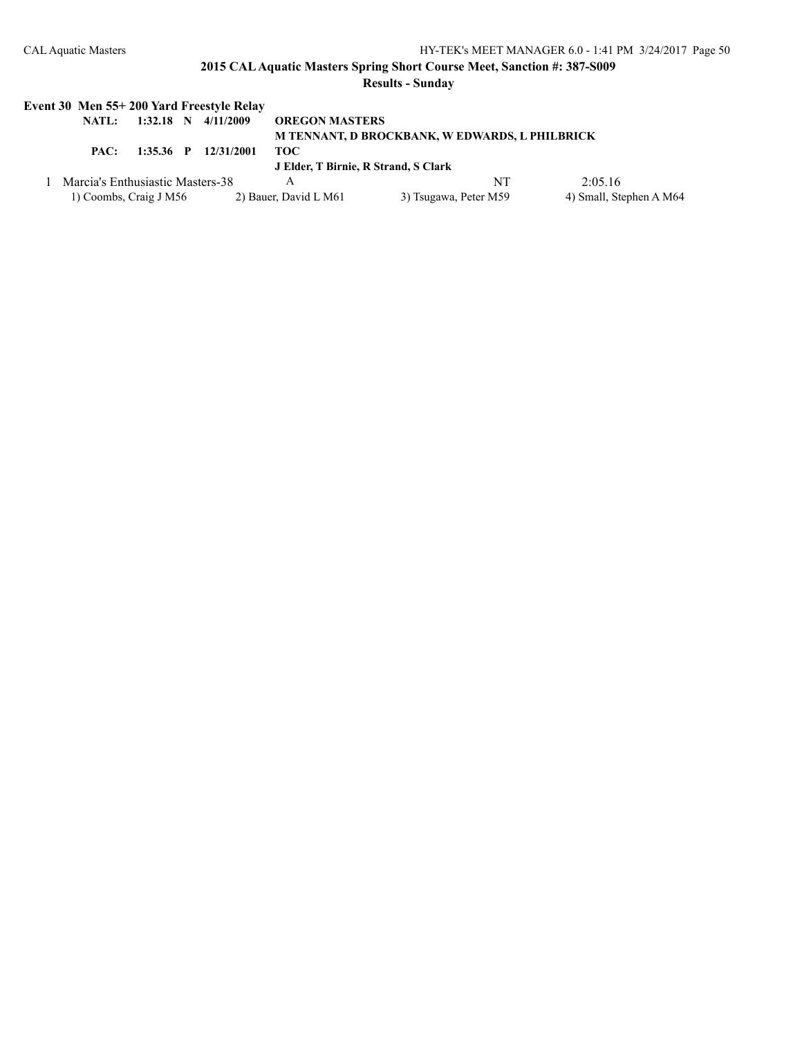## 2015 CAL Aquatic Masters Spring Short Course Meet, Sanction #: 387-S009

### Results - Sunday

**Event 30 Men 55+ 200 Yard Freestyle Relay**

| | | | | |
|---|---|---|---|---|
| **NATL:** | **1:32.18** | **N** | **4/11/2009** | **OREGON MASTERS** |
| | | | | **M TENNANT, D BROCKBANK, W EDWARDS, L PHILBRICK** |
| **PAC:** | **1:35.36** | **P** | **12/31/2001** | **TOC** |
| | | | | **J Elder, T Birnie, R Strand, S Clark** |

| | | | | |
|---|---|---|---|---|
| 1 Marcia's Enthusiastic Masters-38 | A | | NT | 2:05.16 |
| 1) Coombs, Craig J M56 | 2) Bauer, David L M61 | | 3) Tsugawa, Peter M59 | 4) Small, Stephen A M64 |